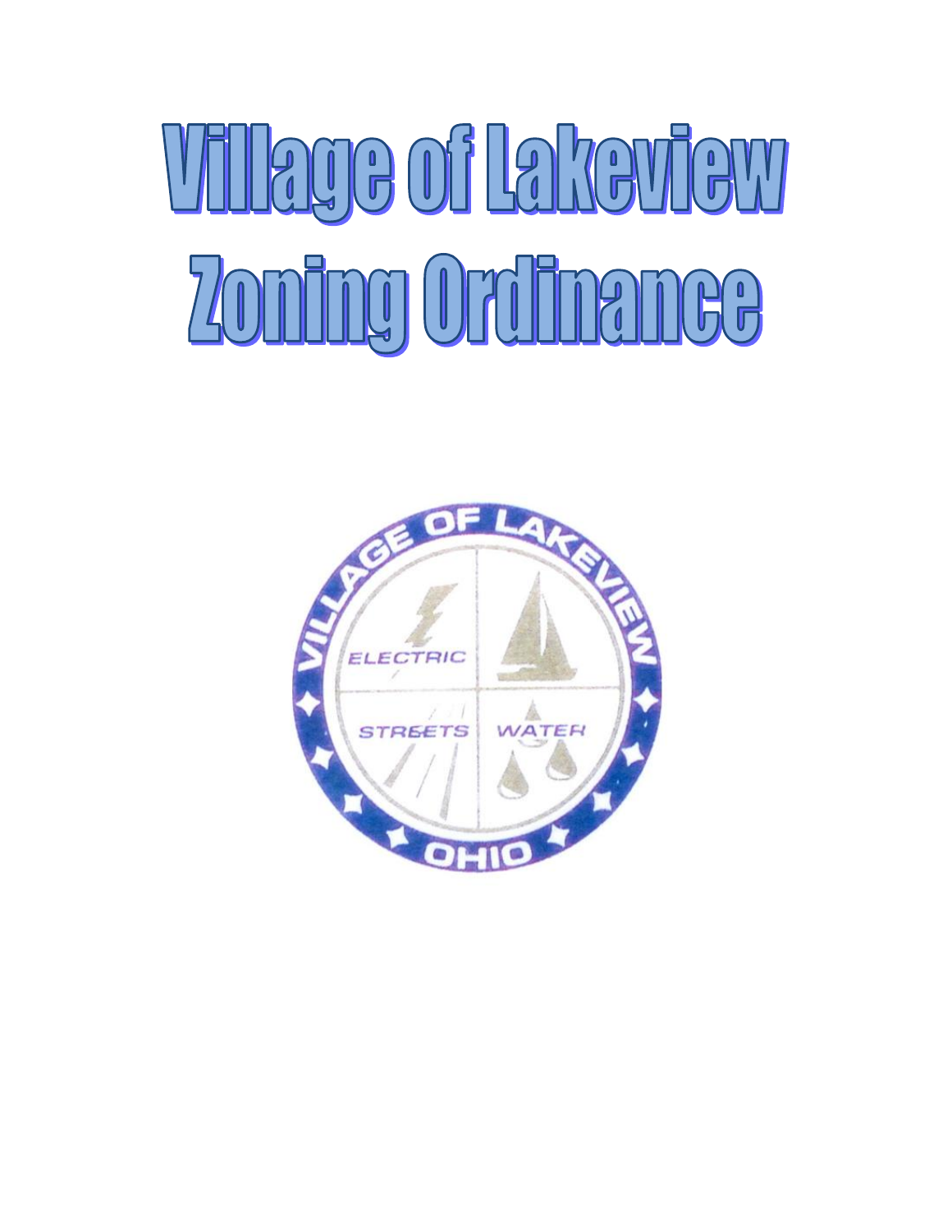# Village of Lakeview Zoning Ordinance

VILLAGE OF LAKEVIEW

ELECTRIC

STREETS

WATER

OHIO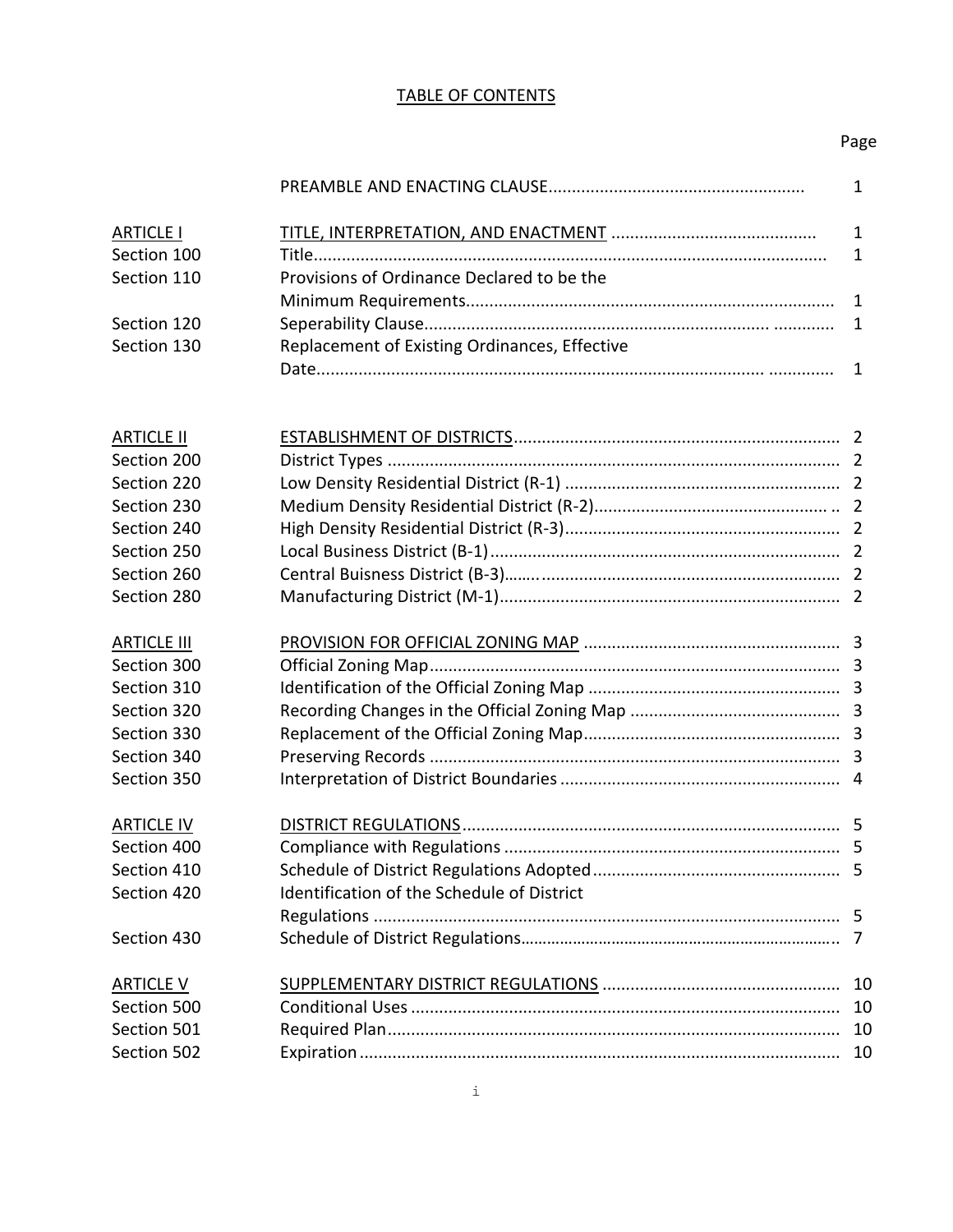# TABLE OF CONTENTS

| | | Page |
|---|---|---|
| | PREAMBLE AND ENACTING CLAUSE | 1 |
| ARTICLE I | TITLE, INTERPRETATION, AND ENACTMENT | 1 |
| Section 100 | Title | 1 |
| Section 110 | Provisions of Ordinance Declared to be the Minimum Requirements | 1 |
| Section 120 | Seperability Clause | 1 |
| Section 130 | Replacement of Existing Ordinances, Effective Date | 1 |
| ARTICLE II | ESTABLISHMENT OF DISTRICTS | 2 |
| Section 200 | District Types | 2 |
| Section 220 | Low Density Residential District (R-1) | 2 |
| Section 230 | Medium Density Residential District (R-2) | 2 |
| Section 240 | High Density Residential District (R-3) | 2 |
| Section 250 | Local Business District (B-1) | 2 |
| Section 260 | Central Buisness District (B-3) | 2 |
| Section 280 | Manufacturing District (M-1) | 2 |
| ARTICLE III | PROVISION FOR OFFICIAL ZONING MAP | 3 |
| Section 300 | Official Zoning Map | 3 |
| Section 310 | Identification of the Official Zoning Map | 3 |
| Section 320 | Recording Changes in the Official Zoning Map | 3 |
| Section 330 | Replacement of the Official Zoning Map | 3 |
| Section 340 | Preserving Records | 3 |
| Section 350 | Interpretation of District Boundaries | 4 |
| ARTICLE IV | DISTRICT REGULATIONS | 5 |
| Section 400 | Compliance with Regulations | 5 |
| Section 410 | Schedule of District Regulations Adopted | 5 |
| Section 420 | Identification of the Schedule of District Regulations | 5 |
| Section 430 | Schedule of District Regulations | 7 |
| ARTICLE V | SUPPLEMENTARY DISTRICT REGULATIONS | 10 |
| Section 500 | Conditional Uses | 10 |
| Section 501 | Required Plan | 10 |
| Section 502 | Expiration | 10 |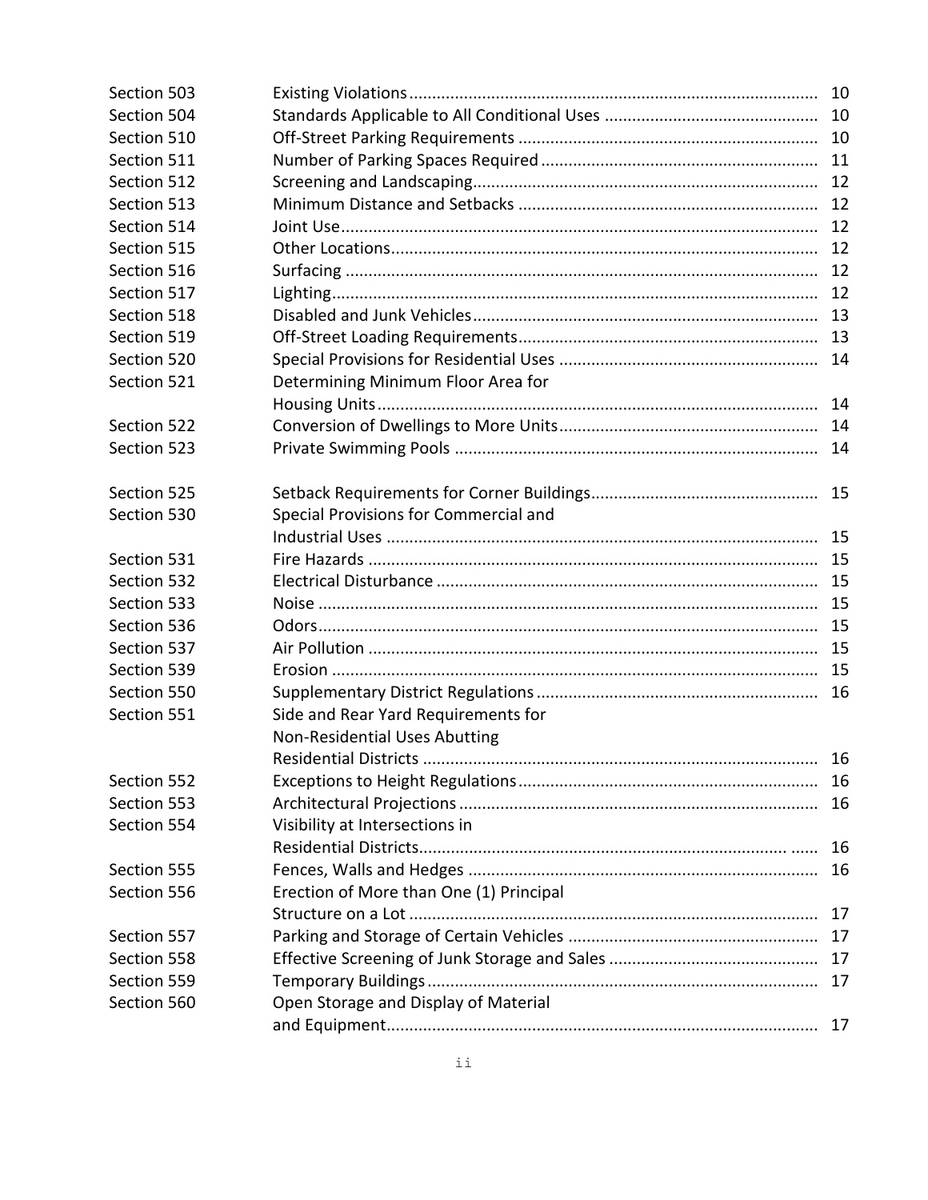| | | |
|---|---|---|
| Section 503 | Existing Violations | 10 |
| Section 504 | Standards Applicable to All Conditional Uses | 10 |
| Section 510 | Off-Street Parking Requirements | 10 |
| Section 511 | Number of Parking Spaces Required | 11 |
| Section 512 | Screening and Landscaping | 12 |
| Section 513 | Minimum Distance and Setbacks | 12 |
| Section 514 | Joint Use | 12 |
| Section 515 | Other Locations | 12 |
| Section 516 | Surfacing | 12 |
| Section 517 | Lighting | 12 |
| Section 518 | Disabled and Junk Vehicles | 13 |
| Section 519 | Off-Street Loading Requirements | 13 |
| Section 520 | Special Provisions for Residential Uses | 14 |
| Section 521 | Determining Minimum Floor Area for Housing Units | 14 |
| Section 522 | Conversion of Dwellings to More Units | 14 |
| Section 523 | Private Swimming Pools | 14 |
| Section 525 | Setback Requirements for Corner Buildings | 15 |
| Section 530 | Special Provisions for Commercial and Industrial Uses | 15 |
| Section 531 | Fire Hazards | 15 |
| Section 532 | Electrical Disturbance | 15 |
| Section 533 | Noise | 15 |
| Section 536 | Odors | 15 |
| Section 537 | Air Pollution | 15 |
| Section 539 | Erosion | 15 |
| Section 550 | Supplementary District Regulations | 16 |
| Section 551 | Side and Rear Yard Requirements for Non-Residential Uses Abutting Residential Districts | 16 |
| Section 552 | Exceptions to Height Regulations | 16 |
| Section 553 | Architectural Projections | 16 |
| Section 554 | Visibility at Intersections in Residential Districts | 16 |
| Section 555 | Fences, Walls and Hedges | 16 |
| Section 556 | Erection of More than One (1) Principal Structure on a Lot | 17 |
| Section 557 | Parking and Storage of Certain Vehicles | 17 |
| Section 558 | Effective Screening of Junk Storage and Sales | 17 |
| Section 559 | Temporary Buildings | 17 |
| Section 560 | Open Storage and Display of Material and Equipment | 17 |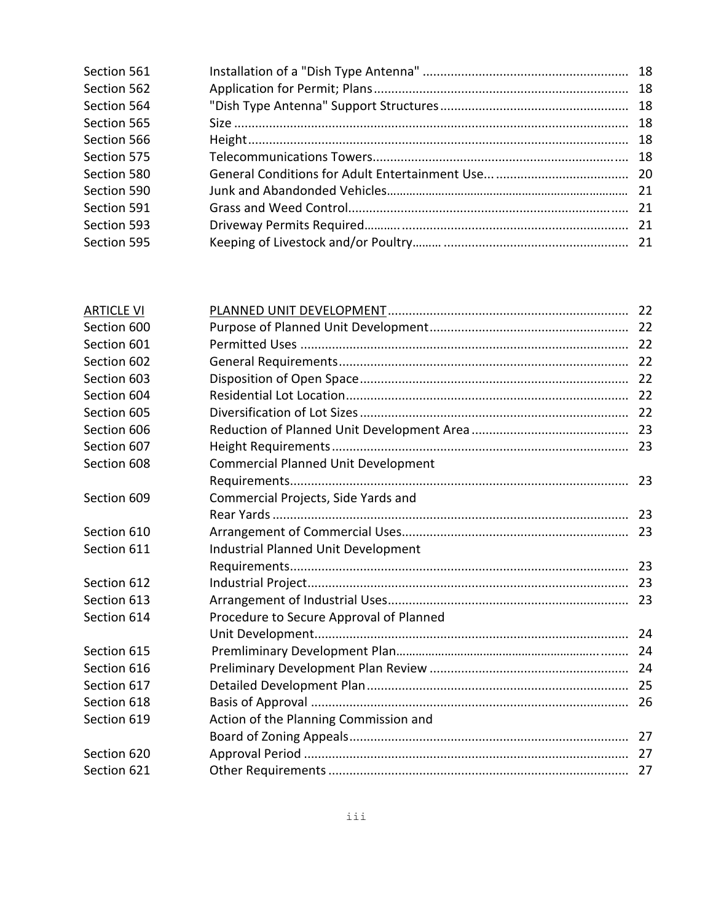| | | |
|---|---|---|
| Section 561 | Installation of a "Dish Type Antenna" | 18 |
| Section 562 | Application for Permit; Plans | 18 |
| Section 564 | "Dish Type Antenna" Support Structures | 18 |
| Section 565 | Size | 18 |
| Section 566 | Height | 18 |
| Section 575 | Telecommunications Towers | 18 |
| Section 580 | General Conditions for Adult Entertainment Use... | 20 |
| Section 590 | Junk and Abandonded Vehicles | 21 |
| Section 591 | Grass and Weed Control | 21 |
| Section 593 | Driveway Permits Required | 21 |
| Section 595 | Keeping of Livestock and/or Poultry | 21 |

| | | |
|---|---|---|
| <u>ARTICLE VI</u> | <u>PLANNED UNIT DEVELOPMENT</u> | 22 |
| Section 600 | Purpose of Planned Unit Development | 22 |
| Section 601 | Permitted Uses | 22 |
| Section 602 | General Requirements | 22 |
| Section 603 | Disposition of Open Space | 22 |
| Section 604 | Residential Lot Location | 22 |
| Section 605 | Diversification of Lot Sizes | 22 |
| Section 606 | Reduction of Planned Unit Development Area | 23 |
| Section 607 | Height Requirements | 23 |
| Section 608 | Commercial Planned Unit Development Requirements | 23 |
| Section 609 | Commercial Projects, Side Yards and Rear Yards | 23 |
| Section 610 | Arrangement of Commercial Uses | 23 |
| Section 611 | Industrial Planned Unit Development Requirements | 23 |
| Section 612 | Industrial Project | 23 |
| Section 613 | Arrangement of Industrial Uses | 23 |
| Section 614 | Procedure to Secure Approval of Planned Unit Development | 24 |
| Section 615 | Premliminary Development Plan | 24 |
| Section 616 | Preliminary Development Plan Review | 24 |
| Section 617 | Detailed Development Plan | 25 |
| Section 618 | Basis of Approval | 26 |
| Section 619 | Action of the Planning Commission and Board of Zoning Appeals | 27 |
| Section 620 | Approval Period | 27 |
| Section 621 | Other Requirements | 27 |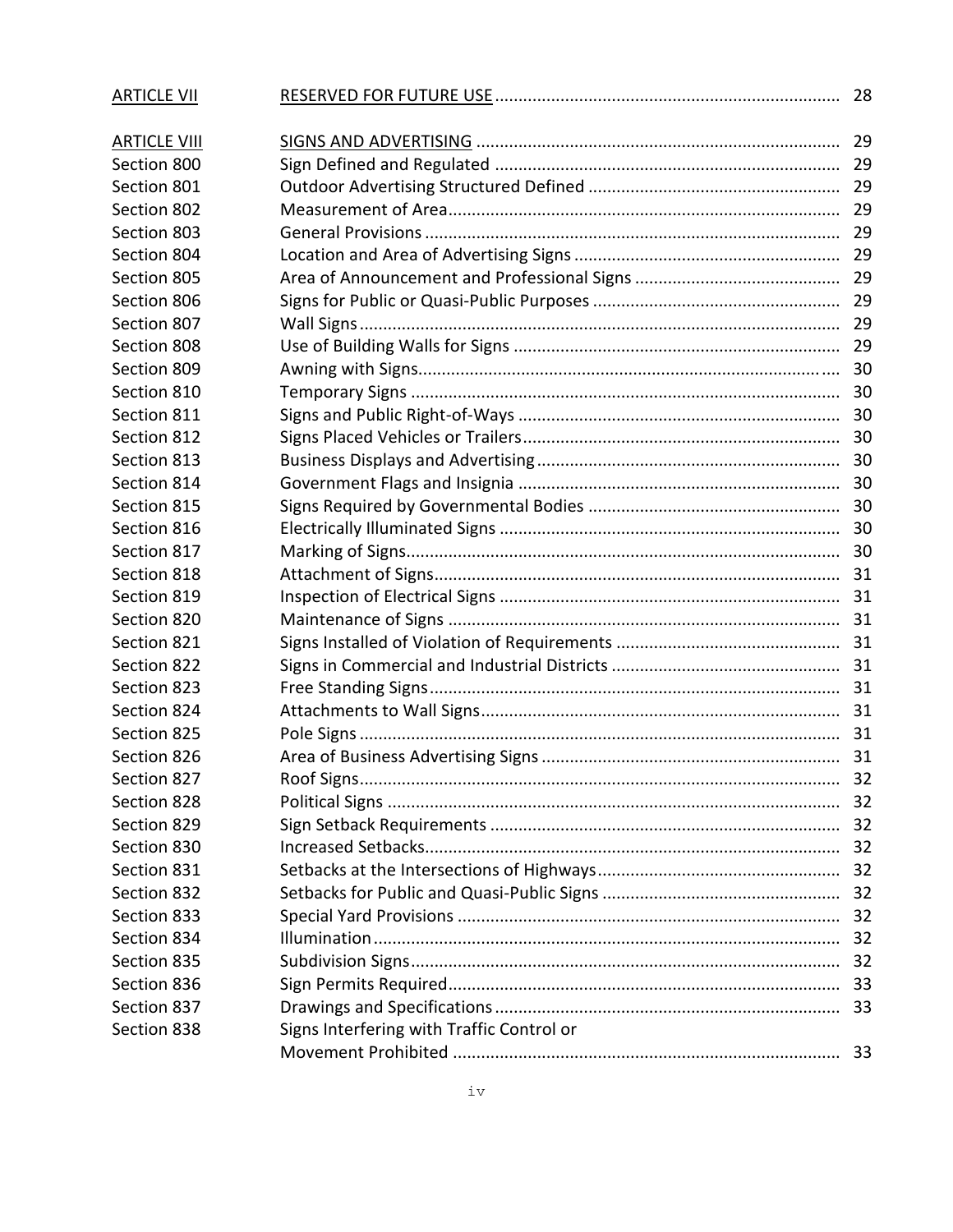| | | |
|---|---|---|
| ARTICLE VII | RESERVED FOR FUTURE USE | 28 |
| | | |
| ARTICLE VIII | SIGNS AND ADVERTISING | 29 |
| Section 800 | Sign Defined and Regulated | 29 |
| Section 801 | Outdoor Advertising Structured Defined | 29 |
| Section 802 | Measurement of Area | 29 |
| Section 803 | General Provisions | 29 |
| Section 804 | Location and Area of Advertising Signs | 29 |
| Section 805 | Area of Announcement and Professional Signs | 29 |
| Section 806 | Signs for Public or Quasi-Public Purposes | 29 |
| Section 807 | Wall Signs | 29 |
| Section 808 | Use of Building Walls for Signs | 29 |
| Section 809 | Awning with Signs | 30 |
| Section 810 | Temporary Signs | 30 |
| Section 811 | Signs and Public Right-of-Ways | 30 |
| Section 812 | Signs Placed Vehicles or Trailers | 30 |
| Section 813 | Business Displays and Advertising | 30 |
| Section 814 | Government Flags and Insignia | 30 |
| Section 815 | Signs Required by Governmental Bodies | 30 |
| Section 816 | Electrically Illuminated Signs | 30 |
| Section 817 | Marking of Signs | 30 |
| Section 818 | Attachment of Signs | 31 |
| Section 819 | Inspection of Electrical Signs | 31 |
| Section 820 | Maintenance of Signs | 31 |
| Section 821 | Signs Installed of Violation of Requirements | 31 |
| Section 822 | Signs in Commercial and Industrial Districts | 31 |
| Section 823 | Free Standing Signs | 31 |
| Section 824 | Attachments to Wall Signs | 31 |
| Section 825 | Pole Signs | 31 |
| Section 826 | Area of Business Advertising Signs | 31 |
| Section 827 | Roof Signs | 32 |
| Section 828 | Political Signs | 32 |
| Section 829 | Sign Setback Requirements | 32 |
| Section 830 | Increased Setbacks | 32 |
| Section 831 | Setbacks at the Intersections of Highways | 32 |
| Section 832 | Setbacks for Public and Quasi-Public Signs | 32 |
| Section 833 | Special Yard Provisions | 32 |
| Section 834 | Illumination | 32 |
| Section 835 | Subdivision Signs | 32 |
| Section 836 | Sign Permits Required | 33 |
| Section 837 | Drawings and Specifications | 33 |
| Section 838 | Signs Interfering with Traffic Control or Movement Prohibited | 33 |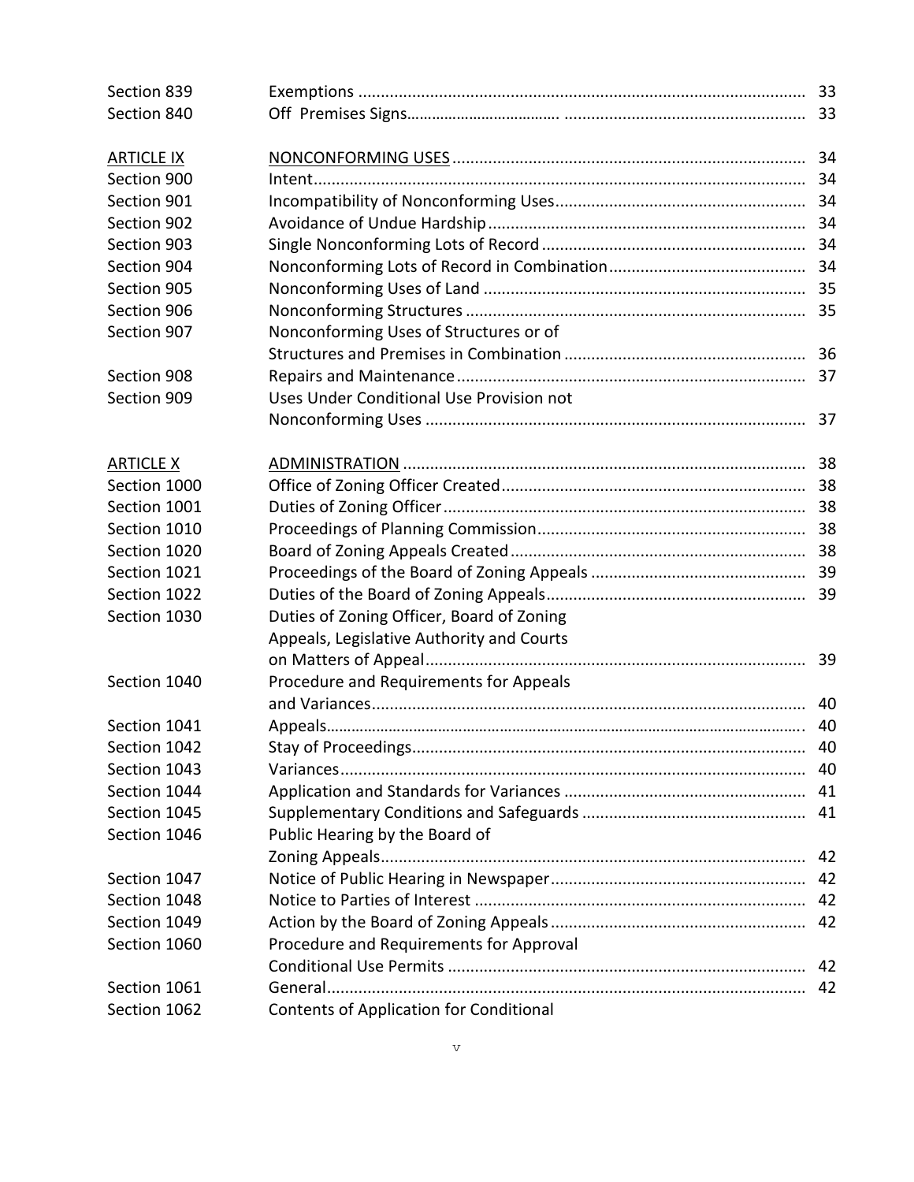| | | |
|---|---|---|
| Section 839 | Exemptions | 33 |
| Section 840 | Off Premises Signs | 33 |
| | | |
| <u>ARTICLE IX</u> | <u>NONCONFORMING USES</u> | 34 |
| Section 900 | Intent | 34 |
| Section 901 | Incompatibility of Nonconforming Uses | 34 |
| Section 902 | Avoidance of Undue Hardship | 34 |
| Section 903 | Single Nonconforming Lots of Record | 34 |
| Section 904 | Nonconforming Lots of Record in Combination | 34 |
| Section 905 | Nonconforming Uses of Land | 35 |
| Section 906 | Nonconforming Structures | 35 |
| Section 907 | Nonconforming Uses of Structures or of Structures and Premises in Combination | 36 |
| Section 908 | Repairs and Maintenance | 37 |
| Section 909 | Uses Under Conditional Use Provision not Nonconforming Uses | 37 |
| | | |
| <u>ARTICLE X</u> | <u>ADMINISTRATION</u> | 38 |
| Section 1000 | Office of Zoning Officer Created | 38 |
| Section 1001 | Duties of Zoning Officer | 38 |
| Section 1010 | Proceedings of Planning Commission | 38 |
| Section 1020 | Board of Zoning Appeals Created | 38 |
| Section 1021 | Proceedings of the Board of Zoning Appeals | 39 |
| Section 1022 | Duties of the Board of Zoning Appeals | 39 |
| Section 1030 | Duties of Zoning Officer, Board of Zoning Appeals, Legislative Authority and Courts on Matters of Appeal | 39 |
| Section 1040 | Procedure and Requirements for Appeals and Variances | 40 |
| Section 1041 | Appeals | 40 |
| Section 1042 | Stay of Proceedings | 40 |
| Section 1043 | Variances | 40 |
| Section 1044 | Application and Standards for Variances | 41 |
| Section 1045 | Supplementary Conditions and Safeguards | 41 |
| Section 1046 | Public Hearing by the Board of Zoning Appeals | 42 |
| Section 1047 | Notice of Public Hearing in Newspaper | 42 |
| Section 1048 | Notice to Parties of Interest | 42 |
| Section 1049 | Action by the Board of Zoning Appeals | 42 |
| Section 1060 | Procedure and Requirements for Approval Conditional Use Permits | 42 |
| Section 1061 | General | 42 |
| Section 1062 | Contents of Application for Conditional | |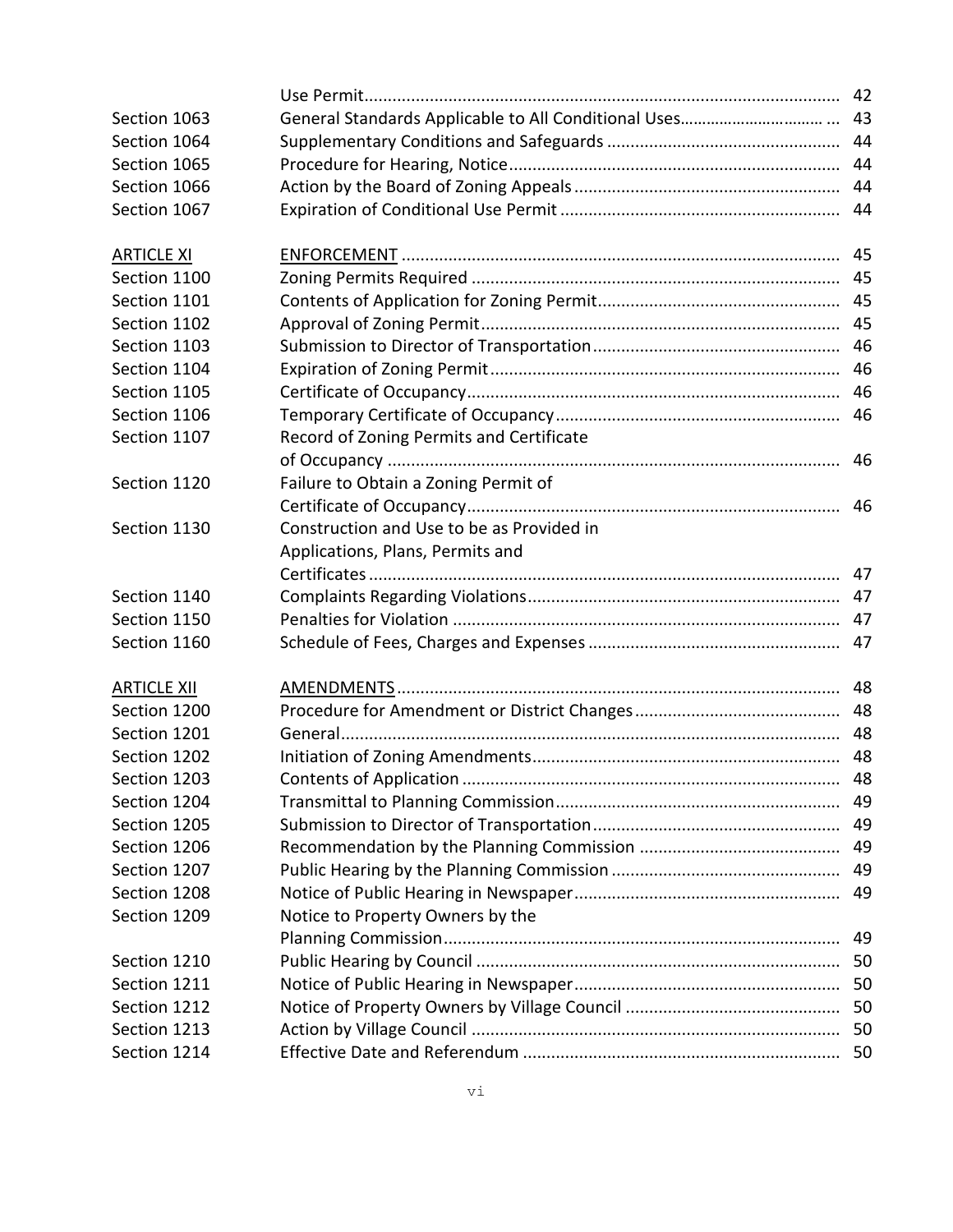| | | |
|---|---|---|
| | Use Permit | 42 |
| Section 1063 | General Standards Applicable to All Conditional Uses | 43 |
| Section 1064 | Supplementary Conditions and Safeguards | 44 |
| Section 1065 | Procedure for Hearing, Notice | 44 |
| Section 1066 | Action by the Board of Zoning Appeals | 44 |
| Section 1067 | Expiration of Conditional Use Permit | 44 |
| | | |
| <u>ARTICLE XI</u> | <u>ENFORCEMENT</u> | 45 |
| Section 1100 | Zoning Permits Required | 45 |
| Section 1101 | Contents of Application for Zoning Permit | 45 |
| Section 1102 | Approval of Zoning Permit | 45 |
| Section 1103 | Submission to Director of Transportation | 46 |
| Section 1104 | Expiration of Zoning Permit | 46 |
| Section 1105 | Certificate of Occupancy | 46 |
| Section 1106 | Temporary Certificate of Occupancy | 46 |
| Section 1107 | Record of Zoning Permits and Certificate of Occupancy | 46 |
| Section 1120 | Failure to Obtain a Zoning Permit of Certificate of Occupancy | 46 |
| Section 1130 | Construction and Use to be as Provided in Applications, Plans, Permits and Certificates | 47 |
| Section 1140 | Complaints Regarding Violations | 47 |
| Section 1150 | Penalties for Violation | 47 |
| Section 1160 | Schedule of Fees, Charges and Expenses | 47 |
| | | |
| <u>ARTICLE XII</u> | <u>AMENDMENTS</u> | 48 |
| Section 1200 | Procedure for Amendment or District Changes | 48 |
| Section 1201 | General | 48 |
| Section 1202 | Initiation of Zoning Amendments | 48 |
| Section 1203 | Contents of Application | 48 |
| Section 1204 | Transmittal to Planning Commission | 49 |
| Section 1205 | Submission to Director of Transportation | 49 |
| Section 1206 | Recommendation by the Planning Commission | 49 |
| Section 1207 | Public Hearing by the Planning Commission | 49 |
| Section 1208 | Notice of Public Hearing in Newspaper | 49 |
| Section 1209 | Notice to Property Owners by the Planning Commission | 49 |
| Section 1210 | Public Hearing by Council | 50 |
| Section 1211 | Notice of Public Hearing in Newspaper | 50 |
| Section 1212 | Notice of Property Owners by Village Council | 50 |
| Section 1213 | Action by Village Council | 50 |
| Section 1214 | Effective Date and Referendum | 50 |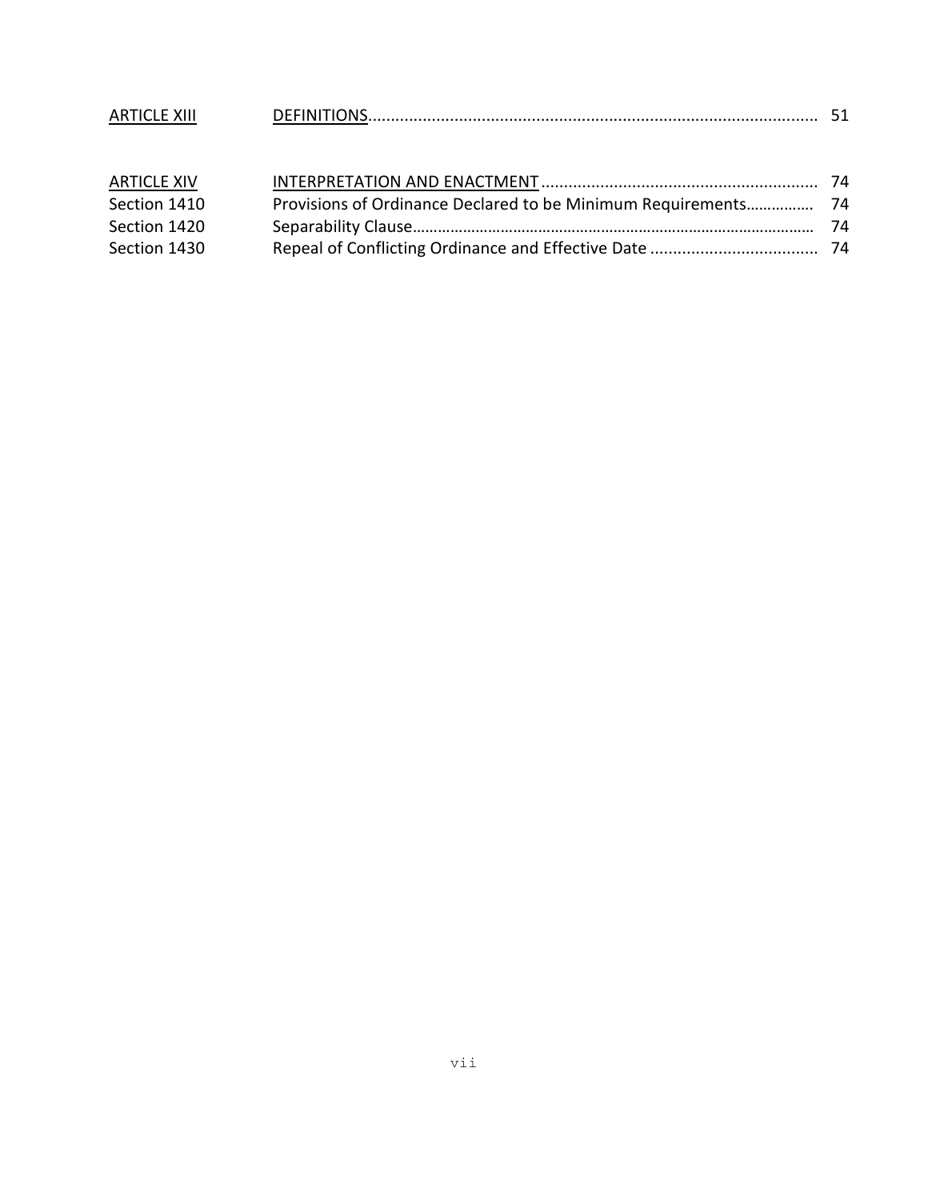| | | |
|---|---|---|
| ARTICLE XIII | DEFINITIONS | 51 |
| | | |
| ARTICLE XIV | INTERPRETATION AND ENACTMENT | 74 |
| Section 1410 | Provisions of Ordinance Declared to be Minimum Requirements | 74 |
| Section 1420 | Separability Clause | 74 |
| Section 1430 | Repeal of Conflicting Ordinance and Effective Date | 74 |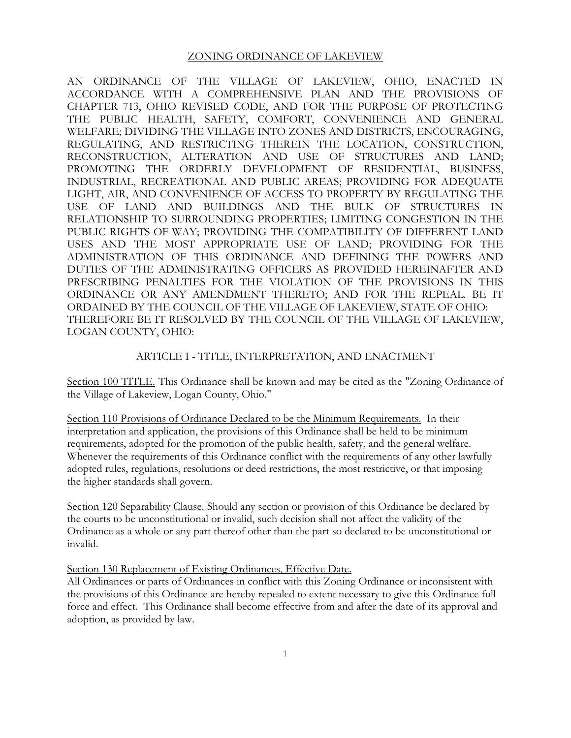## ZONING ORDINANCE OF LAKEVIEW

AN ORDINANCE OF THE VILLAGE OF LAKEVIEW, OHIO, ENACTED IN ACCORDANCE WITH A COMPREHENSIVE PLAN AND THE PROVISIONS OF CHAPTER 713, OHIO REVISED CODE, AND FOR THE PURPOSE OF PROTECTING THE PUBLIC HEALTH, SAFETY, COMFORT, CONVENIENCE AND GENERAL WELFARE; DIVIDING THE VILLAGE INTO ZONES AND DISTRICTS, ENCOURAGING, REGULATING, AND RESTRICTING THEREIN THE LOCATION, CONSTRUCTION, RECONSTRUCTION, ALTERATION AND USE OF STRUCTURES AND LAND; PROMOTING THE ORDERLY DEVELOPMENT OF RESIDENTIAL, BUSINESS, INDUSTRIAL, RECREATIONAL AND PUBLIC AREAS; PROVIDING FOR ADEQUATE LIGHT, AIR, AND CONVENIENCE OF ACCESS TO PROPERTY BY REGULATING THE USE OF LAND AND BUILDINGS AND THE BULK OF STRUCTURES IN RELATIONSHIP TO SURROUNDING PROPERTIES; LIMITING CONGESTION IN THE PUBLIC RIGHTS-OF-WAY; PROVIDING THE COMPATIBILITY OF DIFFERENT LAND USES AND THE MOST APPROPRIATE USE OF LAND; PROVIDING FOR THE ADMINISTRATION OF THIS ORDINANCE AND DEFINING THE POWERS AND DUTIES OF THE ADMINISTRATING OFFICERS AS PROVIDED HEREINAFTER AND PRESCRIBING PENALTIES FOR THE VIOLATION OF THE PROVISIONS IN THIS ORDINANCE OR ANY AMENDMENT THERETO; AND FOR THE REPEAL. BE IT ORDAINED BY THE COUNCIL OF THE VILLAGE OF LAKEVIEW, STATE OF OHIO: THEREFORE BE IT RESOLVED BY THE COUNCIL OF THE VILLAGE OF LAKEVIEW, LOGAN COUNTY, OHIO:

### ARTICLE I - TITLE, INTERPRETATION, AND ENACTMENT

Section 100 TITLE. This Ordinance shall be known and may be cited as the "Zoning Ordinance of the Village of Lakeview, Logan County, Ohio."

Section 110 Provisions of Ordinance Declared to be the Minimum Requirements. In their interpretation and application, the provisions of this Ordinance shall be held to be minimum requirements, adopted for the promotion of the public health, safety, and the general welfare. Whenever the requirements of this Ordinance conflict with the requirements of any other lawfully adopted rules, regulations, resolutions or deed restrictions, the most restrictive, or that imposing the higher standards shall govern.

Section 120 Separability Clause. Should any section or provision of this Ordinance be declared by the courts to be unconstitutional or invalid, such decision shall not affect the validity of the Ordinance as a whole or any part thereof other than the part so declared to be unconstitutional or invalid.

Section 130 Replacement of Existing Ordinances, Effective Date.
All Ordinances or parts of Ordinances in conflict with this Zoning Ordinance or inconsistent with the provisions of this Ordinance are hereby repealed to extent necessary to give this Ordinance full force and effect. This Ordinance shall become effective from and after the date of its approval and adoption, as provided by law.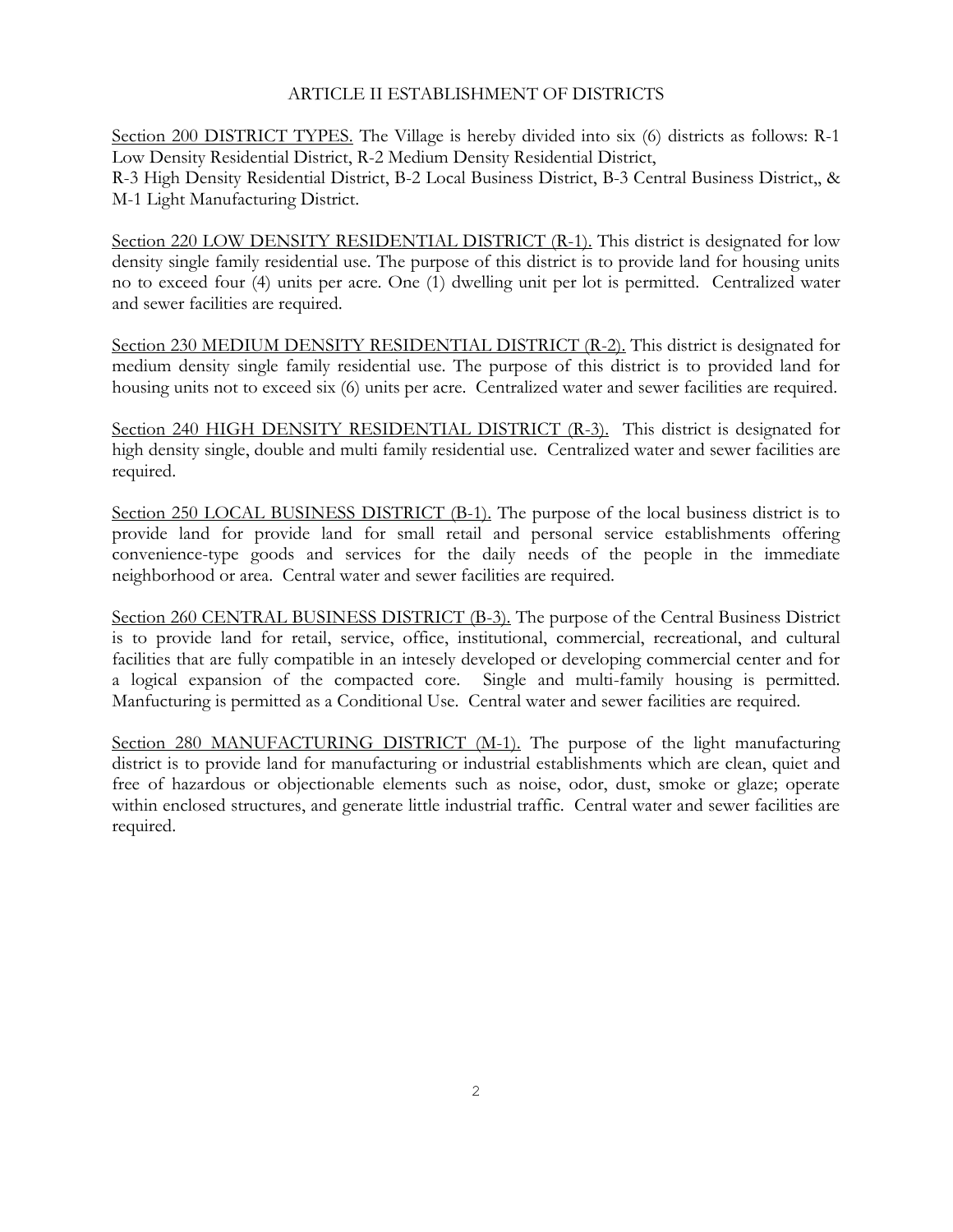## ARTICLE II ESTABLISHMENT OF DISTRICTS

Section 200 DISTRICT TYPES. The Village is hereby divided into six (6) districts as follows: R-1 Low Density Residential District, R-2 Medium Density Residential District,
R-3 High Density Residential District, B-2 Local Business District, B-3 Central Business District,, & M-1 Light Manufacturing District.

Section 220 LOW DENSITY RESIDENTIAL DISTRICT (R-1). This district is designated for low density single family residential use. The purpose of this district is to provide land for housing units no to exceed four (4) units per acre. One (1) dwelling unit per lot is permitted. Centralized water and sewer facilities are required.

Section 230 MEDIUM DENSITY RESIDENTIAL DISTRICT (R-2). This district is designated for medium density single family residential use. The purpose of this district is to provided land for housing units not to exceed six (6) units per acre. Centralized water and sewer facilities are required.

Section 240 HIGH DENSITY RESIDENTIAL DISTRICT (R-3). This district is designated for high density single, double and multi family residential use. Centralized water and sewer facilities are required.

Section 250 LOCAL BUSINESS DISTRICT (B-1). The purpose of the local business district is to provide land for provide land for small retail and personal service establishments offering convenience-type goods and services for the daily needs of the people in the immediate neighborhood or area. Central water and sewer facilities are required.

Section 260 CENTRAL BUSINESS DISTRICT (B-3). The purpose of the Central Business District is to provide land for retail, service, office, institutional, commercial, recreational, and cultural facilities that are fully compatible in an intesely developed or developing commercial center and for a logical expansion of the compacted core. Single and multi-family housing is permitted. Manfucturing is permitted as a Conditional Use. Central water and sewer facilities are required.

Section 280 MANUFACTURING DISTRICT (M-1). The purpose of the light manufacturing district is to provide land for manufacturing or industrial establishments which are clean, quiet and free of hazardous or objectionable elements such as noise, odor, dust, smoke or glaze; operate within enclosed structures, and generate little industrial traffic. Central water and sewer facilities are required.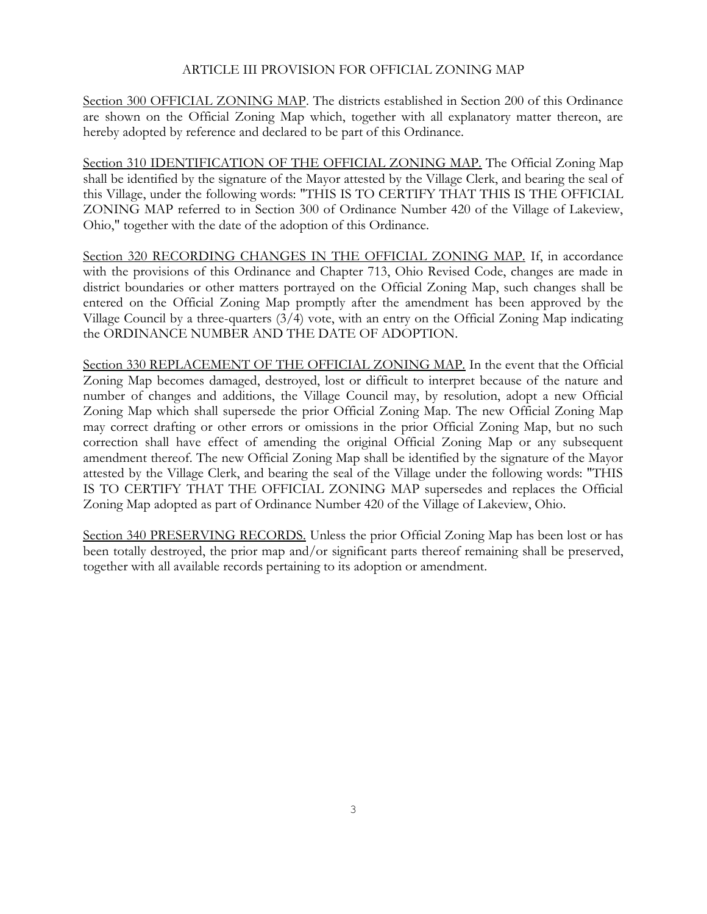## ARTICLE III PROVISION FOR OFFICIAL ZONING MAP

Section 300 OFFICIAL ZONING MAP. The districts established in Section 200 of this Ordinance are shown on the Official Zoning Map which, together with all explanatory matter thereon, are hereby adopted by reference and declared to be part of this Ordinance.

Section 310 IDENTIFICATION OF THE OFFICIAL ZONING MAP. The Official Zoning Map shall be identified by the signature of the Mayor attested by the Village Clerk, and bearing the seal of this Village, under the following words: "THIS IS TO CERTIFY THAT THIS IS THE OFFICIAL ZONING MAP referred to in Section 300 of Ordinance Number 420 of the Village of Lakeview, Ohio," together with the date of the adoption of this Ordinance.

Section 320 RECORDING CHANGES IN THE OFFICIAL ZONING MAP. If, in accordance with the provisions of this Ordinance and Chapter 713, Ohio Revised Code, changes are made in district boundaries or other matters portrayed on the Official Zoning Map, such changes shall be entered on the Official Zoning Map promptly after the amendment has been approved by the Village Council by a three-quarters (3/4) vote, with an entry on the Official Zoning Map indicating the ORDINANCE NUMBER AND THE DATE OF ADOPTION.

Section 330 REPLACEMENT OF THE OFFICIAL ZONING MAP. In the event that the Official Zoning Map becomes damaged, destroyed, lost or difficult to interpret because of the nature and number of changes and additions, the Village Council may, by resolution, adopt a new Official Zoning Map which shall supersede the prior Official Zoning Map. The new Official Zoning Map may correct drafting or other errors or omissions in the prior Official Zoning Map, but no such correction shall have effect of amending the original Official Zoning Map or any subsequent amendment thereof. The new Official Zoning Map shall be identified by the signature of the Mayor attested by the Village Clerk, and bearing the seal of the Village under the following words: "THIS IS TO CERTIFY THAT THE OFFICIAL ZONING MAP supersedes and replaces the Official Zoning Map adopted as part of Ordinance Number 420 of the Village of Lakeview, Ohio.

Section 340 PRESERVING RECORDS. Unless the prior Official Zoning Map has been lost or has been totally destroyed, the prior map and/or significant parts thereof remaining shall be preserved, together with all available records pertaining to its adoption or amendment.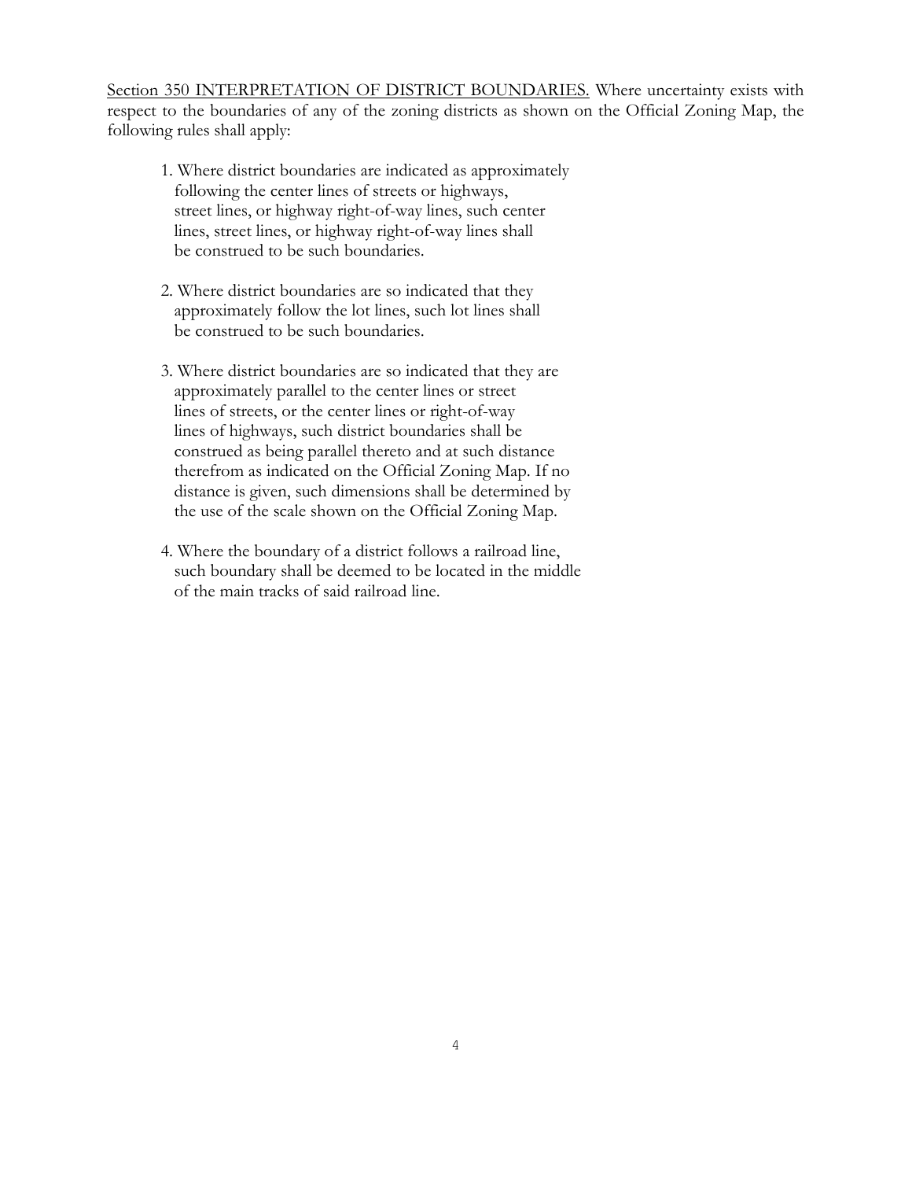<u>Section 350 INTERPRETATION OF DISTRICT BOUNDARIES.</u> Where uncertainty exists with respect to the boundaries of any of the zoning districts as shown on the Official Zoning Map, the following rules shall apply:

1. Where district boundaries are indicated as approximately following the center lines of streets or highways, street lines, or highway right-of-way lines, such center lines, street lines, or highway right-of-way lines shall be construed to be such boundaries.

2. Where district boundaries are so indicated that they approximately follow the lot lines, such lot lines shall be construed to be such boundaries.

3. Where district boundaries are so indicated that they are approximately parallel to the center lines or street lines of streets, or the center lines or right-of-way lines of highways, such district boundaries shall be construed as being parallel thereto and at such distance therefrom as indicated on the Official Zoning Map. If no distance is given, such dimensions shall be determined by the use of the scale shown on the Official Zoning Map.

4. Where the boundary of a district follows a railroad line, such boundary shall be deemed to be located in the middle of the main tracks of said railroad line.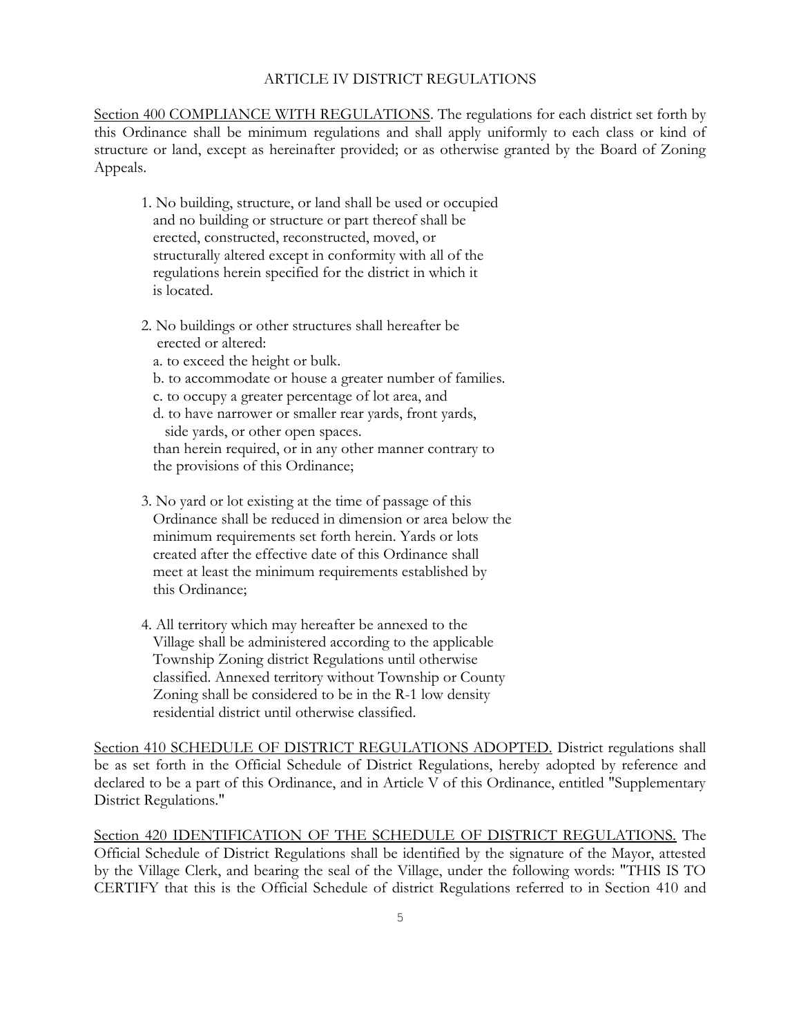# ARTICLE IV DISTRICT REGULATIONS

<u>Section 400 COMPLIANCE WITH REGULATIONS</u>. The regulations for each district set forth by this Ordinance shall be minimum regulations and shall apply uniformly to each class or kind of structure or land, except as hereinafter provided; or as otherwise granted by the Board of Zoning Appeals.

1. No building, structure, or land shall be used or occupied and no building or structure or part thereof shall be erected, constructed, reconstructed, moved, or structurally altered except in conformity with all of the regulations herein specified for the district in which it is located.

2. No buildings or other structures shall hereafter be erected or altered:
   a. to exceed the height or bulk.
   b. to accommodate or house a greater number of families.
   c. to occupy a greater percentage of lot area, and
   d. to have narrower or smaller rear yards, front yards, side yards, or other open spaces.

   than herein required, or in any other manner contrary to the provisions of this Ordinance;

3. No yard or lot existing at the time of passage of this Ordinance shall be reduced in dimension or area below the minimum requirements set forth herein. Yards or lots created after the effective date of this Ordinance shall meet at least the minimum requirements established by this Ordinance;

4. All territory which may hereafter be annexed to the Village shall be administered according to the applicable Township Zoning district Regulations until otherwise classified. Annexed territory without Township or County Zoning shall be considered to be in the R-1 low density residential district until otherwise classified.

<u>Section 410 SCHEDULE OF DISTRICT REGULATIONS ADOPTED.</u> District regulations shall be as set forth in the Official Schedule of District Regulations, hereby adopted by reference and declared to be a part of this Ordinance, and in Article V of this Ordinance, entitled "Supplementary District Regulations."

<u>Section 420 IDENTIFICATION OF THE SCHEDULE OF DISTRICT REGULATIONS.</u> The Official Schedule of District Regulations shall be identified by the signature of the Mayor, attested by the Village Clerk, and bearing the seal of the Village, under the following words: "THIS IS TO CERTIFY that this is the Official Schedule of district Regulations referred to in Section 410 and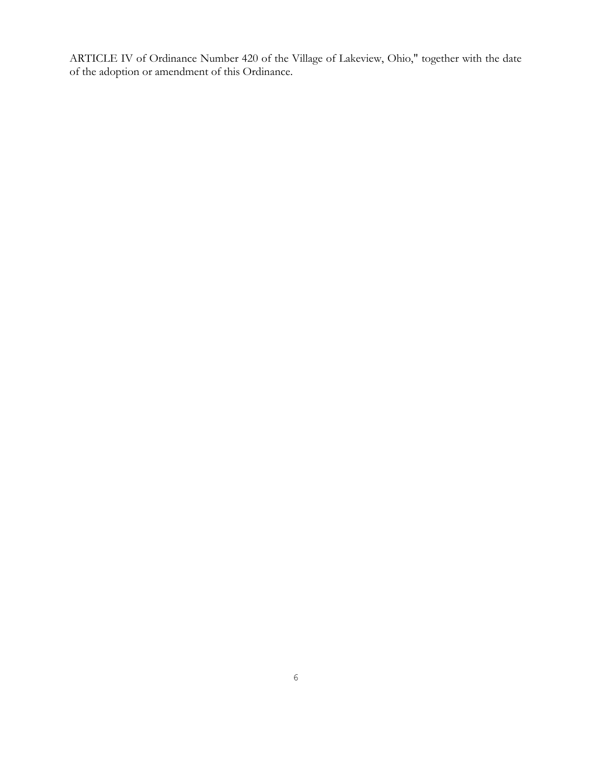ARTICLE IV of Ordinance Number 420 of the Village of Lakeview, Ohio," together with the date of the adoption or amendment of this Ordinance.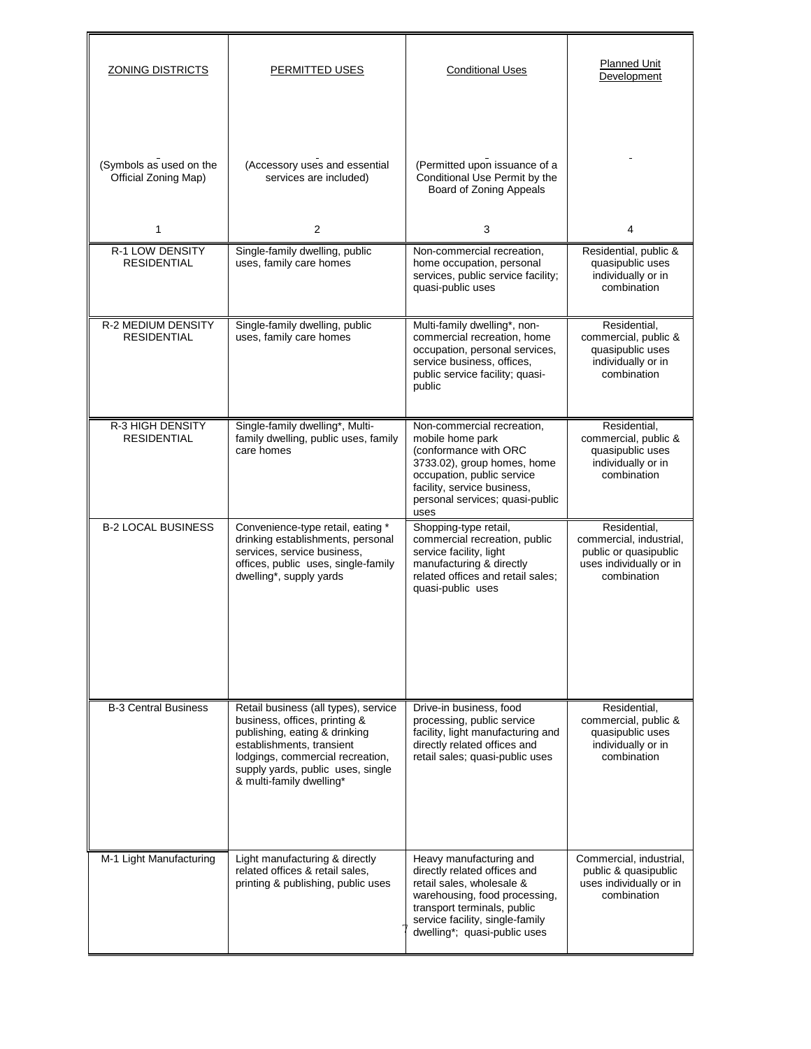| ZONING DISTRICTS | PERMITTED USES | Conditional Uses | Planned Unit Development |
|---|---|---|---|
| (Symbols as used on the Official Zoning Map) | (Accessory uses and essential services are included) | (Permitted upon issuance of a Conditional Use Permit by the Board of Zoning Appeals | - |
| 1 | 2 | 3 | 4 |
| R-1 LOW DENSITY RESIDENTIAL | Single-family dwelling, public uses, family care homes | Non-commercial recreation, home occupation, personal services, public service facility; quasi-public uses | Residential, public & quasipublic uses individually or in combination |
| R-2 MEDIUM DENSITY RESIDENTIAL | Single-family dwelling, public uses, family care homes | Multi-family dwelling*, non-commercial recreation, home occupation, personal services, service business, offices, public service facility; quasi-public | Residential, commercial, public & quasipublic uses individually or in combination |
| R-3 HIGH DENSITY RESIDENTIAL | Single-family dwelling*, Multi-family dwelling, public uses, family care homes | Non-commercial recreation, mobile home park (conformance with ORC 3733.02), group homes, home occupation, public service facility, service business, personal services; quasi-public uses | Residential, commercial, public & quasipublic uses individually or in combination |
| B-2 LOCAL BUSINESS | Convenience-type retail, eating * drinking establishments, personal services, service business, offices, public uses, single-family dwelling*, supply yards | Shopping-type retail, commercial recreation, public service facility, light manufacturing & directly related offices and retail sales; quasi-public uses | Residential, commercial, industrial, public or quasipublic uses individually or in combination |
| B-3 Central Business | Retail business (all types), service business, offices, printing & publishing, eating & drinking establishments, transient lodgings, commercial recreation, supply yards, public uses, single & multi-family dwelling* | Drive-in business, food processing, public service facility, light manufacturing and directly related offices and retail sales; quasi-public uses | Residential, commercial, public & quasipublic uses individually or in combination |
| M-1 Light Manufacturing | Light manufacturing & directly related offices & retail sales, printing & publishing, public uses | Heavy manufacturing and directly related offices and retail sales, wholesale & warehousing, food processing, transport terminals, public service facility, single-family dwelling*; quasi-public uses | Commercial, industrial, public & quasipublic uses individually or in combination |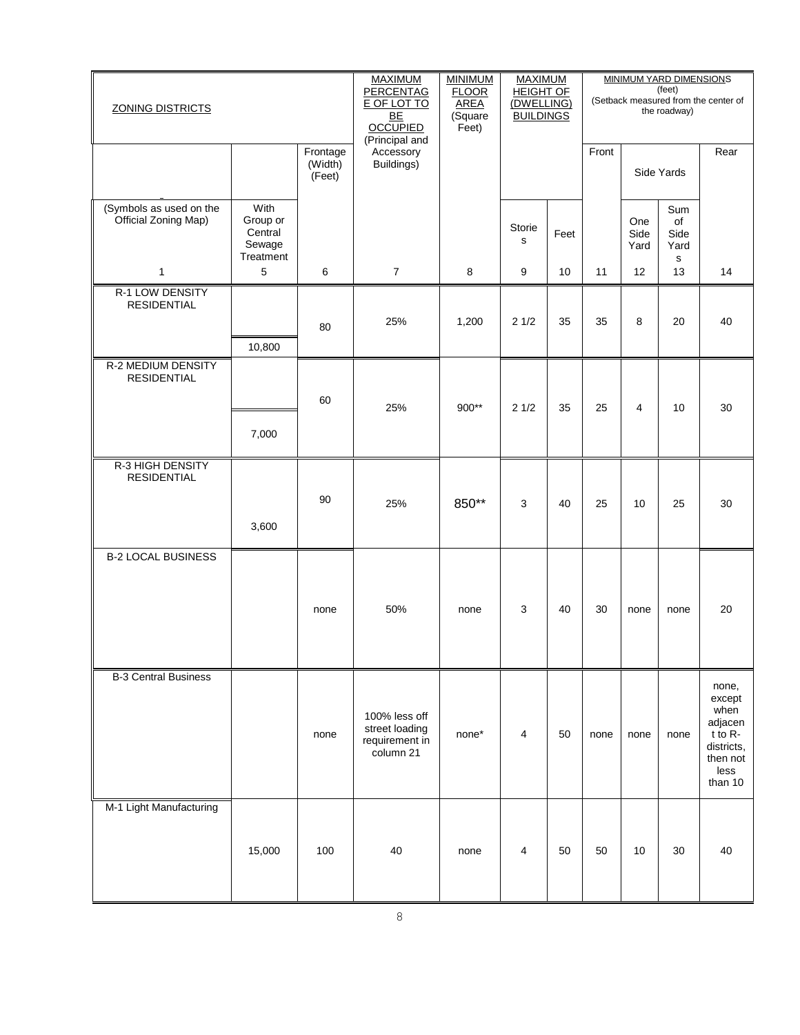| ZONING DISTRICTS | | | MAXIMUM PERCENTAGE OF LOT TO BE OCCUPIED (Principal and Accessory Buildings) | MINIMUM FLOOR AREA (Square Feet) | MAXIMUM HEIGHT OF (DWELLING) BUILDINGS | | MINIMUM YARD DIMENSIONS (feet) (Setback measured from the center of the roadway) | | | |
|---|---|---|---|---|---|---|---|---|---|---|
| | | Frontage (Width) (Feet) | | | | | Front | Side Yards | | Rear |
| (Symbols as used on the Official Zoning Map) | With Group or Central Sewage Treatment | | | | Stories | Feet | | One Side Yard | Sum of Side Yards | |
| 1 | 5 | 6 | 7 | 8 | 9 | 10 | 11 | 12 | 13 | 14 |
| R-1 LOW DENSITY RESIDENTIAL | 10,800 | 80 | 25% | 1,200 | 2 1/2 | 35 | 35 | 8 | 20 | 40 |
| R-2 MEDIUM DENSITY RESIDENTIAL | 7,000 | 60 | 25% | 900** | 2 1/2 | 35 | 25 | 4 | 10 | 30 |
| R-3 HIGH DENSITY RESIDENTIAL | 3,600 | 90 | 25% | 850** | 3 | 40 | 25 | 10 | 25 | 30 |
| B-2 LOCAL BUSINESS | | none | 50% | none | 3 | 40 | 30 | none | none | 20 |
| B-3 Central Business | | none | 100% less off street loading requirement in column 21 | none* | 4 | 50 | none | none | none | none, except when adjacent to R-districts, then not less than 10 |
| M-1 Light Manufacturing | 15,000 | 100 | 40 | none | 4 | 50 | 50 | 10 | 30 | 40 |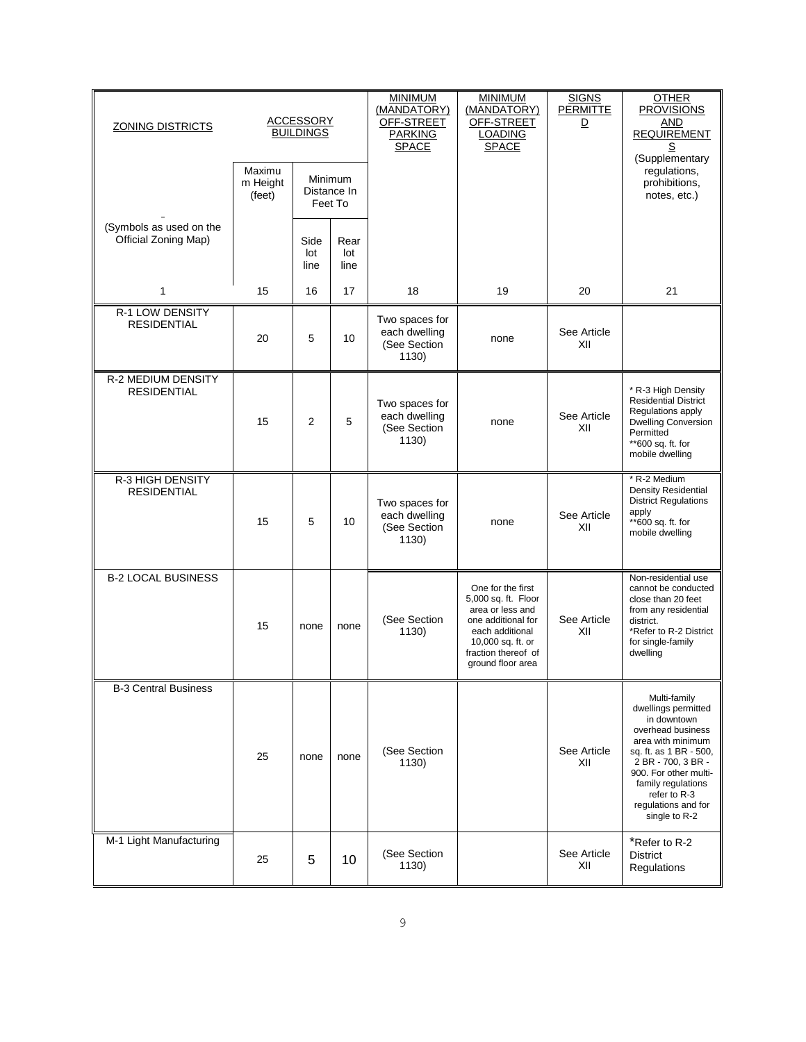| ZONING DISTRICTS | ACCESSORY BUILDINGS | | | MINIMUM (MANDATORY) OFF-STREET PARKING SPACE | MINIMUM (MANDATORY) OFF-STREET LOADING SPACE | SIGNS PERMITTED | OTHER PROVISIONS AND REQUIREMENTS (Supplementary regulations, prohibitions, notes, etc.) |
|---|---|---|---|---|---|---|---|
| | Maximum Height (feet) | Minimum Distance In Feet To | | | | | |
| (Symbols as used on the Official Zoning Map) | | Side lot line | Rear lot line | | | | |
| 1 | 15 | 16 | 17 | 18 | 19 | 20 | 21 |
| R-1 LOW DENSITY RESIDENTIAL | 20 | 5 | 10 | Two spaces for each dwelling (See Section 1130) | none | See Article XII | |
| R-2 MEDIUM DENSITY RESIDENTIAL | 15 | 2 | 5 | Two spaces for each dwelling (See Section 1130) | none | See Article XII | * R-3 High Density Residential District Regulations apply Dwelling Conversion Permitted **600 sq. ft. for mobile dwelling |
| R-3 HIGH DENSITY RESIDENTIAL | 15 | 5 | 10 | Two spaces for each dwelling (See Section 1130) | none | See Article XII | * R-2 Medium Density Residential District Regulations apply **600 sq. ft. for mobile dwelling |
| B-2 LOCAL BUSINESS | 15 | none | none | (See Section 1130) | One for the first 5,000 sq. ft. Floor area or less and one additional for each additional 10,000 sq. ft. or fraction thereof of ground floor area | See Article XII | Non-residential use cannot be conducted close than 20 feet from any residential district. *Refer to R-2 District for single-family dwelling |
| B-3 Central Business | 25 | none | none | (See Section 1130) | | See Article XII | Multi-family dwellings permitted in downtown overhead business area with minimum sq. ft. as 1 BR - 500, 2 BR - 700, 3 BR - 900. For other multi-family regulations refer to R-3 regulations and for single to R-2 |
| M-1 Light Manufacturing | 25 | 5 | 10 | (See Section 1130) | | See Article XII | *Refer to R-2 District Regulations |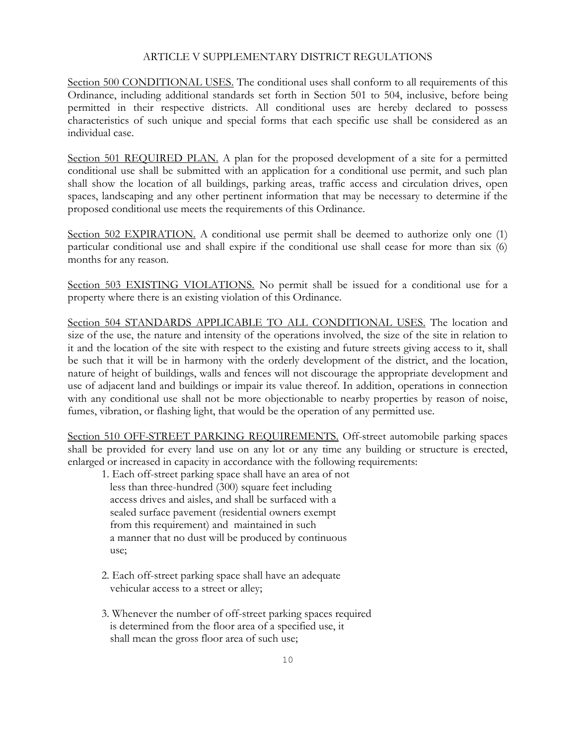# ARTICLE V SUPPLEMENTARY DISTRICT REGULATIONS

<u>Section 500 CONDITIONAL USES.</u> The conditional uses shall conform to all requirements of this Ordinance, including additional standards set forth in Section 501 to 504, inclusive, before being permitted in their respective districts. All conditional uses are hereby declared to possess characteristics of such unique and special forms that each specific use shall be considered as an individual case.

<u>Section 501 REQUIRED PLAN.</u> A plan for the proposed development of a site for a permitted conditional use shall be submitted with an application for a conditional use permit, and such plan shall show the location of all buildings, parking areas, traffic access and circulation drives, open spaces, landscaping and any other pertinent information that may be necessary to determine if the proposed conditional use meets the requirements of this Ordinance.

<u>Section 502 EXPIRATION.</u> A conditional use permit shall be deemed to authorize only one (1) particular conditional use and shall expire if the conditional use shall cease for more than six (6) months for any reason.

<u>Section 503 EXISTING VIOLATIONS.</u> No permit shall be issued for a conditional use for a property where there is an existing violation of this Ordinance.

<u>Section 504 STANDARDS APPLICABLE TO ALL CONDITIONAL USES.</u> The location and size of the use, the nature and intensity of the operations involved, the size of the site in relation to it and the location of the site with respect to the existing and future streets giving access to it, shall be such that it will be in harmony with the orderly development of the district, and the location, nature of height of buildings, walls and fences will not discourage the appropriate development and use of adjacent land and buildings or impair its value thereof. In addition, operations in connection with any conditional use shall not be more objectionable to nearby properties by reason of noise, fumes, vibration, or flashing light, that would be the operation of any permitted use.

<u>Section 510 OFF-STREET PARKING REQUIREMENTS.</u> Off-street automobile parking spaces shall be provided for every land use on any lot or any time any building or structure is erected, enlarged or increased in capacity in accordance with the following requirements:

1. Each off-street parking space shall have an area of not less than three-hundred (300) square feet including access drives and aisles, and shall be surfaced with a sealed surface pavement (residential owners exempt from this requirement) and maintained in such a manner that no dust will be produced by continuous use;

2. Each off-street parking space shall have an adequate vehicular access to a street or alley;

3. Whenever the number of off-street parking spaces required is determined from the floor area of a specified use, it shall mean the gross floor area of such use;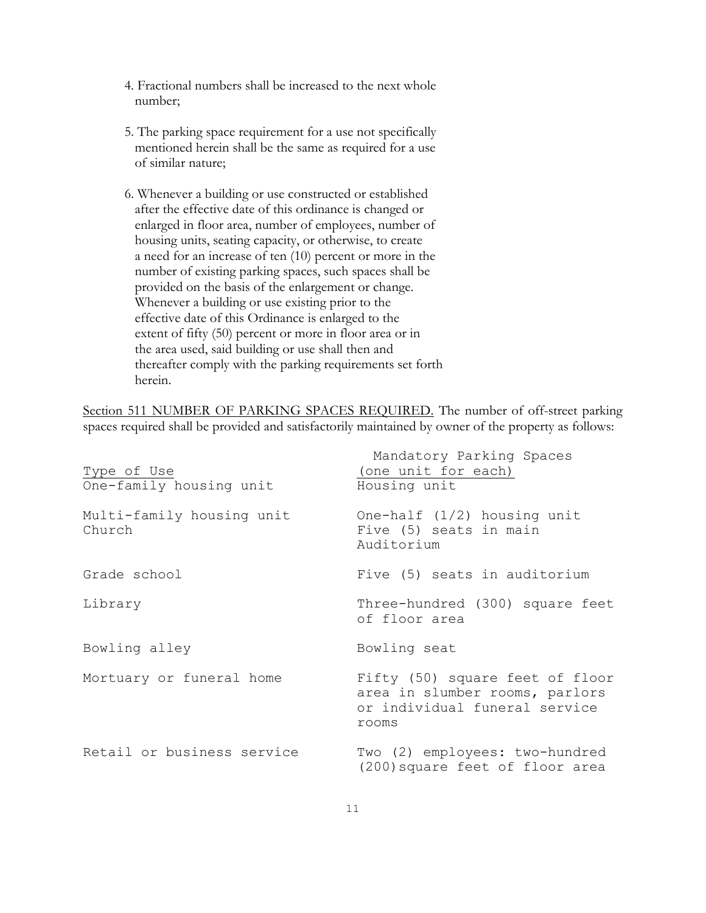4. Fractional numbers shall be increased to the next whole number;

5. The parking space requirement for a use not specifically mentioned herein shall be the same as required for a use of similar nature;

6. Whenever a building or use constructed or established after the effective date of this ordinance is changed or enlarged in floor area, number of employees, number of housing units, seating capacity, or otherwise, to create a need for an increase of ten (10) percent or more in the number of existing parking spaces, such spaces shall be provided on the basis of the enlargement or change. Whenever a building or use existing prior to the effective date of this Ordinance is enlarged to the extent of fifty (50) percent or more in floor area or in the area used, said building or use shall then and thereafter comply with the parking requirements set forth herein.

Section 511 NUMBER OF PARKING SPACES REQUIRED. The number of off-street parking spaces required shall be provided and satisfactorily maintained by owner of the property as follows:

| Type of Use | Mandatory Parking Spaces (one unit for each) |
|---|---|
| One-family housing unit | Housing unit |
| Multi-family housing unit | One-half (1/2) housing unit |
| Church | Five (5) seats in main Auditorium |
| Grade school | Five (5) seats in auditorium |
| Library | Three-hundred (300) square feet of floor area |
| Bowling alley | Bowling seat |
| Mortuary or funeral home | Fifty (50) square feet of floor area in slumber rooms, parlors or individual funeral service rooms |
| Retail or business service | Two (2) employees: two-hundred (200) square feet of floor area |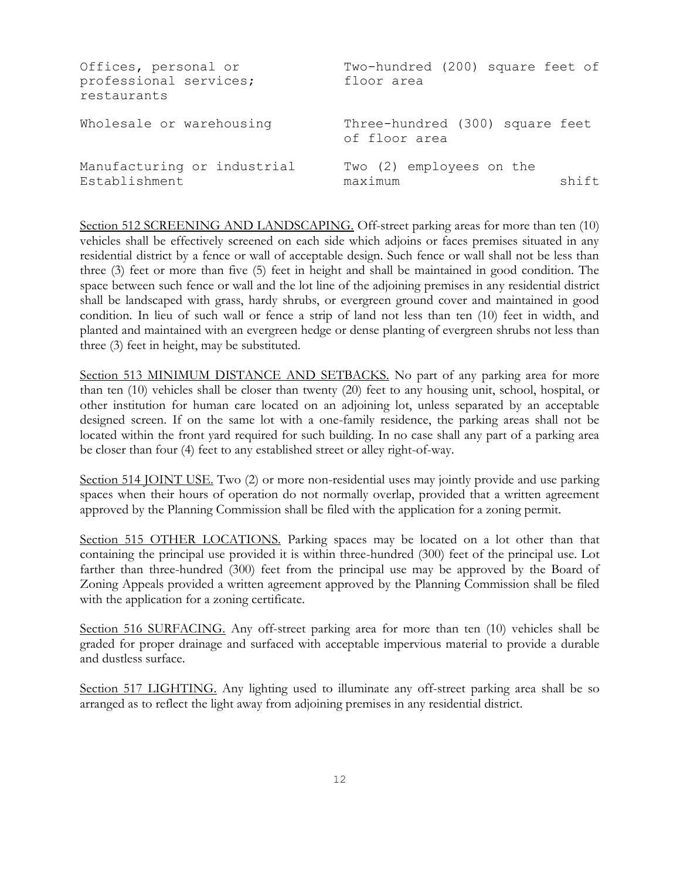| | |
|---|---|
| Offices, personal or professional services; restaurants | Two-hundred (200) square feet of floor area |
| Wholesale or warehousing | Three-hundred (300) square feet of floor area |
| Manufacturing or industrial Establishment | Two (2) employees on the maximum shift |

Section 512 SCREENING AND LANDSCAPING. Off-street parking areas for more than ten (10) vehicles shall be effectively screened on each side which adjoins or faces premises situated in any residential district by a fence or wall of acceptable design. Such fence or wall shall not be less than three (3) feet or more than five (5) feet in height and shall be maintained in good condition. The space between such fence or wall and the lot line of the adjoining premises in any residential district shall be landscaped with grass, hardy shrubs, or evergreen ground cover and maintained in good condition. In lieu of such wall or fence a strip of land not less than ten (10) feet in width, and planted and maintained with an evergreen hedge or dense planting of evergreen shrubs not less than three (3) feet in height, may be substituted.

Section 513 MINIMUM DISTANCE AND SETBACKS. No part of any parking area for more than ten (10) vehicles shall be closer than twenty (20) feet to any housing unit, school, hospital, or other institution for human care located on an adjoining lot, unless separated by an acceptable designed screen. If on the same lot with a one-family residence, the parking areas shall not be located within the front yard required for such building. In no case shall any part of a parking area be closer than four (4) feet to any established street or alley right-of-way.

Section 514 JOINT USE. Two (2) or more non-residential uses may jointly provide and use parking spaces when their hours of operation do not normally overlap, provided that a written agreement approved by the Planning Commission shall be filed with the application for a zoning permit.

Section 515 OTHER LOCATIONS. Parking spaces may be located on a lot other than that containing the principal use provided it is within three-hundred (300) feet of the principal use. Lot farther than three-hundred (300) feet from the principal use may be approved by the Board of Zoning Appeals provided a written agreement approved by the Planning Commission shall be filed with the application for a zoning certificate.

Section 516 SURFACING. Any off-street parking area for more than ten (10) vehicles shall be graded for proper drainage and surfaced with acceptable impervious material to provide a durable and dustless surface.

Section 517 LIGHTING. Any lighting used to illuminate any off-street parking area shall be so arranged as to reflect the light away from adjoining premises in any residential district.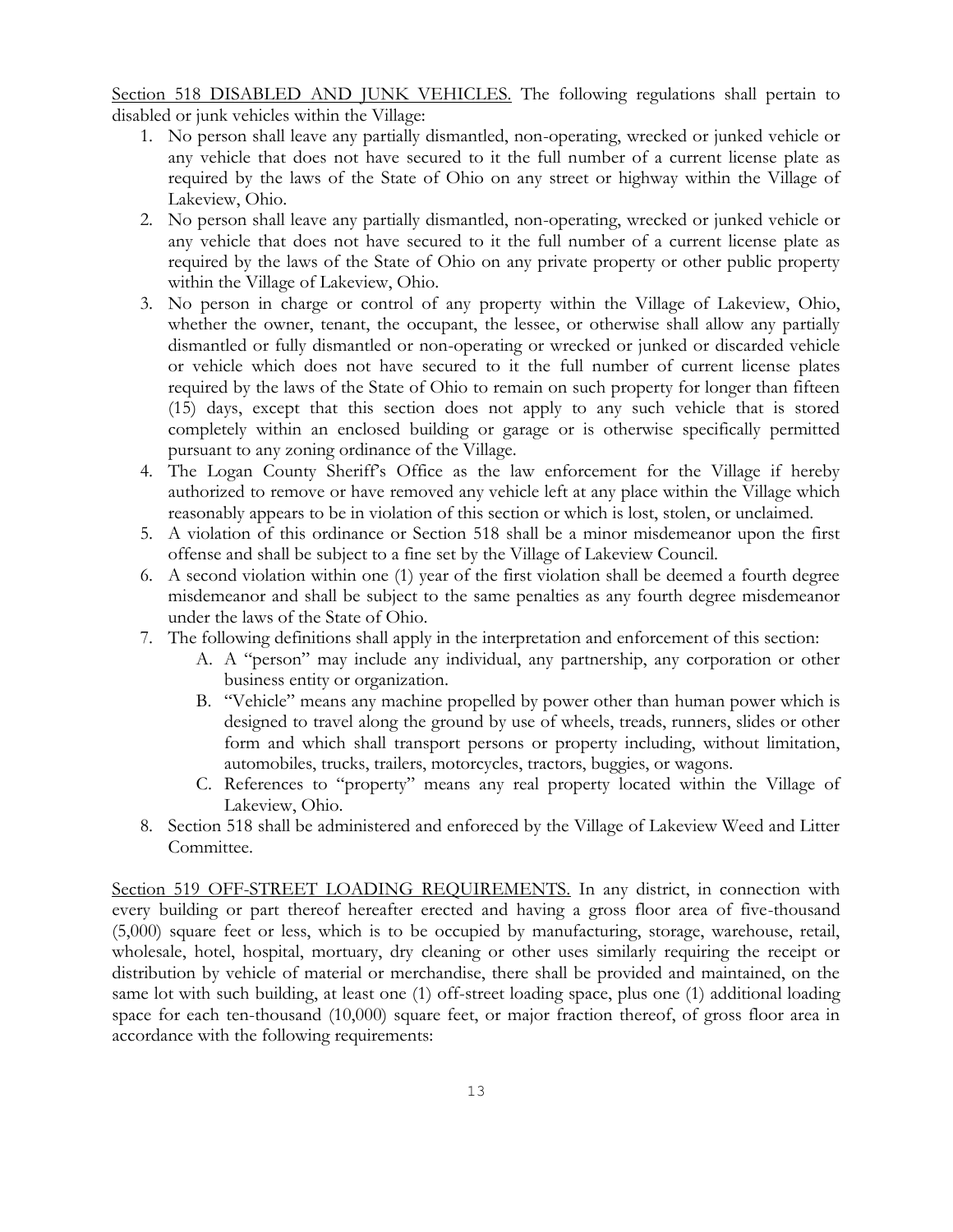Section 518 DISABLED AND JUNK VEHICLES. The following regulations shall pertain to disabled or junk vehicles within the Village:

1. No person shall leave any partially dismantled, non-operating, wrecked or junked vehicle or any vehicle that does not have secured to it the full number of a current license plate as required by the laws of the State of Ohio on any street or highway within the Village of Lakeview, Ohio.
2. No person shall leave any partially dismantled, non-operating, wrecked or junked vehicle or any vehicle that does not have secured to it the full number of a current license plate as required by the laws of the State of Ohio on any private property or other public property within the Village of Lakeview, Ohio.
3. No person in charge or control of any property within the Village of Lakeview, Ohio, whether the owner, tenant, the occupant, the lessee, or otherwise shall allow any partially dismantled or fully dismantled or non-operating or wrecked or junked or discarded vehicle or vehicle which does not have secured to it the full number of current license plates required by the laws of the State of Ohio to remain on such property for longer than fifteen (15) days, except that this section does not apply to any such vehicle that is stored completely within an enclosed building or garage or is otherwise specifically permitted pursuant to any zoning ordinance of the Village.
4. The Logan County Sheriff's Office as the law enforcement for the Village if hereby authorized to remove or have removed any vehicle left at any place within the Village which reasonably appears to be in violation of this section or which is lost, stolen, or unclaimed.
5. A violation of this ordinance or Section 518 shall be a minor misdemeanor upon the first offense and shall be subject to a fine set by the Village of Lakeview Council.
6. A second violation within one (1) year of the first violation shall be deemed a fourth degree misdemeanor and shall be subject to the same penalties as any fourth degree misdemeanor under the laws of the State of Ohio.
7. The following definitions shall apply in the interpretation and enforcement of this section:
   A. A "person" may include any individual, any partnership, any corporation or other business entity or organization.
   B. "Vehicle" means any machine propelled by power other than human power which is designed to travel along the ground by use of wheels, treads, runners, slides or other form and which shall transport persons or property including, without limitation, automobiles, trucks, trailers, motorcycles, tractors, buggies, or wagons.
   C. References to "property" means any real property located within the Village of Lakeview, Ohio.
8. Section 518 shall be administered and enforeced by the Village of Lakeview Weed and Litter Committee.

Section 519 OFF-STREET LOADING REQUIREMENTS. In any district, in connection with every building or part thereof hereafter erected and having a gross floor area of five-thousand (5,000) square feet or less, which is to be occupied by manufacturing, storage, warehouse, retail, wholesale, hotel, hospital, mortuary, dry cleaning or other uses similarly requiring the receipt or distribution by vehicle of material or merchandise, there shall be provided and maintained, on the same lot with such building, at least one (1) off-street loading space, plus one (1) additional loading space for each ten-thousand (10,000) square feet, or major fraction thereof, of gross floor area in accordance with the following requirements: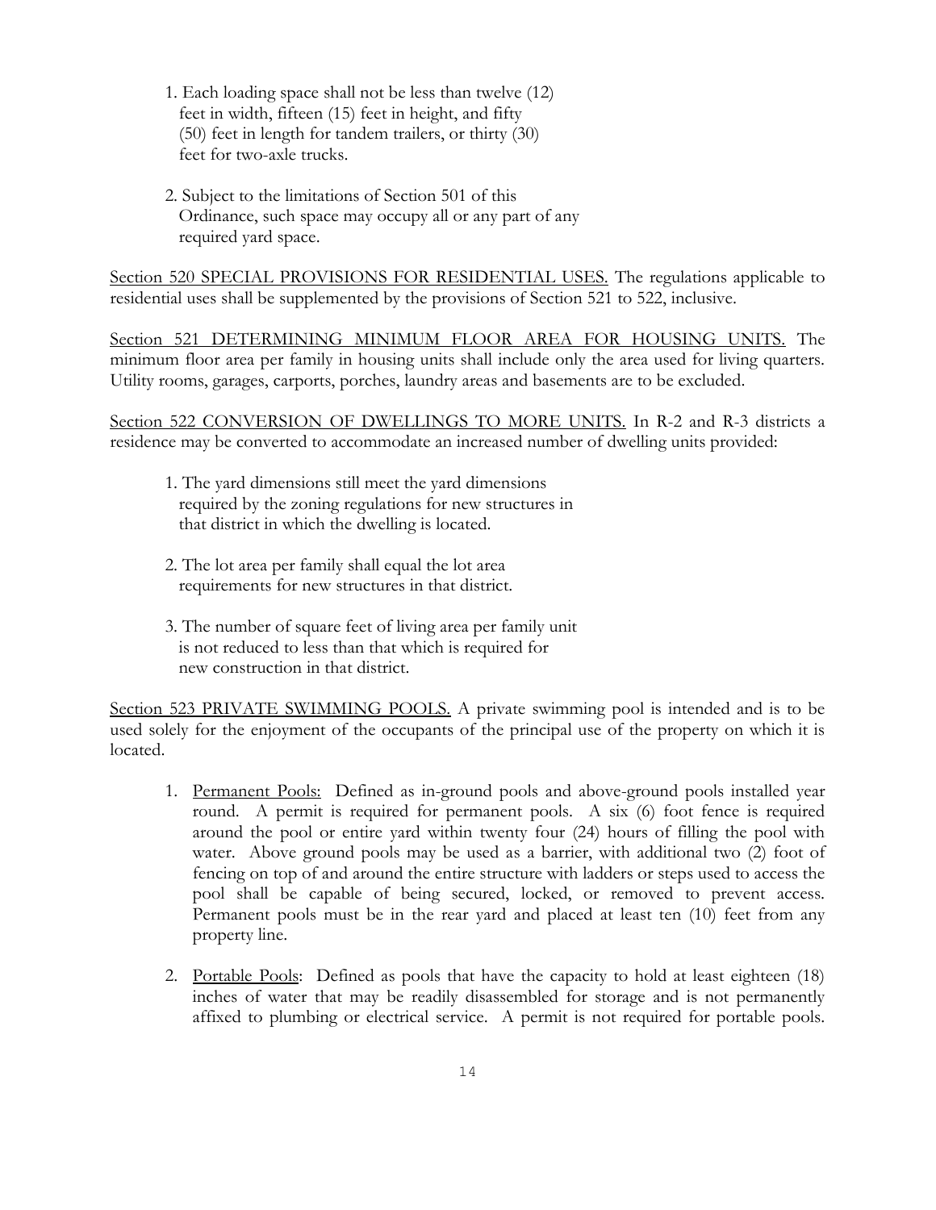1. Each loading space shall not be less than twelve (12) feet in width, fifteen (15) feet in height, and fifty (50) feet in length for tandem trailers, or thirty (30) feet for two-axle trucks.

2. Subject to the limitations of Section 501 of this Ordinance, such space may occupy all or any part of any required yard space.

Section 520 SPECIAL PROVISIONS FOR RESIDENTIAL USES. The regulations applicable to residential uses shall be supplemented by the provisions of Section 521 to 522, inclusive.

Section 521 DETERMINING MINIMUM FLOOR AREA FOR HOUSING UNITS. The minimum floor area per family in housing units shall include only the area used for living quarters. Utility rooms, garages, carports, porches, laundry areas and basements are to be excluded.

Section 522 CONVERSION OF DWELLINGS TO MORE UNITS. In R-2 and R-3 districts a residence may be converted to accommodate an increased number of dwelling units provided:

1. The yard dimensions still meet the yard dimensions required by the zoning regulations for new structures in that district in which the dwelling is located.

2. The lot area per family shall equal the lot area requirements for new structures in that district.

3. The number of square feet of living area per family unit is not reduced to less than that which is required for new construction in that district.

Section 523 PRIVATE SWIMMING POOLS. A private swimming pool is intended and is to be used solely for the enjoyment of the occupants of the principal use of the property on which it is located.

1. Permanent Pools: Defined as in-ground pools and above-ground pools installed year round. A permit is required for permanent pools. A six (6) foot fence is required around the pool or entire yard within twenty four (24) hours of filling the pool with water. Above ground pools may be used as a barrier, with additional two (2) foot of fencing on top of and around the entire structure with ladders or steps used to access the pool shall be capable of being secured, locked, or removed to prevent access. Permanent pools must be in the rear yard and placed at least ten (10) feet from any property line.

2. Portable Pools: Defined as pools that have the capacity to hold at least eighteen (18) inches of water that may be readily disassembled for storage and is not permanently affixed to plumbing or electrical service. A permit is not required for portable pools.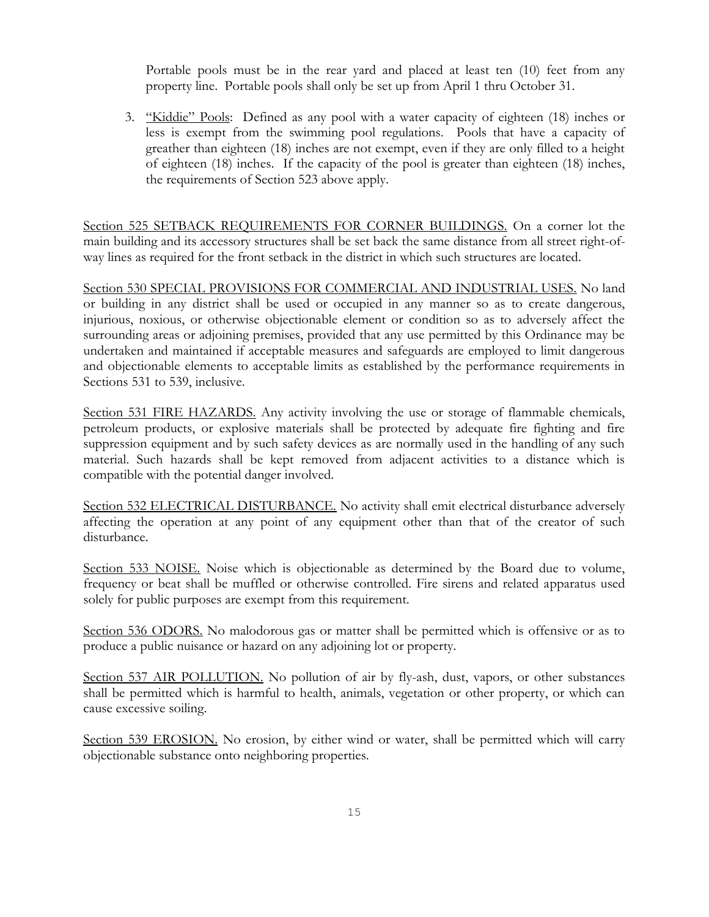Portable pools must be in the rear yard and placed at least ten (10) feet from any property line. Portable pools shall only be set up from April 1 thru October 31.

3. <u>"Kiddie" Pools</u>: Defined as any pool with a water capacity of eighteen (18) inches or less is exempt from the swimming pool regulations. Pools that have a capacity of greather than eighteen (18) inches are not exempt, even if they are only filled to a height of eighteen (18) inches. If the capacity of the pool is greater than eighteen (18) inches, the requirements of Section 523 above apply.

<u>Section 525 SETBACK REQUIREMENTS FOR CORNER BUILDINGS.</u> On a corner lot the main building and its accessory structures shall be set back the same distance from all street right-of-way lines as required for the front setback in the district in which such structures are located.

<u>Section 530 SPECIAL PROVISIONS FOR COMMERCIAL AND INDUSTRIAL USES.</u> No land or building in any district shall be used or occupied in any manner so as to create dangerous, injurious, noxious, or otherwise objectionable element or condition so as to adversely affect the surrounding areas or adjoining premises, provided that any use permitted by this Ordinance may be undertaken and maintained if acceptable measures and safeguards are employed to limit dangerous and objectionable elements to acceptable limits as established by the performance requirements in Sections 531 to 539, inclusive.

<u>Section 531 FIRE HAZARDS.</u> Any activity involving the use or storage of flammable chemicals, petroleum products, or explosive materials shall be protected by adequate fire fighting and fire suppression equipment and by such safety devices as are normally used in the handling of any such material. Such hazards shall be kept removed from adjacent activities to a distance which is compatible with the potential danger involved.

<u>Section 532 ELECTRICAL DISTURBANCE.</u> No activity shall emit electrical disturbance adversely affecting the operation at any point of any equipment other than that of the creator of such disturbance.

<u>Section 533 NOISE.</u> Noise which is objectionable as determined by the Board due to volume, frequency or beat shall be muffled or otherwise controlled. Fire sirens and related apparatus used solely for public purposes are exempt from this requirement.

<u>Section 536 ODORS.</u> No malodorous gas or matter shall be permitted which is offensive or as to produce a public nuisance or hazard on any adjoining lot or property.

<u>Section 537 AIR POLLUTION.</u> No pollution of air by fly-ash, dust, vapors, or other substances shall be permitted which is harmful to health, animals, vegetation or other property, or which can cause excessive soiling.

<u>Section 539 EROSION.</u> No erosion, by either wind or water, shall be permitted which will carry objectionable substance onto neighboring properties.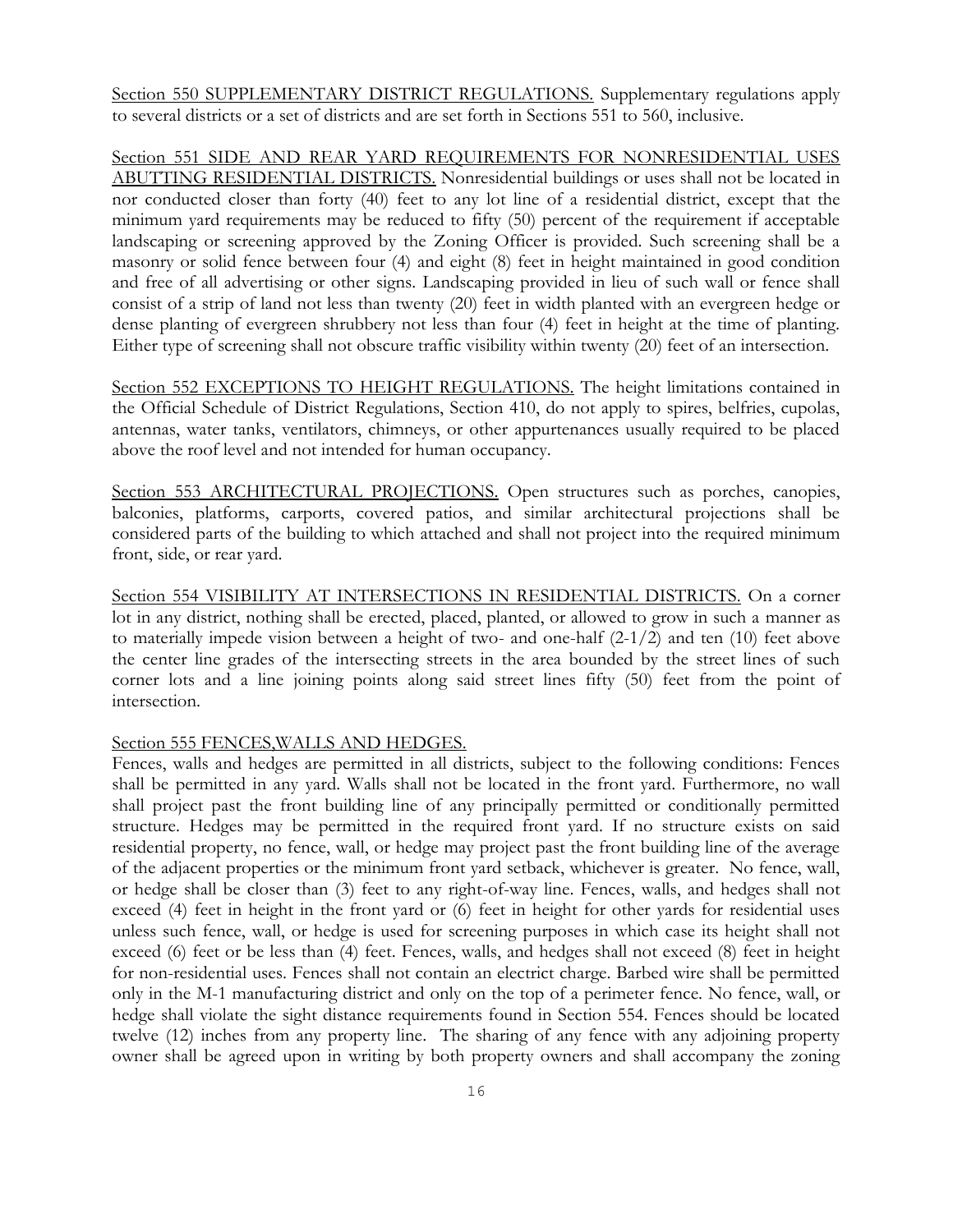Section 550 SUPPLEMENTARY DISTRICT REGULATIONS. Supplementary regulations apply to several districts or a set of districts and are set forth in Sections 551 to 560, inclusive.

Section 551 SIDE AND REAR YARD REQUIREMENTS FOR NONRESIDENTIAL USES ABUTTING RESIDENTIAL DISTRICTS. Nonresidential buildings or uses shall not be located in nor conducted closer than forty (40) feet to any lot line of a residential district, except that the minimum yard requirements may be reduced to fifty (50) percent of the requirement if acceptable landscaping or screening approved by the Zoning Officer is provided. Such screening shall be a masonry or solid fence between four (4) and eight (8) feet in height maintained in good condition and free of all advertising or other signs. Landscaping provided in lieu of such wall or fence shall consist of a strip of land not less than twenty (20) feet in width planted with an evergreen hedge or dense planting of evergreen shrubbery not less than four (4) feet in height at the time of planting. Either type of screening shall not obscure traffic visibility within twenty (20) feet of an intersection.

Section 552 EXCEPTIONS TO HEIGHT REGULATIONS. The height limitations contained in the Official Schedule of District Regulations, Section 410, do not apply to spires, belfries, cupolas, antennas, water tanks, ventilators, chimneys, or other appurtenances usually required to be placed above the roof level and not intended for human occupancy.

Section 553 ARCHITECTURAL PROJECTIONS. Open structures such as porches, canopies, balconies, platforms, carports, covered patios, and similar architectural projections shall be considered parts of the building to which attached and shall not project into the required minimum front, side, or rear yard.

Section 554 VISIBILITY AT INTERSECTIONS IN RESIDENTIAL DISTRICTS. On a corner lot in any district, nothing shall be erected, placed, planted, or allowed to grow in such a manner as to materially impede vision between a height of two- and one-half (2-1/2) and ten (10) feet above the center line grades of the intersecting streets in the area bounded by the street lines of such corner lots and a line joining points along said street lines fifty (50) feet from the point of intersection.

Section 555 FENCES,WALLS AND HEDGES.

Fences, walls and hedges are permitted in all districts, subject to the following conditions: Fences shall be permitted in any yard. Walls shall not be located in the front yard. Furthermore, no wall shall project past the front building line of any principally permitted or conditionally permitted structure. Hedges may be permitted in the required front yard. If no structure exists on said residential property, no fence, wall, or hedge may project past the front building line of the average of the adjacent properties or the minimum front yard setback, whichever is greater. No fence, wall, or hedge shall be closer than (3) feet to any right-of-way line. Fences, walls, and hedges shall not exceed (4) feet in height in the front yard or (6) feet in height for other yards for residential uses unless such fence, wall, or hedge is used for screening purposes in which case its height shall not exceed (6) feet or be less than (4) feet. Fences, walls, and hedges shall not exceed (8) feet in height for non-residential uses. Fences shall not contain an electrict charge. Barbed wire shall be permitted only in the M-1 manufacturing district and only on the top of a perimeter fence. No fence, wall, or hedge shall violate the sight distance requirements found in Section 554. Fences should be located twelve (12) inches from any property line. The sharing of any fence with any adjoining property owner shall be agreed upon in writing by both property owners and shall accompany the zoning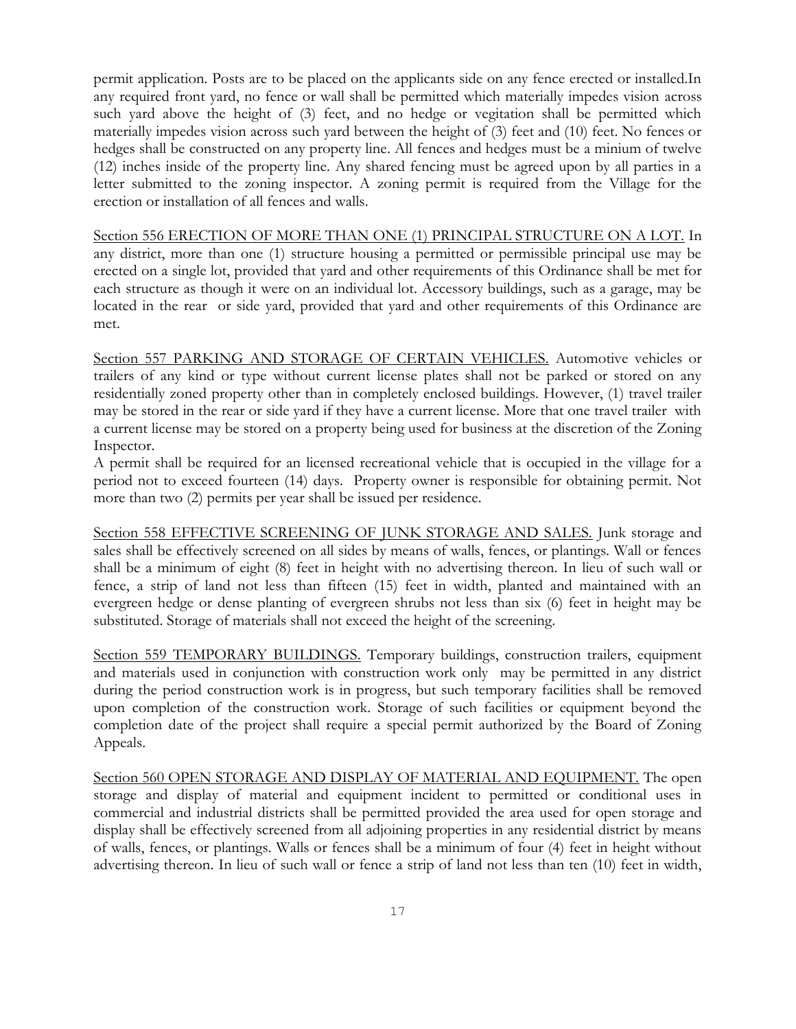permit application. Posts are to be placed on the applicants side on any fence erected or installed.In any required front yard, no fence or wall shall be permitted which materially impedes vision across such yard above the height of (3) feet, and no hedge or vegitation shall be permitted which materially impedes vision across such yard between the height of (3) feet and (10) feet. No fences or hedges shall be constructed on any property line. All fences and hedges must be a minium of twelve (12) inches inside of the property line. Any shared fencing must be agreed upon by all parties in a letter submitted to the zoning inspector. A zoning permit is required from the Village for the erection or installation of all fences and walls.

<u>Section 556 ERECTION OF MORE THAN ONE (1) PRINCIPAL STRUCTURE ON A LOT.</u> In any district, more than one (1) structure housing a permitted or permissible principal use may be erected on a single lot, provided that yard and other requirements of this Ordinance shall be met for each structure as though it were on an individual lot. Accessory buildings, such as a garage, may be located in the rear or side yard, provided that yard and other requirements of this Ordinance are met.

<u>Section 557 PARKING AND STORAGE OF CERTAIN VEHICLES.</u> Automotive vehicles or trailers of any kind or type without current license plates shall not be parked or stored on any residentially zoned property other than in completely enclosed buildings. However, (1) travel trailer may be stored in the rear or side yard if they have a current license. More that one travel trailer with a current license may be stored on a property being used for business at the discretion of the Zoning Inspector.

A permit shall be required for an licensed recreational vehicle that is occupied in the village for a period not to exceed fourteen (14) days. Property owner is responsible for obtaining permit. Not more than two (2) permits per year shall be issued per residence.

<u>Section 558 EFFECTIVE SCREENING OF JUNK STORAGE AND SALES.</u> Junk storage and sales shall be effectively screened on all sides by means of walls, fences, or plantings. Wall or fences shall be a minimum of eight (8) feet in height with no advertising thereon. In lieu of such wall or fence, a strip of land not less than fifteen (15) feet in width, planted and maintained with an evergreen hedge or dense planting of evergreen shrubs not less than six (6) feet in height may be substituted. Storage of materials shall not exceed the height of the screening.

<u>Section 559 TEMPORARY BUILDINGS.</u> Temporary buildings, construction trailers, equipment and materials used in conjunction with construction work only may be permitted in any district during the period construction work is in progress, but such temporary facilities shall be removed upon completion of the construction work. Storage of such facilities or equipment beyond the completion date of the project shall require a special permit authorized by the Board of Zoning Appeals.

<u>Section 560 OPEN STORAGE AND DISPLAY OF MATERIAL AND EQUIPMENT.</u> The open storage and display of material and equipment incident to permitted or conditional uses in commercial and industrial districts shall be permitted provided the area used for open storage and display shall be effectively screened from all adjoining properties in any residential district by means of walls, fences, or plantings. Walls or fences shall be a minimum of four (4) feet in height without advertising thereon. In lieu of such wall or fence a strip of land not less than ten (10) feet in width,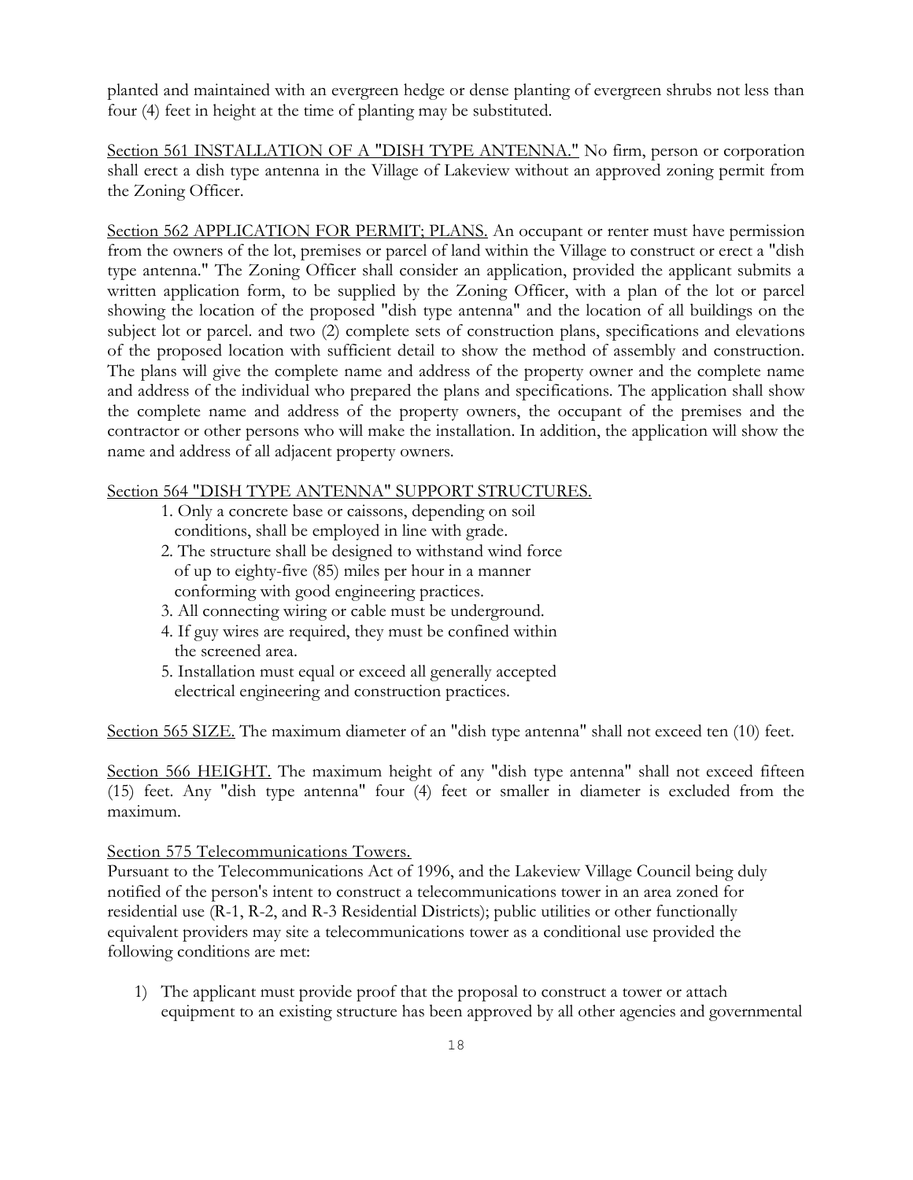planted and maintained with an evergreen hedge or dense planting of evergreen shrubs not less than four (4) feet in height at the time of planting may be substituted.

<u>Section 561 INSTALLATION OF A "DISH TYPE ANTENNA."</u> No firm, person or corporation shall erect a dish type antenna in the Village of Lakeview without an approved zoning permit from the Zoning Officer.

<u>Section 562 APPLICATION FOR PERMIT; PLANS.</u> An occupant or renter must have permission from the owners of the lot, premises or parcel of land within the Village to construct or erect a "dish type antenna." The Zoning Officer shall consider an application, provided the applicant submits a written application form, to be supplied by the Zoning Officer, with a plan of the lot or parcel showing the location of the proposed "dish type antenna" and the location of all buildings on the subject lot or parcel. and two (2) complete sets of construction plans, specifications and elevations of the proposed location with sufficient detail to show the method of assembly and construction. The plans will give the complete name and address of the property owner and the complete name and address of the individual who prepared the plans and specifications. The application shall show the complete name and address of the property owners, the occupant of the premises and the contractor or other persons who will make the installation. In addition, the application will show the name and address of all adjacent property owners.

<u>Section 564 "DISH TYPE ANTENNA" SUPPORT STRUCTURES.</u>

1. Only a concrete base or caissons, depending on soil conditions, shall be employed in line with grade.
2. The structure shall be designed to withstand wind force of up to eighty-five (85) miles per hour in a manner conforming with good engineering practices.
3. All connecting wiring or cable must be underground.
4. If guy wires are required, they must be confined within the screened area.
5. Installation must equal or exceed all generally accepted electrical engineering and construction practices.

<u>Section 565 SIZE.</u> The maximum diameter of an "dish type antenna" shall not exceed ten (10) feet.

<u>Section 566 HEIGHT.</u> The maximum height of any "dish type antenna" shall not exceed fifteen (15) feet. Any "dish type antenna" four (4) feet or smaller in diameter is excluded from the maximum.

<u>Section 575 Telecommunications Towers.</u>
Pursuant to the Telecommunications Act of 1996, and the Lakeview Village Council being duly notified of the person's intent to construct a telecommunications tower in an area zoned for residential use (R-1, R-2, and R-3 Residential Districts); public utilities or other functionally equivalent providers may site a telecommunications tower as a conditional use provided the following conditions are met:

1) The applicant must provide proof that the proposal to construct a tower or attach equipment to an existing structure has been approved by all other agencies and governmental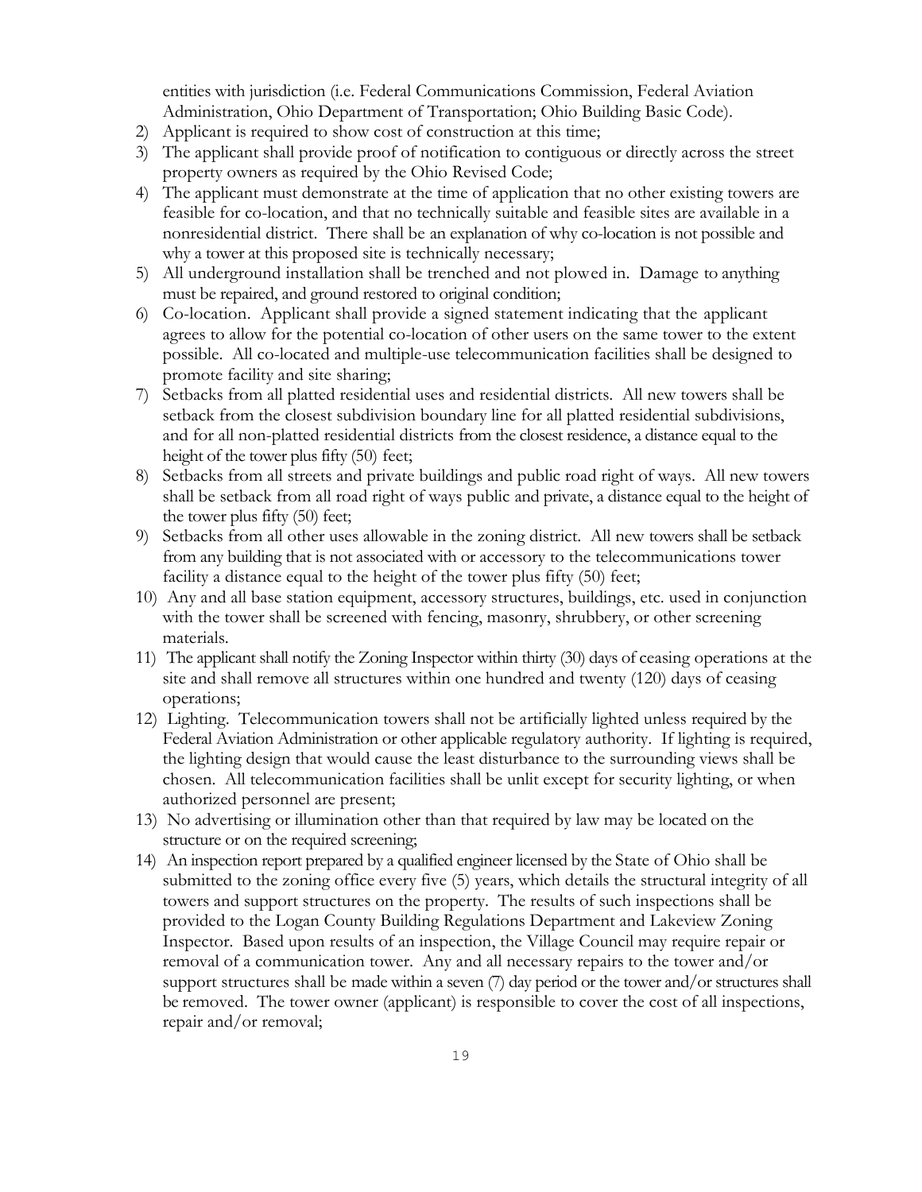entities with jurisdiction (i.e. Federal Communications Commission, Federal Aviation Administration, Ohio Department of Transportation; Ohio Building Basic Code).

2) Applicant is required to show cost of construction at this time;
3) The applicant shall provide proof of notification to contiguous or directly across the street property owners as required by the Ohio Revised Code;
4) The applicant must demonstrate at the time of application that no other existing towers are feasible for co-location, and that no technically suitable and feasible sites are available in a nonresidential district. There shall be an explanation of why co-location is not possible and why a tower at this proposed site is technically necessary;
5) All underground installation shall be trenched and not plowed in. Damage to anything must be repaired, and ground restored to original condition;
6) Co-location. Applicant shall provide a signed statement indicating that the applicant agrees to allow for the potential co-location of other users on the same tower to the extent possible. All co-located and multiple-use telecommunication facilities shall be designed to promote facility and site sharing;
7) Setbacks from all platted residential uses and residential districts. All new towers shall be setback from the closest subdivision boundary line for all platted residential subdivisions, and for all non-platted residential districts from the closest residence, a distance equal to the height of the tower plus fifty (50) feet;
8) Setbacks from all streets and private buildings and public road right of ways. All new towers shall be setback from all road right of ways public and private, a distance equal to the height of the tower plus fifty (50) feet;
9) Setbacks from all other uses allowable in the zoning district. All new towers shall be setback from any building that is not associated with or accessory to the telecommunications tower facility a distance equal to the height of the tower plus fifty (50) feet;
10) Any and all base station equipment, accessory structures, buildings, etc. used in conjunction with the tower shall be screened with fencing, masonry, shrubbery, or other screening materials.
11) The applicant shall notify the Zoning Inspector within thirty (30) days of ceasing operations at the site and shall remove all structures within one hundred and twenty (120) days of ceasing operations;
12) Lighting. Telecommunication towers shall not be artificially lighted unless required by the Federal Aviation Administration or other applicable regulatory authority. If lighting is required, the lighting design that would cause the least disturbance to the surrounding views shall be chosen. All telecommunication facilities shall be unlit except for security lighting, or when authorized personnel are present;
13) No advertising or illumination other than that required by law may be located on the structure or on the required screening;
14) An inspection report prepared by a qualified engineer licensed by the State of Ohio shall be submitted to the zoning office every five (5) years, which details the structural integrity of all towers and support structures on the property. The results of such inspections shall be provided to the Logan County Building Regulations Department and Lakeview Zoning Inspector. Based upon results of an inspection, the Village Council may require repair or removal of a communication tower. Any and all necessary repairs to the tower and/or support structures shall be made within a seven (7) day period or the tower and/or structures shall be removed. The tower owner (applicant) is responsible to cover the cost of all inspections, repair and/or removal;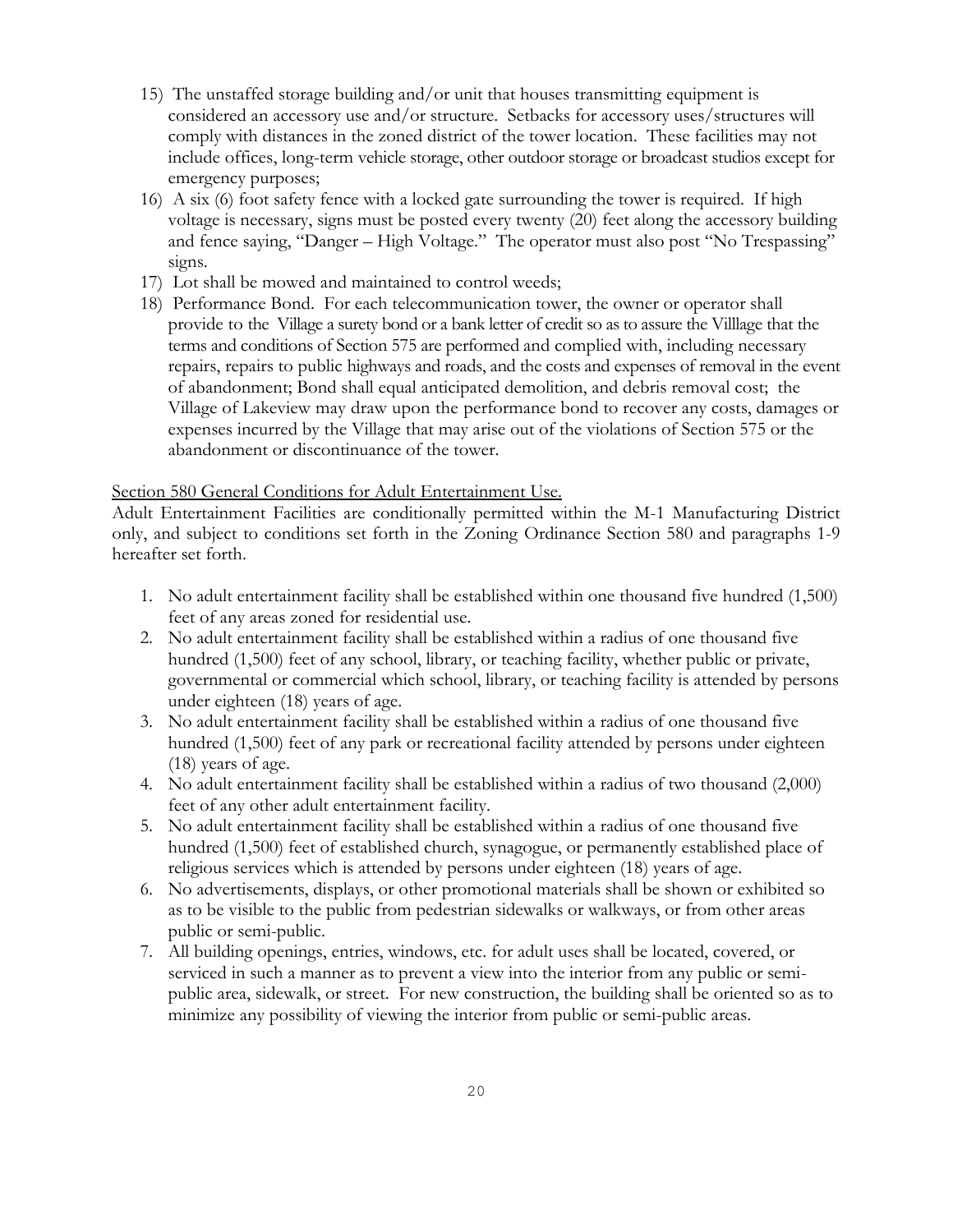15) The unstaffed storage building and/or unit that houses transmitting equipment is considered an accessory use and/or structure. Setbacks for accessory uses/structures will comply with distances in the zoned district of the tower location. These facilities may not include offices, long-term vehicle storage, other outdoor storage or broadcast studios except for emergency purposes;
16) A six (6) foot safety fence with a locked gate surrounding the tower is required. If high voltage is necessary, signs must be posted every twenty (20) feet along the accessory building and fence saying, "Danger – High Voltage." The operator must also post "No Trespassing" signs.
17) Lot shall be mowed and maintained to control weeds;
18) Performance Bond. For each telecommunication tower, the owner or operator shall provide to the Village a surety bond or a bank letter of credit so as to assure the Villlage that the terms and conditions of Section 575 are performed and complied with, including necessary repairs, repairs to public highways and roads, and the costs and expenses of removal in the event of abandonment; Bond shall equal anticipated demolition, and debris removal cost; the Village of Lakeview may draw upon the performance bond to recover any costs, damages or expenses incurred by the Village that may arise out of the violations of Section 575 or the abandonment or discontinuance of the tower.

Section 580 General Conditions for Adult Entertainment Use.

Adult Entertainment Facilities are conditionally permitted within the M-1 Manufacturing District only, and subject to conditions set forth in the Zoning Ordinance Section 580 and paragraphs 1-9 hereafter set forth.

1. No adult entertainment facility shall be established within one thousand five hundred (1,500) feet of any areas zoned for residential use.
2. No adult entertainment facility shall be established within a radius of one thousand five hundred (1,500) feet of any school, library, or teaching facility, whether public or private, governmental or commercial which school, library, or teaching facility is attended by persons under eighteen (18) years of age.
3. No adult entertainment facility shall be established within a radius of one thousand five hundred (1,500) feet of any park or recreational facility attended by persons under eighteen (18) years of age.
4. No adult entertainment facility shall be established within a radius of two thousand (2,000) feet of any other adult entertainment facility.
5. No adult entertainment facility shall be established within a radius of one thousand five hundred (1,500) feet of established church, synagogue, or permanently established place of religious services which is attended by persons under eighteen (18) years of age.
6. No advertisements, displays, or other promotional materials shall be shown or exhibited so as to be visible to the public from pedestrian sidewalks or walkways, or from other areas public or semi-public.
7. All building openings, entries, windows, etc. for adult uses shall be located, covered, or serviced in such a manner as to prevent a view into the interior from any public or semi-public area, sidewalk, or street. For new construction, the building shall be oriented so as to minimize any possibility of viewing the interior from public or semi-public areas.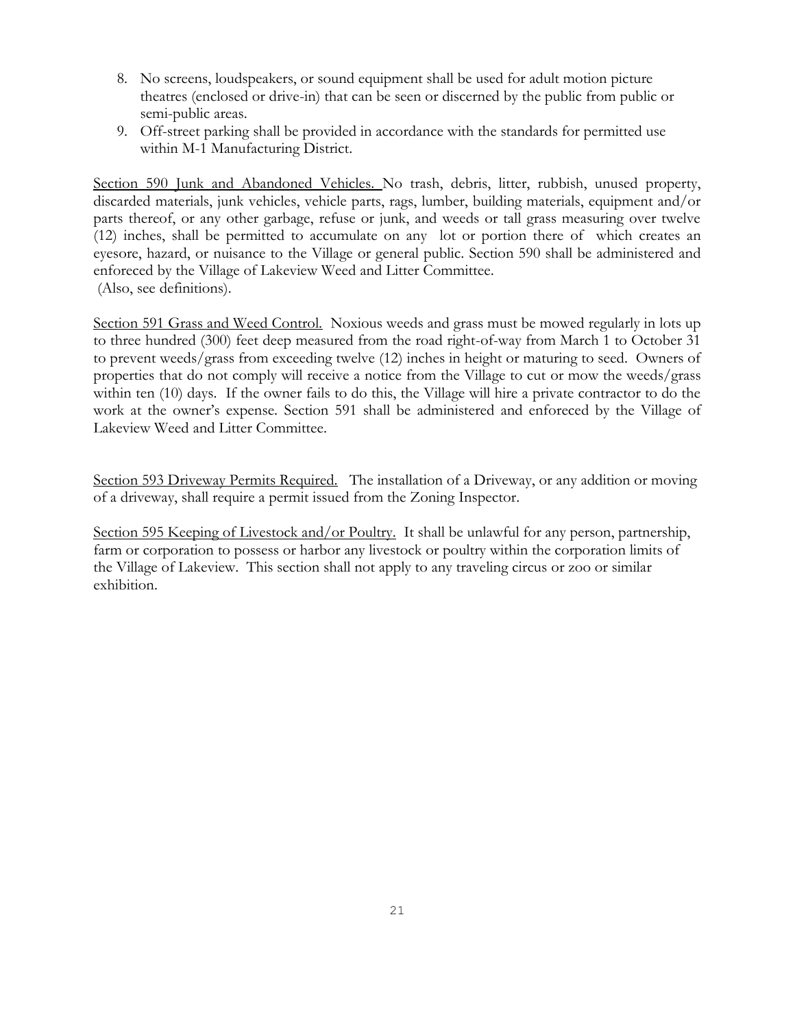8. No screens, loudspeakers, or sound equipment shall be used for adult motion picture theatres (enclosed or drive-in) that can be seen or discerned by the public from public or semi-public areas.
9. Off-street parking shall be provided in accordance with the standards for permitted use within M-1 Manufacturing District.

<u>Section 590 Junk and Abandoned Vehicles.</u> No trash, debris, litter, rubbish, unused property, discarded materials, junk vehicles, vehicle parts, rags, lumber, building materials, equipment and/or parts thereof, or any other garbage, refuse or junk, and weeds or tall grass measuring over twelve (12) inches, shall be permitted to accumulate on any lot or portion there of which creates an eyesore, hazard, or nuisance to the Village or general public. Section 590 shall be administered and enforeced by the Village of Lakeview Weed and Litter Committee.
(Also, see definitions).

<u>Section 591 Grass and Weed Control.</u> Noxious weeds and grass must be mowed regularly in lots up to three hundred (300) feet deep measured from the road right-of-way from March 1 to October 31 to prevent weeds/grass from exceeding twelve (12) inches in height or maturing to seed. Owners of properties that do not comply will receive a notice from the Village to cut or mow the weeds/grass within ten (10) days. If the owner fails to do this, the Village will hire a private contractor to do the work at the owner's expense. Section 591 shall be administered and enforeced by the Village of Lakeview Weed and Litter Committee.

<u>Section 593 Driveway Permits Required.</u> The installation of a Driveway, or any addition or moving of a driveway, shall require a permit issued from the Zoning Inspector.

<u>Section 595 Keeping of Livestock and/or Poultry.</u> It shall be unlawful for any person, partnership, farm or corporation to possess or harbor any livestock or poultry within the corporation limits of the Village of Lakeview. This section shall not apply to any traveling circus or zoo or similar exhibition.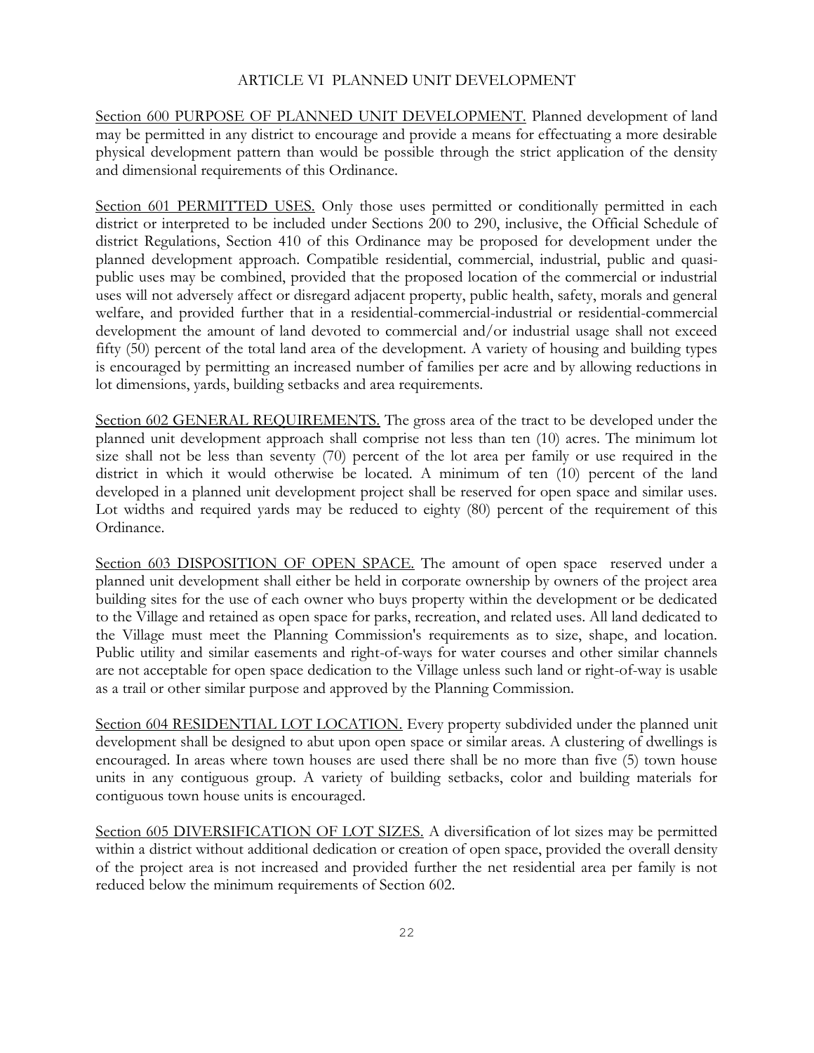# ARTICLE VI PLANNED UNIT DEVELOPMENT

Section 600 PURPOSE OF PLANNED UNIT DEVELOPMENT. Planned development of land may be permitted in any district to encourage and provide a means for effectuating a more desirable physical development pattern than would be possible through the strict application of the density and dimensional requirements of this Ordinance.

Section 601 PERMITTED USES. Only those uses permitted or conditionally permitted in each district or interpreted to be included under Sections 200 to 290, inclusive, the Official Schedule of district Regulations, Section 410 of this Ordinance may be proposed for development under the planned development approach. Compatible residential, commercial, industrial, public and quasi-public uses may be combined, provided that the proposed location of the commercial or industrial uses will not adversely affect or disregard adjacent property, public health, safety, morals and general welfare, and provided further that in a residential-commercial-industrial or residential-commercial development the amount of land devoted to commercial and/or industrial usage shall not exceed fifty (50) percent of the total land area of the development. A variety of housing and building types is encouraged by permitting an increased number of families per acre and by allowing reductions in lot dimensions, yards, building setbacks and area requirements.

Section 602 GENERAL REQUIREMENTS. The gross area of the tract to be developed under the planned unit development approach shall comprise not less than ten (10) acres. The minimum lot size shall not be less than seventy (70) percent of the lot area per family or use required in the district in which it would otherwise be located. A minimum of ten (10) percent of the land developed in a planned unit development project shall be reserved for open space and similar uses. Lot widths and required yards may be reduced to eighty (80) percent of the requirement of this Ordinance.

Section 603 DISPOSITION OF OPEN SPACE. The amount of open space reserved under a planned unit development shall either be held in corporate ownership by owners of the project area building sites for the use of each owner who buys property within the development or be dedicated to the Village and retained as open space for parks, recreation, and related uses. All land dedicated to the Village must meet the Planning Commission's requirements as to size, shape, and location. Public utility and similar easements and right-of-ways for water courses and other similar channels are not acceptable for open space dedication to the Village unless such land or right-of-way is usable as a trail or other similar purpose and approved by the Planning Commission.

Section 604 RESIDENTIAL LOT LOCATION. Every property subdivided under the planned unit development shall be designed to abut upon open space or similar areas. A clustering of dwellings is encouraged. In areas where town houses are used there shall be no more than five (5) town house units in any contiguous group. A variety of building setbacks, color and building materials for contiguous town house units is encouraged.

Section 605 DIVERSIFICATION OF LOT SIZES. A diversification of lot sizes may be permitted within a district without additional dedication or creation of open space, provided the overall density of the project area is not increased and provided further the net residential area per family is not reduced below the minimum requirements of Section 602.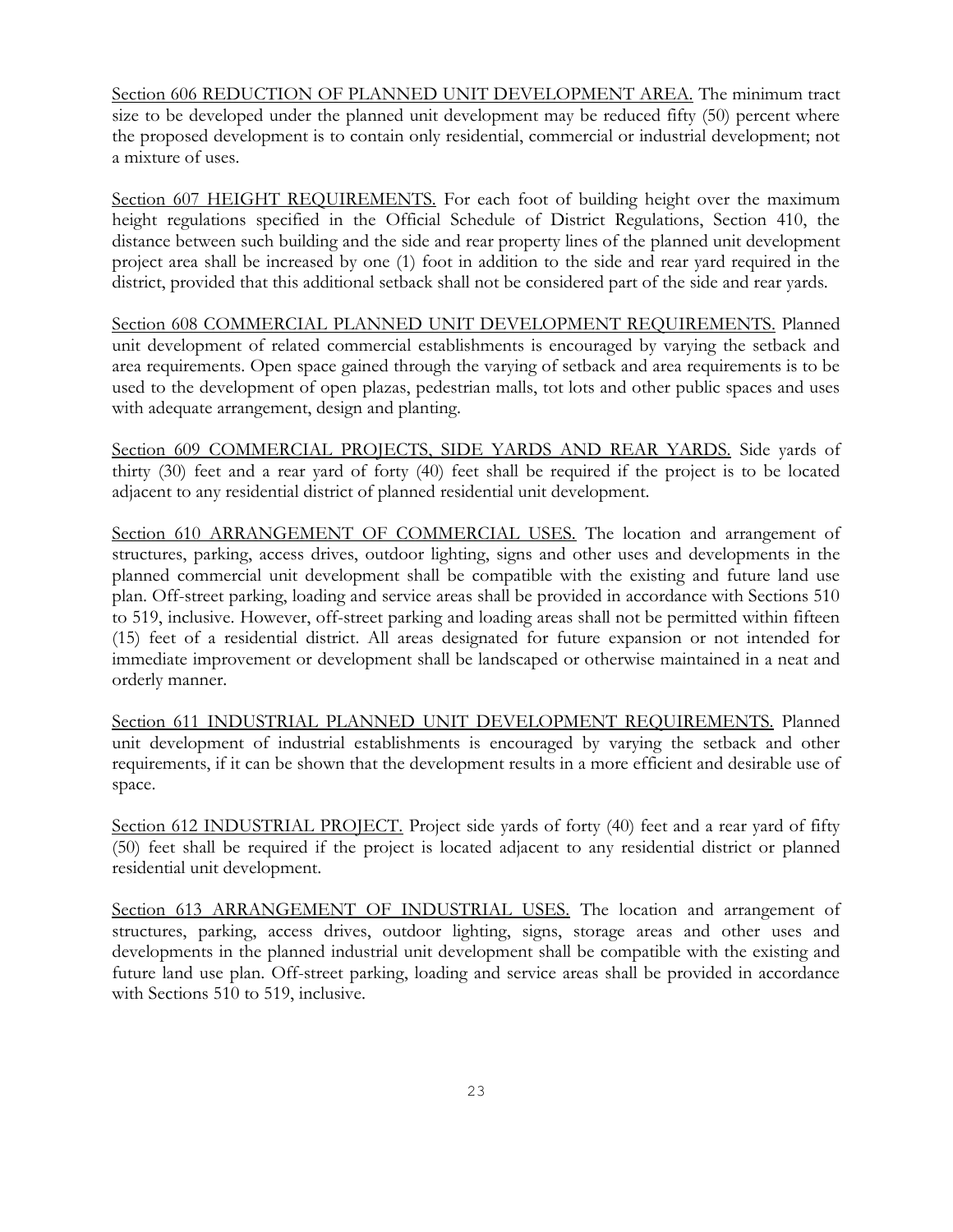Section 606 REDUCTION OF PLANNED UNIT DEVELOPMENT AREA. The minimum tract size to be developed under the planned unit development may be reduced fifty (50) percent where the proposed development is to contain only residential, commercial or industrial development; not a mixture of uses.

Section 607 HEIGHT REQUIREMENTS. For each foot of building height over the maximum height regulations specified in the Official Schedule of District Regulations, Section 410, the distance between such building and the side and rear property lines of the planned unit development project area shall be increased by one (1) foot in addition to the side and rear yard required in the district, provided that this additional setback shall not be considered part of the side and rear yards.

Section 608 COMMERCIAL PLANNED UNIT DEVELOPMENT REQUIREMENTS. Planned unit development of related commercial establishments is encouraged by varying the setback and area requirements. Open space gained through the varying of setback and area requirements is to be used to the development of open plazas, pedestrian malls, tot lots and other public spaces and uses with adequate arrangement, design and planting.

Section 609 COMMERCIAL PROJECTS, SIDE YARDS AND REAR YARDS. Side yards of thirty (30) feet and a rear yard of forty (40) feet shall be required if the project is to be located adjacent to any residential district of planned residential unit development.

Section 610 ARRANGEMENT OF COMMERCIAL USES. The location and arrangement of structures, parking, access drives, outdoor lighting, signs and other uses and developments in the planned commercial unit development shall be compatible with the existing and future land use plan. Off-street parking, loading and service areas shall be provided in accordance with Sections 510 to 519, inclusive. However, off-street parking and loading areas shall not be permitted within fifteen (15) feet of a residential district. All areas designated for future expansion or not intended for immediate improvement or development shall be landscaped or otherwise maintained in a neat and orderly manner.

Section 611 INDUSTRIAL PLANNED UNIT DEVELOPMENT REQUIREMENTS. Planned unit development of industrial establishments is encouraged by varying the setback and other requirements, if it can be shown that the development results in a more efficient and desirable use of space.

Section 612 INDUSTRIAL PROJECT. Project side yards of forty (40) feet and a rear yard of fifty (50) feet shall be required if the project is located adjacent to any residential district or planned residential unit development.

Section 613 ARRANGEMENT OF INDUSTRIAL USES. The location and arrangement of structures, parking, access drives, outdoor lighting, signs, storage areas and other uses and developments in the planned industrial unit development shall be compatible with the existing and future land use plan. Off-street parking, loading and service areas shall be provided in accordance with Sections 510 to 519, inclusive.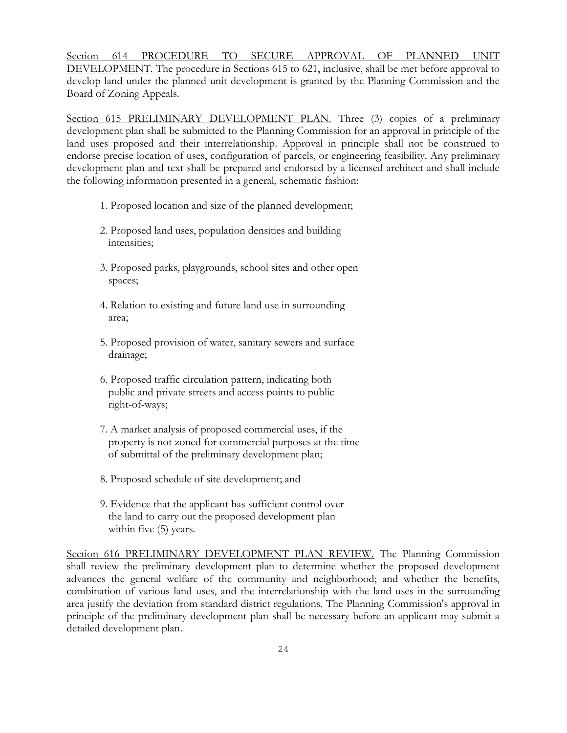Section 614 PROCEDURE TO SECURE APPROVAL OF PLANNED UNIT DEVELOPMENT. The procedure in Sections 615 to 621, inclusive, shall be met before approval to develop land under the planned unit development is granted by the Planning Commission and the Board of Zoning Appeals.

Section 615 PRELIMINARY DEVELOPMENT PLAN. Three (3) copies of a preliminary development plan shall be submitted to the Planning Commission for an approval in principle of the land uses proposed and their interrelationship. Approval in principle shall not be construed to endorse precise location of uses, configuration of parcels, or engineering feasibility. Any preliminary development plan and text shall be prepared and endorsed by a licensed architect and shall include the following information presented in a general, schematic fashion:

1. Proposed location and size of the planned development;
2. Proposed land uses, population densities and building intensities;
3. Proposed parks, playgrounds, school sites and other open spaces;
4. Relation to existing and future land use in surrounding area;
5. Proposed provision of water, sanitary sewers and surface drainage;
6. Proposed traffic circulation pattern, indicating both public and private streets and access points to public right-of-ways;
7. A market analysis of proposed commercial uses, if the property is not zoned for commercial purposes at the time of submittal of the preliminary development plan;
8. Proposed schedule of site development; and
9. Evidence that the applicant has sufficient control over the land to carry out the proposed development plan within five (5) years.

Section 616 PRELIMINARY DEVELOPMENT PLAN REVIEW. The Planning Commission shall review the preliminary development plan to determine whether the proposed development advances the general welfare of the community and neighborhood; and whether the benefits, combination of various land uses, and the interrelationship with the land uses in the surrounding area justify the deviation from standard district regulations. The Planning Commission's approval in principle of the preliminary development plan shall be necessary before an applicant may submit a detailed development plan.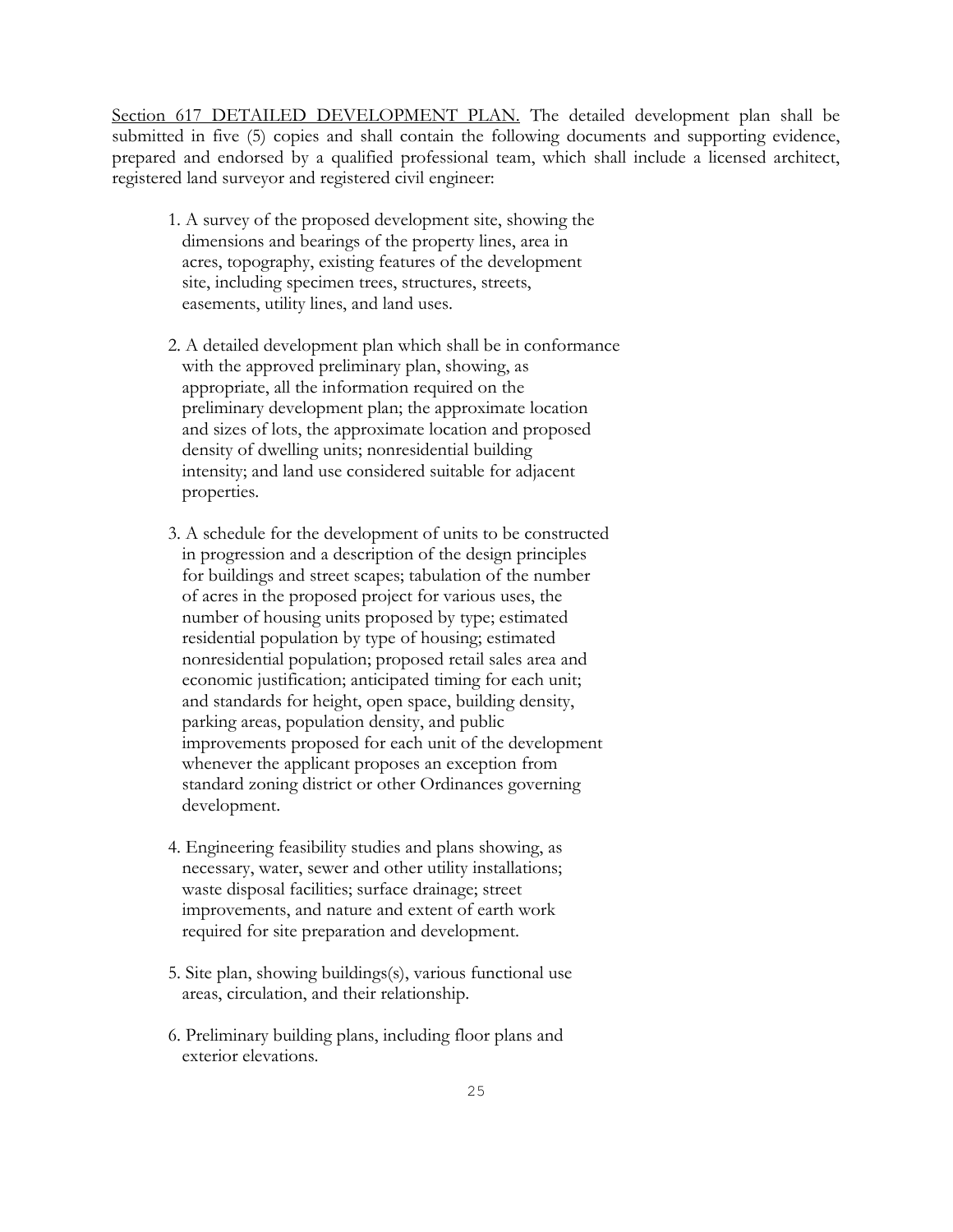<u>Section 617 DETAILED DEVELOPMENT PLAN.</u> The detailed development plan shall be submitted in five (5) copies and shall contain the following documents and supporting evidence, prepared and endorsed by a qualified professional team, which shall include a licensed architect, registered land surveyor and registered civil engineer:

1. A survey of the proposed development site, showing the dimensions and bearings of the property lines, area in acres, topography, existing features of the development site, including specimen trees, structures, streets, easements, utility lines, and land uses.

2. A detailed development plan which shall be in conformance with the approved preliminary plan, showing, as appropriate, all the information required on the preliminary development plan; the approximate location and sizes of lots, the approximate location and proposed density of dwelling units; nonresidential building intensity; and land use considered suitable for adjacent properties.

3. A schedule for the development of units to be constructed in progression and a description of the design principles for buildings and street scapes; tabulation of the number of acres in the proposed project for various uses, the number of housing units proposed by type; estimated residential population by type of housing; estimated nonresidential population; proposed retail sales area and economic justification; anticipated timing for each unit; and standards for height, open space, building density, parking areas, population density, and public improvements proposed for each unit of the development whenever the applicant proposes an exception from standard zoning district or other Ordinances governing development.

4. Engineering feasibility studies and plans showing, as necessary, water, sewer and other utility installations; waste disposal facilities; surface drainage; street improvements, and nature and extent of earth work required for site preparation and development.

5. Site plan, showing buildings(s), various functional use areas, circulation, and their relationship.

6. Preliminary building plans, including floor plans and exterior elevations.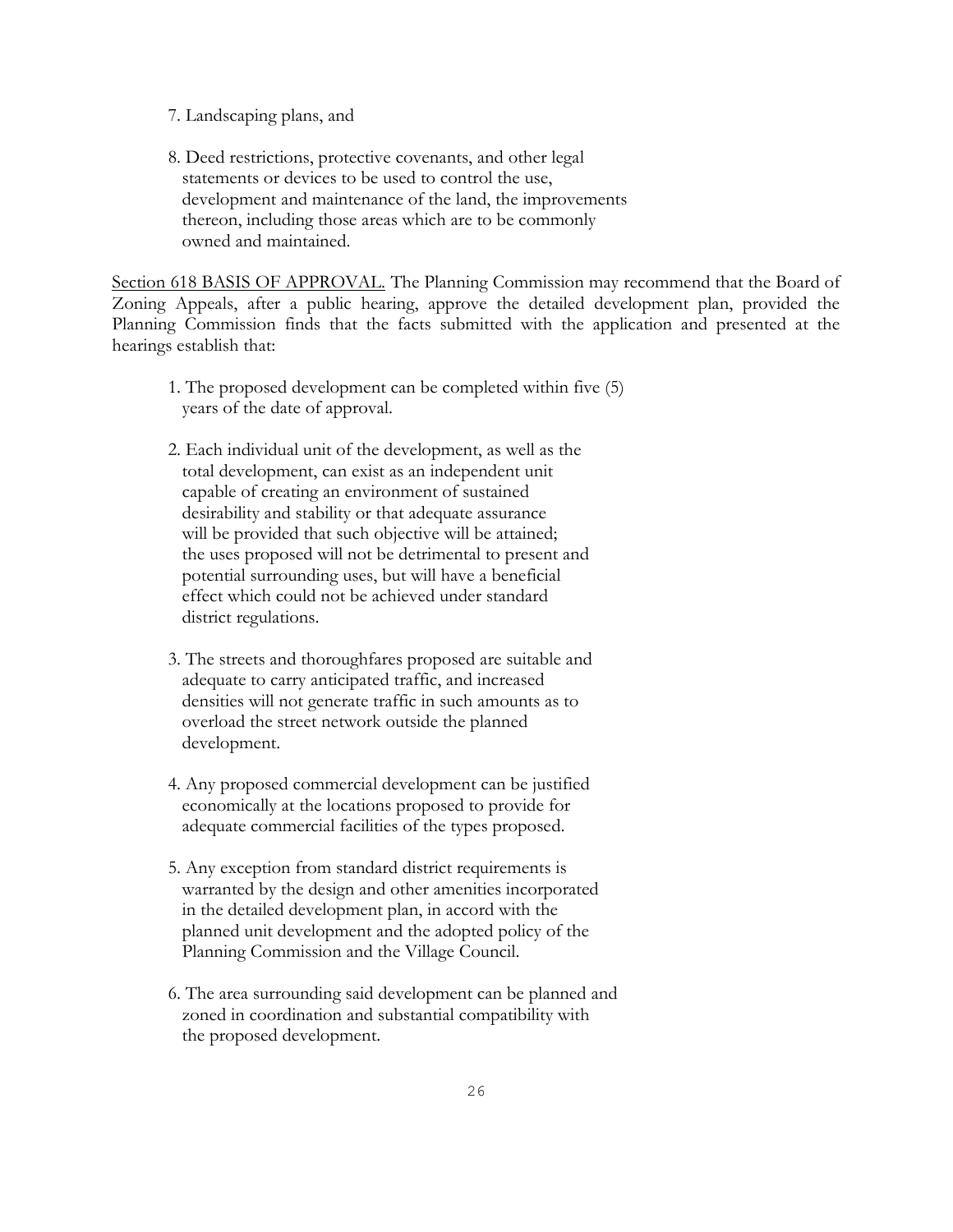7. Landscaping plans, and

8. Deed restrictions, protective covenants, and other legal statements or devices to be used to control the use, development and maintenance of the land, the improvements thereon, including those areas which are to be commonly owned and maintained.

<u>Section 618 BASIS OF APPROVAL.</u> The Planning Commission may recommend that the Board of Zoning Appeals, after a public hearing, approve the detailed development plan, provided the Planning Commission finds that the facts submitted with the application and presented at the hearings establish that:

1. The proposed development can be completed within five (5) years of the date of approval.

2. Each individual unit of the development, as well as the total development, can exist as an independent unit capable of creating an environment of sustained desirability and stability or that adequate assurance will be provided that such objective will be attained; the uses proposed will not be detrimental to present and potential surrounding uses, but will have a beneficial effect which could not be achieved under standard district regulations.

3. The streets and thoroughfares proposed are suitable and adequate to carry anticipated traffic, and increased densities will not generate traffic in such amounts as to overload the street network outside the planned development.

4. Any proposed commercial development can be justified economically at the locations proposed to provide for adequate commercial facilities of the types proposed.

5. Any exception from standard district requirements is warranted by the design and other amenities incorporated in the detailed development plan, in accord with the planned unit development and the adopted policy of the Planning Commission and the Village Council.

6. The area surrounding said development can be planned and zoned in coordination and substantial compatibility with the proposed development.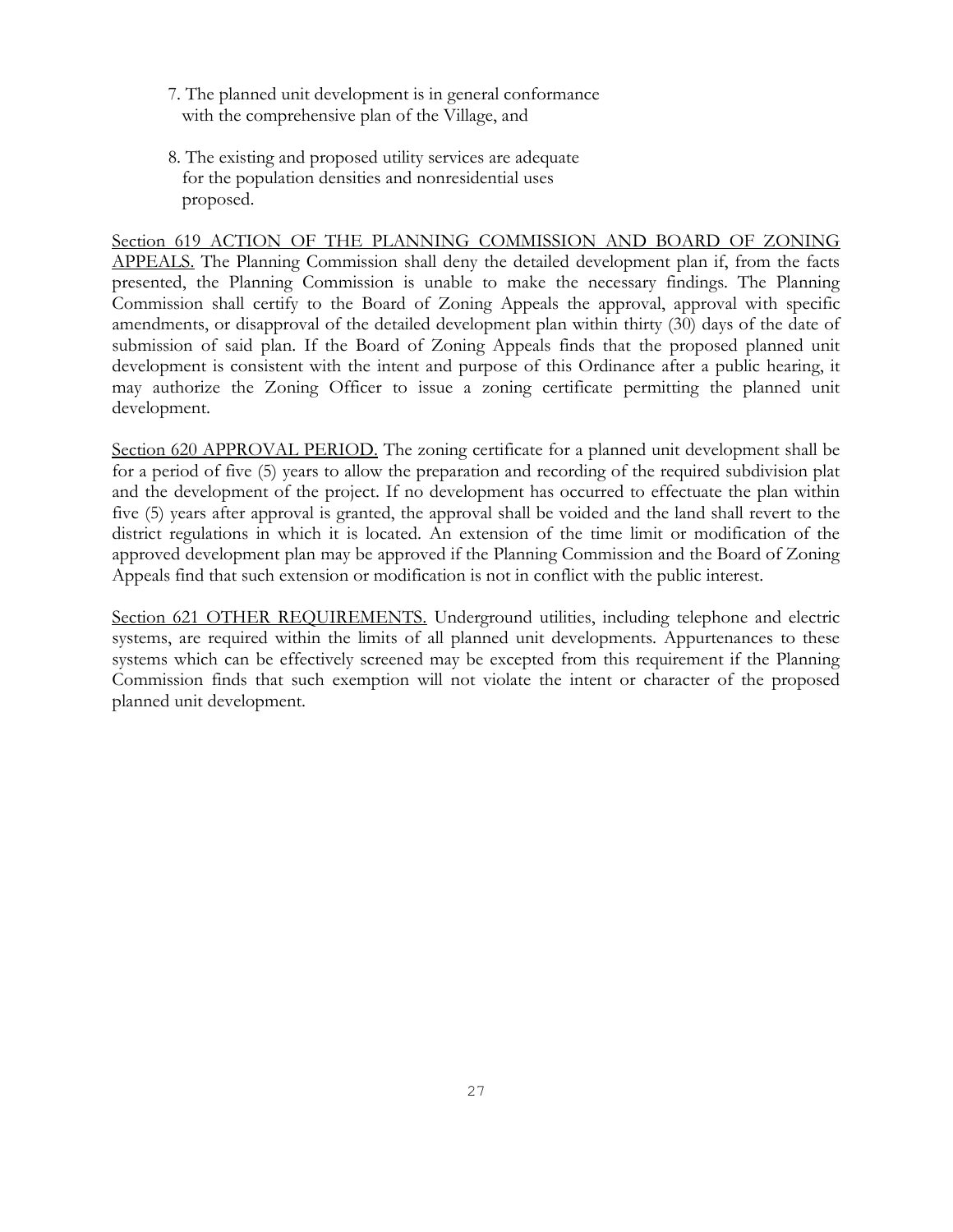7. The planned unit development is in general conformance with the comprehensive plan of the Village, and

8. The existing and proposed utility services are adequate for the population densities and nonresidential uses proposed.

Section 619 ACTION OF THE PLANNING COMMISSION AND BOARD OF ZONING APPEALS. The Planning Commission shall deny the detailed development plan if, from the facts presented, the Planning Commission is unable to make the necessary findings. The Planning Commission shall certify to the Board of Zoning Appeals the approval, approval with specific amendments, or disapproval of the detailed development plan within thirty (30) days of the date of submission of said plan. If the Board of Zoning Appeals finds that the proposed planned unit development is consistent with the intent and purpose of this Ordinance after a public hearing, it may authorize the Zoning Officer to issue a zoning certificate permitting the planned unit development.

Section 620 APPROVAL PERIOD. The zoning certificate for a planned unit development shall be for a period of five (5) years to allow the preparation and recording of the required subdivision plat and the development of the project. If no development has occurred to effectuate the plan within five (5) years after approval is granted, the approval shall be voided and the land shall revert to the district regulations in which it is located. An extension of the time limit or modification of the approved development plan may be approved if the Planning Commission and the Board of Zoning Appeals find that such extension or modification is not in conflict with the public interest.

Section 621 OTHER REQUIREMENTS. Underground utilities, including telephone and electric systems, are required within the limits of all planned unit developments. Appurtenances to these systems which can be effectively screened may be excepted from this requirement if the Planning Commission finds that such exemption will not violate the intent or character of the proposed planned unit development.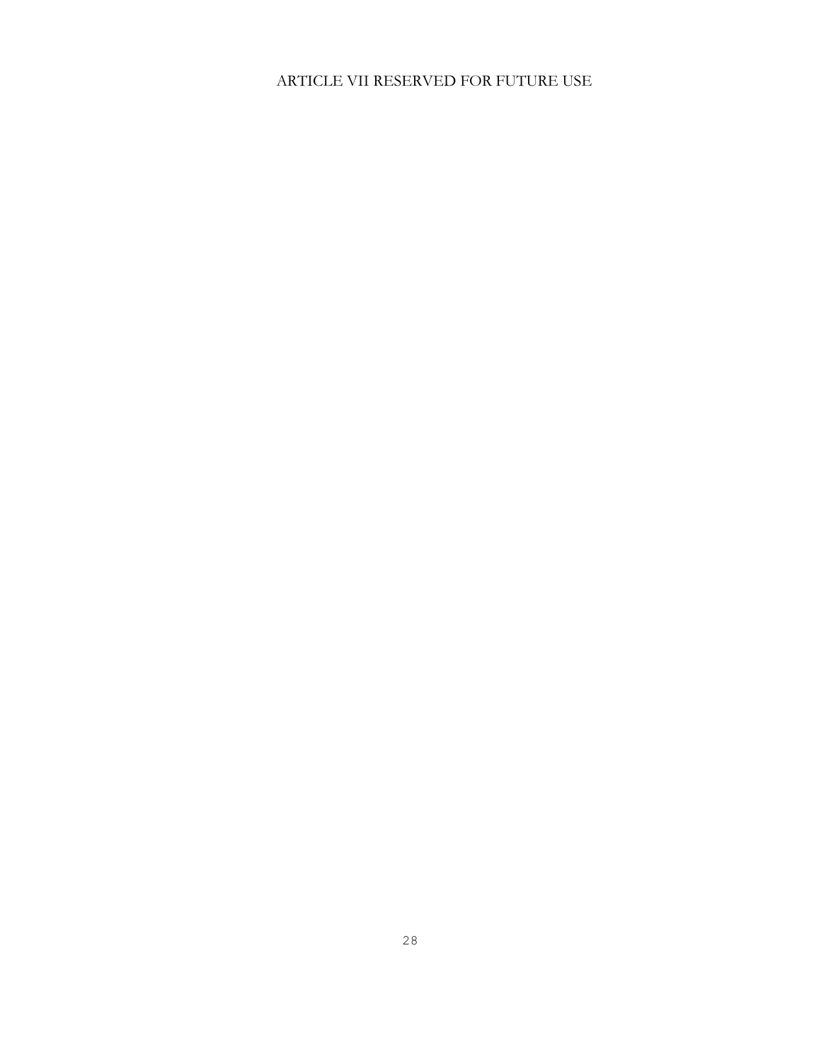# ARTICLE VII RESERVED FOR FUTURE USE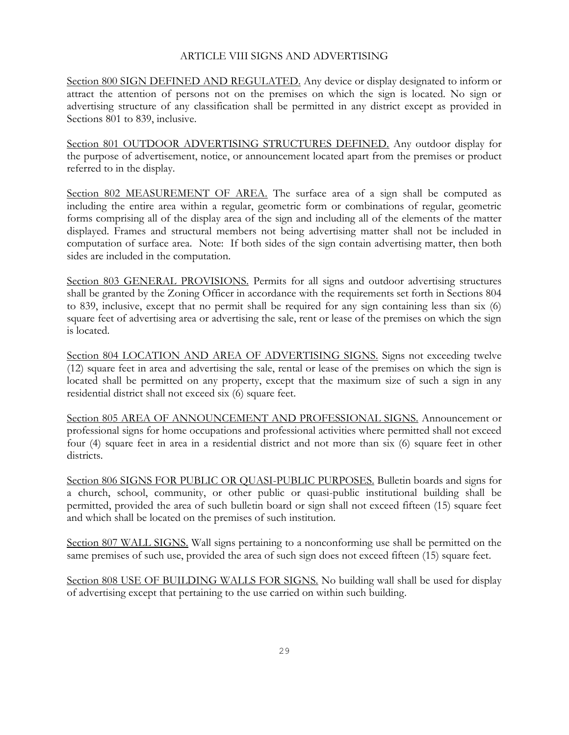# ARTICLE VIII SIGNS AND ADVERTISING

Section 800 SIGN DEFINED AND REGULATED. Any device or display designated to inform or attract the attention of persons not on the premises on which the sign is located. No sign or advertising structure of any classification shall be permitted in any district except as provided in Sections 801 to 839, inclusive.

Section 801 OUTDOOR ADVERTISING STRUCTURES DEFINED. Any outdoor display for the purpose of advertisement, notice, or announcement located apart from the premises or product referred to in the display.

Section 802 MEASUREMENT OF AREA. The surface area of a sign shall be computed as including the entire area within a regular, geometric form or combinations of regular, geometric forms comprising all of the display area of the sign and including all of the elements of the matter displayed. Frames and structural members not being advertising matter shall not be included in computation of surface area. Note: If both sides of the sign contain advertising matter, then both sides are included in the computation.

Section 803 GENERAL PROVISIONS. Permits for all signs and outdoor advertising structures shall be granted by the Zoning Officer in accordance with the requirements set forth in Sections 804 to 839, inclusive, except that no permit shall be required for any sign containing less than six (6) square feet of advertising area or advertising the sale, rent or lease of the premises on which the sign is located.

Section 804 LOCATION AND AREA OF ADVERTISING SIGNS. Signs not exceeding twelve (12) square feet in area and advertising the sale, rental or lease of the premises on which the sign is located shall be permitted on any property, except that the maximum size of such a sign in any residential district shall not exceed six (6) square feet.

Section 805 AREA OF ANNOUNCEMENT AND PROFESSIONAL SIGNS. Announcement or professional signs for home occupations and professional activities where permitted shall not exceed four (4) square feet in area in a residential district and not more than six (6) square feet in other districts.

Section 806 SIGNS FOR PUBLIC OR QUASI-PUBLIC PURPOSES. Bulletin boards and signs for a church, school, community, or other public or quasi-public institutional building shall be permitted, provided the area of such bulletin board or sign shall not exceed fifteen (15) square feet and which shall be located on the premises of such institution.

Section 807 WALL SIGNS. Wall signs pertaining to a nonconforming use shall be permitted on the same premises of such use, provided the area of such sign does not exceed fifteen (15) square feet.

Section 808 USE OF BUILDING WALLS FOR SIGNS. No building wall shall be used for display of advertising except that pertaining to the use carried on within such building.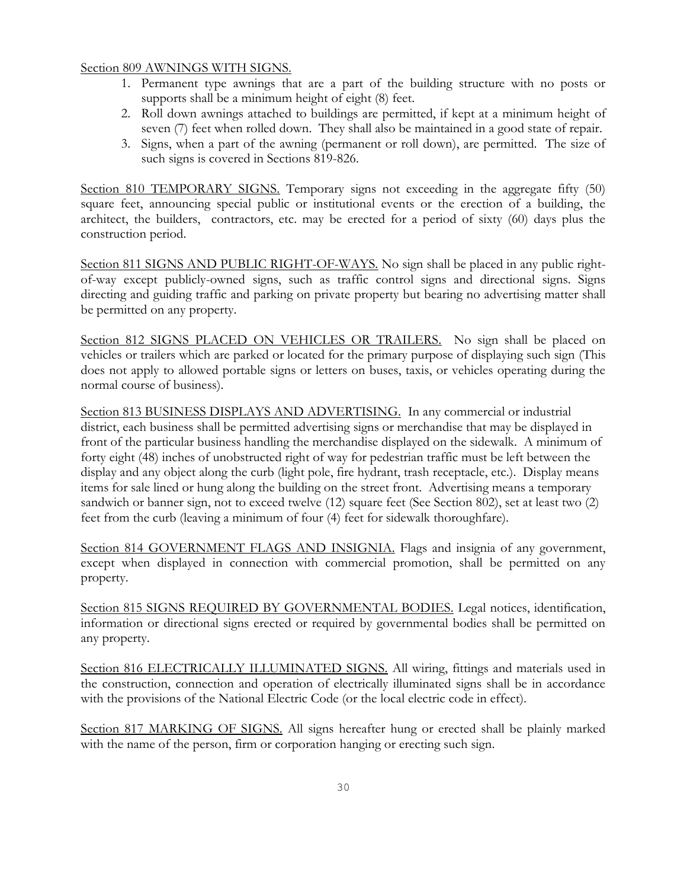Section 809 AWNINGS WITH SIGNS.

1. Permanent type awnings that are a part of the building structure with no posts or supports shall be a minimum height of eight (8) feet.
2. Roll down awnings attached to buildings are permitted, if kept at a minimum height of seven (7) feet when rolled down. They shall also be maintained in a good state of repair.
3. Signs, when a part of the awning (permanent or roll down), are permitted. The size of such signs is covered in Sections 819-826.

Section 810 TEMPORARY SIGNS. Temporary signs not exceeding in the aggregate fifty (50) square feet, announcing special public or institutional events or the erection of a building, the architect, the builders, contractors, etc. may be erected for a period of sixty (60) days plus the construction period.

Section 811 SIGNS AND PUBLIC RIGHT-OF-WAYS. No sign shall be placed in any public right-of-way except publicly-owned signs, such as traffic control signs and directional signs. Signs directing and guiding traffic and parking on private property but bearing no advertising matter shall be permitted on any property.

Section 812 SIGNS PLACED ON VEHICLES OR TRAILERS. No sign shall be placed on vehicles or trailers which are parked or located for the primary purpose of displaying such sign (This does not apply to allowed portable signs or letters on buses, taxis, or vehicles operating during the normal course of business).

Section 813 BUSINESS DISPLAYS AND ADVERTISING. In any commercial or industrial district, each business shall be permitted advertising signs or merchandise that may be displayed in front of the particular business handling the merchandise displayed on the sidewalk. A minimum of forty eight (48) inches of unobstructed right of way for pedestrian traffic must be left between the display and any object along the curb (light pole, fire hydrant, trash receptacle, etc.). Display means items for sale lined or hung along the building on the street front. Advertising means a temporary sandwich or banner sign, not to exceed twelve (12) square feet (See Section 802), set at least two (2) feet from the curb (leaving a minimum of four (4) feet for sidewalk thoroughfare).

Section 814 GOVERNMENT FLAGS AND INSIGNIA. Flags and insignia of any government, except when displayed in connection with commercial promotion, shall be permitted on any property.

Section 815 SIGNS REQUIRED BY GOVERNMENTAL BODIES. Legal notices, identification, information or directional signs erected or required by governmental bodies shall be permitted on any property.

Section 816 ELECTRICALLY ILLUMINATED SIGNS. All wiring, fittings and materials used in the construction, connection and operation of electrically illuminated signs shall be in accordance with the provisions of the National Electric Code (or the local electric code in effect).

Section 817 MARKING OF SIGNS. All signs hereafter hung or erected shall be plainly marked with the name of the person, firm or corporation hanging or erecting such sign.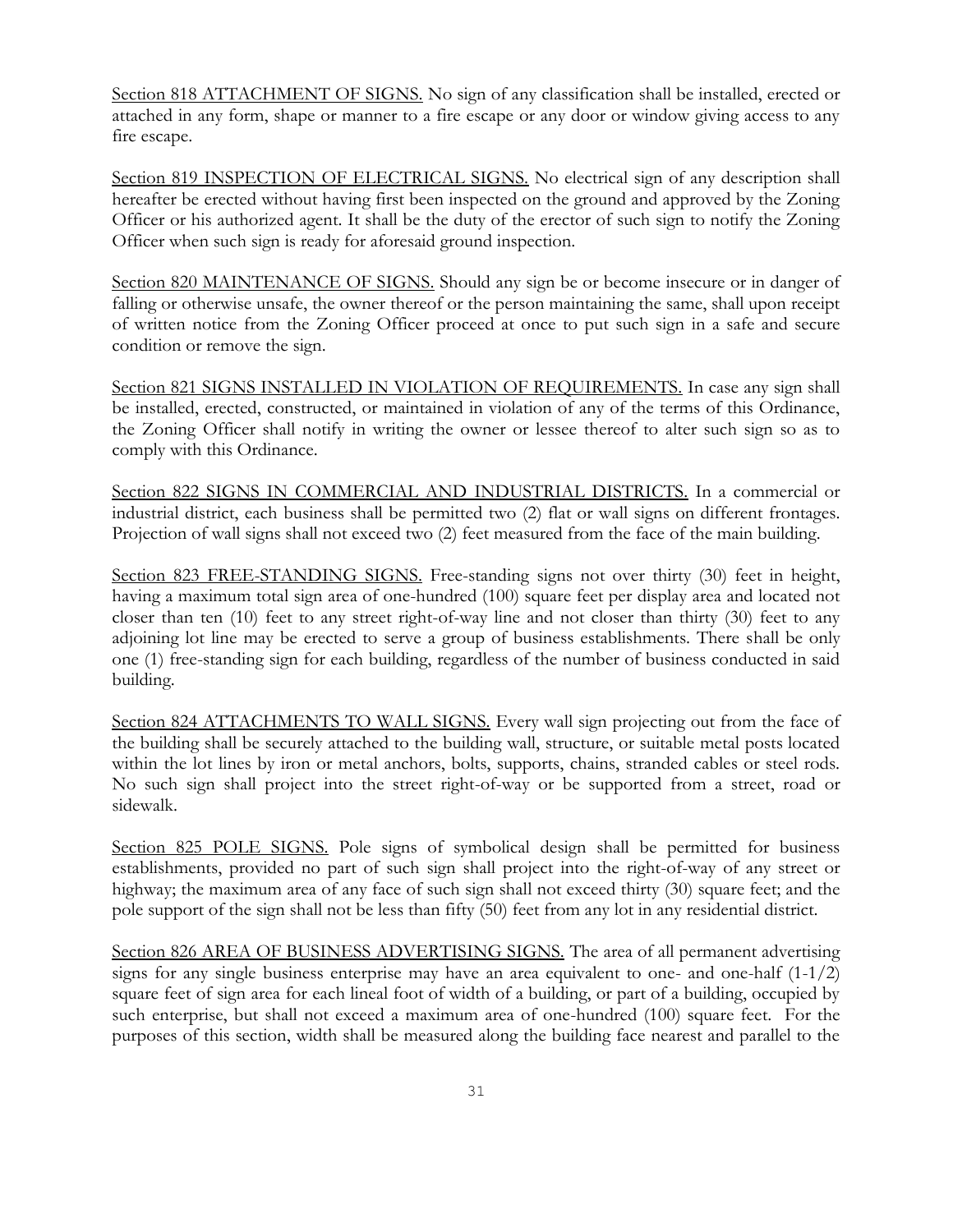Section 818 ATTACHMENT OF SIGNS. No sign of any classification shall be installed, erected or attached in any form, shape or manner to a fire escape or any door or window giving access to any fire escape.

Section 819 INSPECTION OF ELECTRICAL SIGNS. No electrical sign of any description shall hereafter be erected without having first been inspected on the ground and approved by the Zoning Officer or his authorized agent. It shall be the duty of the erector of such sign to notify the Zoning Officer when such sign is ready for aforesaid ground inspection.

Section 820 MAINTENANCE OF SIGNS. Should any sign be or become insecure or in danger of falling or otherwise unsafe, the owner thereof or the person maintaining the same, shall upon receipt of written notice from the Zoning Officer proceed at once to put such sign in a safe and secure condition or remove the sign.

Section 821 SIGNS INSTALLED IN VIOLATION OF REQUIREMENTS. In case any sign shall be installed, erected, constructed, or maintained in violation of any of the terms of this Ordinance, the Zoning Officer shall notify in writing the owner or lessee thereof to alter such sign so as to comply with this Ordinance.

Section 822 SIGNS IN COMMERCIAL AND INDUSTRIAL DISTRICTS. In a commercial or industrial district, each business shall be permitted two (2) flat or wall signs on different frontages. Projection of wall signs shall not exceed two (2) feet measured from the face of the main building.

Section 823 FREE-STANDING SIGNS. Free-standing signs not over thirty (30) feet in height, having a maximum total sign area of one-hundred (100) square feet per display area and located not closer than ten (10) feet to any street right-of-way line and not closer than thirty (30) feet to any adjoining lot line may be erected to serve a group of business establishments. There shall be only one (1) free-standing sign for each building, regardless of the number of business conducted in said building.

Section 824 ATTACHMENTS TO WALL SIGNS. Every wall sign projecting out from the face of the building shall be securely attached to the building wall, structure, or suitable metal posts located within the lot lines by iron or metal anchors, bolts, supports, chains, stranded cables or steel rods. No such sign shall project into the street right-of-way or be supported from a street, road or sidewalk.

Section 825 POLE SIGNS. Pole signs of symbolical design shall be permitted for business establishments, provided no part of such sign shall project into the right-of-way of any street or highway; the maximum area of any face of such sign shall not exceed thirty (30) square feet; and the pole support of the sign shall not be less than fifty (50) feet from any lot in any residential district.

Section 826 AREA OF BUSINESS ADVERTISING SIGNS. The area of all permanent advertising signs for any single business enterprise may have an area equivalent to one- and one-half (1-1/2) square feet of sign area for each lineal foot of width of a building, or part of a building, occupied by such enterprise, but shall not exceed a maximum area of one-hundred (100) square feet. For the purposes of this section, width shall be measured along the building face nearest and parallel to the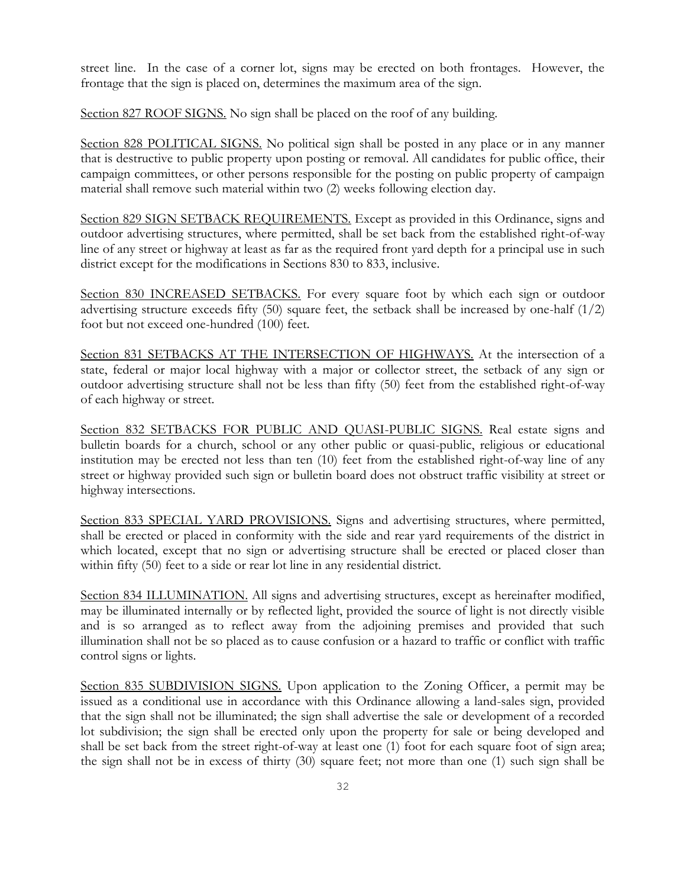street line. In the case of a corner lot, signs may be erected on both frontages. However, the frontage that the sign is placed on, determines the maximum area of the sign.

Section 827 ROOF SIGNS. No sign shall be placed on the roof of any building.

Section 828 POLITICAL SIGNS. No political sign shall be posted in any place or in any manner that is destructive to public property upon posting or removal. All candidates for public office, their campaign committees, or other persons responsible for the posting on public property of campaign material shall remove such material within two (2) weeks following election day.

Section 829 SIGN SETBACK REQUIREMENTS. Except as provided in this Ordinance, signs and outdoor advertising structures, where permitted, shall be set back from the established right-of-way line of any street or highway at least as far as the required front yard depth for a principal use in such district except for the modifications in Sections 830 to 833, inclusive.

Section 830 INCREASED SETBACKS. For every square foot by which each sign or outdoor advertising structure exceeds fifty (50) square feet, the setback shall be increased by one-half (1/2) foot but not exceed one-hundred (100) feet.

Section 831 SETBACKS AT THE INTERSECTION OF HIGHWAYS. At the intersection of a state, federal or major local highway with a major or collector street, the setback of any sign or outdoor advertising structure shall not be less than fifty (50) feet from the established right-of-way of each highway or street.

Section 832 SETBACKS FOR PUBLIC AND QUASI-PUBLIC SIGNS. Real estate signs and bulletin boards for a church, school or any other public or quasi-public, religious or educational institution may be erected not less than ten (10) feet from the established right-of-way line of any street or highway provided such sign or bulletin board does not obstruct traffic visibility at street or highway intersections.

Section 833 SPECIAL YARD PROVISIONS. Signs and advertising structures, where permitted, shall be erected or placed in conformity with the side and rear yard requirements of the district in which located, except that no sign or advertising structure shall be erected or placed closer than within fifty (50) feet to a side or rear lot line in any residential district.

Section 834 ILLUMINATION. All signs and advertising structures, except as hereinafter modified, may be illuminated internally or by reflected light, provided the source of light is not directly visible and is so arranged as to reflect away from the adjoining premises and provided that such illumination shall not be so placed as to cause confusion or a hazard to traffic or conflict with traffic control signs or lights.

Section 835 SUBDIVISION SIGNS. Upon application to the Zoning Officer, a permit may be issued as a conditional use in accordance with this Ordinance allowing a land-sales sign, provided that the sign shall not be illuminated; the sign shall advertise the sale or development of a recorded lot subdivision; the sign shall be erected only upon the property for sale or being developed and shall be set back from the street right-of-way at least one (1) foot for each square foot of sign area; the sign shall not be in excess of thirty (30) square feet; not more than one (1) such sign shall be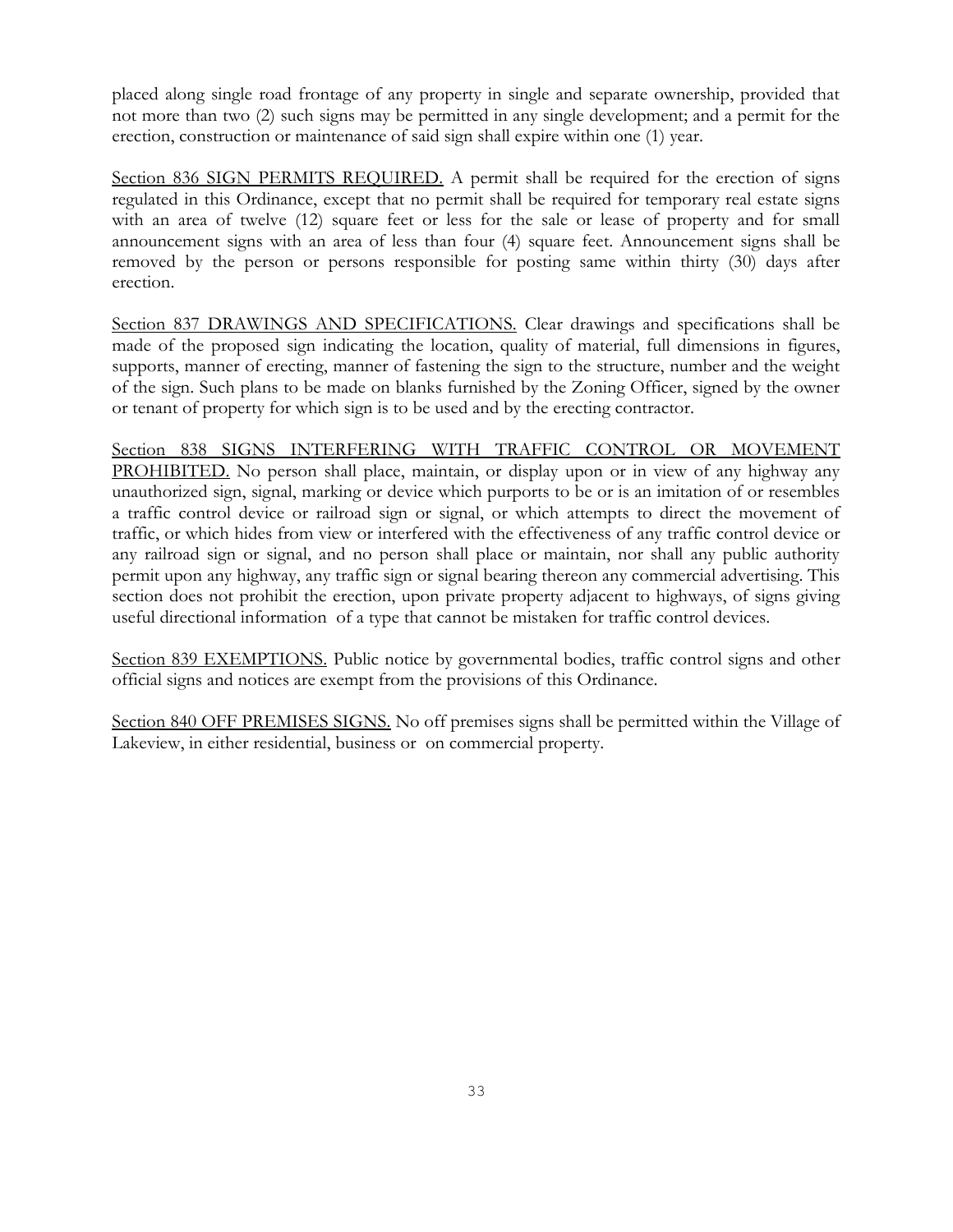placed along single road frontage of any property in single and separate ownership, provided that not more than two (2) such signs may be permitted in any single development; and a permit for the erection, construction or maintenance of said sign shall expire within one (1) year.

Section 836 SIGN PERMITS REQUIRED. A permit shall be required for the erection of signs regulated in this Ordinance, except that no permit shall be required for temporary real estate signs with an area of twelve (12) square feet or less for the sale or lease of property and for small announcement signs with an area of less than four (4) square feet. Announcement signs shall be removed by the person or persons responsible for posting same within thirty (30) days after erection.

Section 837 DRAWINGS AND SPECIFICATIONS. Clear drawings and specifications shall be made of the proposed sign indicating the location, quality of material, full dimensions in figures, supports, manner of erecting, manner of fastening the sign to the structure, number and the weight of the sign. Such plans to be made on blanks furnished by the Zoning Officer, signed by the owner or tenant of property for which sign is to be used and by the erecting contractor.

Section 838 SIGNS INTERFERING WITH TRAFFIC CONTROL OR MOVEMENT PROHIBITED. No person shall place, maintain, or display upon or in view of any highway any unauthorized sign, signal, marking or device which purports to be or is an imitation of or resembles a traffic control device or railroad sign or signal, or which attempts to direct the movement of traffic, or which hides from view or interfered with the effectiveness of any traffic control device or any railroad sign or signal, and no person shall place or maintain, nor shall any public authority permit upon any highway, any traffic sign or signal bearing thereon any commercial advertising. This section does not prohibit the erection, upon private property adjacent to highways, of signs giving useful directional information of a type that cannot be mistaken for traffic control devices.

Section 839 EXEMPTIONS. Public notice by governmental bodies, traffic control signs and other official signs and notices are exempt from the provisions of this Ordinance.

Section 840 OFF PREMISES SIGNS. No off premises signs shall be permitted within the Village of Lakeview, in either residential, business or on commercial property.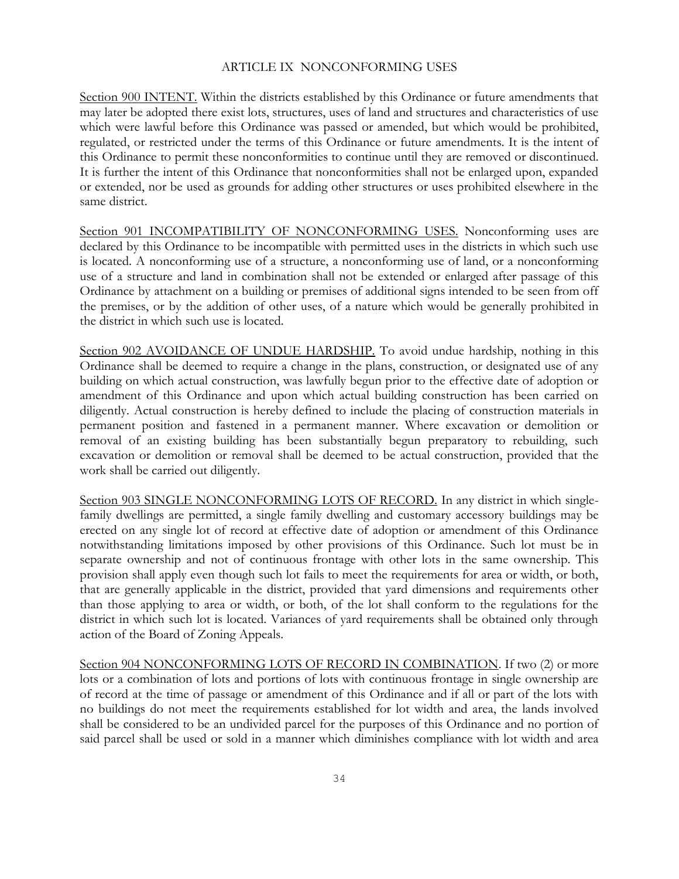# ARTICLE IX NONCONFORMING USES

<u>Section 900 INTENT.</u> Within the districts established by this Ordinance or future amendments that may later be adopted there exist lots, structures, uses of land and structures and characteristics of use which were lawful before this Ordinance was passed or amended, but which would be prohibited, regulated, or restricted under the terms of this Ordinance or future amendments. It is the intent of this Ordinance to permit these nonconformities to continue until they are removed or discontinued. It is further the intent of this Ordinance that nonconformities shall not be enlarged upon, expanded or extended, nor be used as grounds for adding other structures or uses prohibited elsewhere in the same district.

<u>Section 901 INCOMPATIBILITY OF NONCONFORMING USES.</u> Nonconforming uses are declared by this Ordinance to be incompatible with permitted uses in the districts in which such use is located. A nonconforming use of a structure, a nonconforming use of land, or a nonconforming use of a structure and land in combination shall not be extended or enlarged after passage of this Ordinance by attachment on a building or premises of additional signs intended to be seen from off the premises, or by the addition of other uses, of a nature which would be generally prohibited in the district in which such use is located.

<u>Section 902 AVOIDANCE OF UNDUE HARDSHIP.</u> To avoid undue hardship, nothing in this Ordinance shall be deemed to require a change in the plans, construction, or designated use of any building on which actual construction, was lawfully begun prior to the effective date of adoption or amendment of this Ordinance and upon which actual building construction has been carried on diligently. Actual construction is hereby defined to include the placing of construction materials in permanent position and fastened in a permanent manner. Where excavation or demolition or removal of an existing building has been substantially begun preparatory to rebuilding, such excavation or demolition or removal shall be deemed to be actual construction, provided that the work shall be carried out diligently.

<u>Section 903 SINGLE NONCONFORMING LOTS OF RECORD.</u> In any district in which single-family dwellings are permitted, a single family dwelling and customary accessory buildings may be erected on any single lot of record at effective date of adoption or amendment of this Ordinance notwithstanding limitations imposed by other provisions of this Ordinance. Such lot must be in separate ownership and not of continuous frontage with other lots in the same ownership. This provision shall apply even though such lot fails to meet the requirements for area or width, or both, that are generally applicable in the district, provided that yard dimensions and requirements other than those applying to area or width, or both, of the lot shall conform to the regulations for the district in which such lot is located. Variances of yard requirements shall be obtained only through action of the Board of Zoning Appeals.

<u>Section 904 NONCONFORMING LOTS OF RECORD IN COMBINATION</u>. If two (2) or more lots or a combination of lots and portions of lots with continuous frontage in single ownership are of record at the time of passage or amendment of this Ordinance and if all or part of the lots with no buildings do not meet the requirements established for lot width and area, the lands involved shall be considered to be an undivided parcel for the purposes of this Ordinance and no portion of said parcel shall be used or sold in a manner which diminishes compliance with lot width and area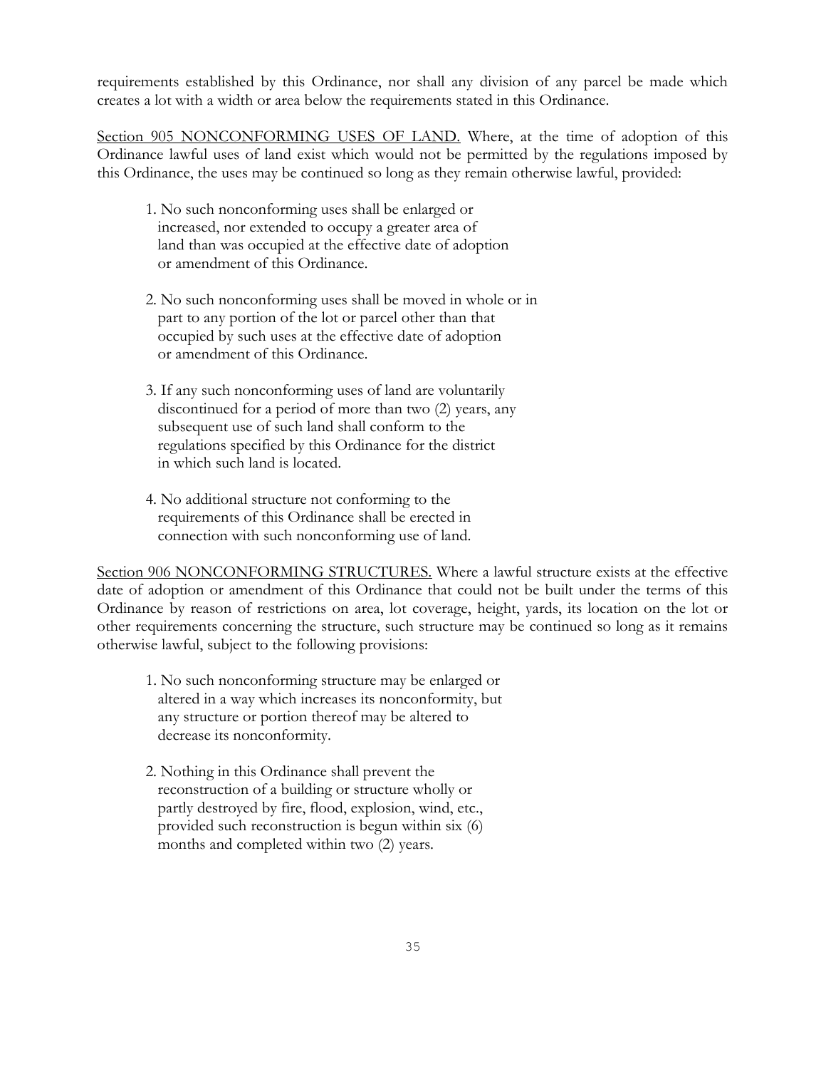requirements established by this Ordinance, nor shall any division of any parcel be made which creates a lot with a width or area below the requirements stated in this Ordinance.

<u>Section 905 NONCONFORMING USES OF LAND.</u> Where, at the time of adoption of this Ordinance lawful uses of land exist which would not be permitted by the regulations imposed by this Ordinance, the uses may be continued so long as they remain otherwise lawful, provided:

1. No such nonconforming uses shall be enlarged or increased, nor extended to occupy a greater area of land than was occupied at the effective date of adoption or amendment of this Ordinance.

2. No such nonconforming uses shall be moved in whole or in part to any portion of the lot or parcel other than that occupied by such uses at the effective date of adoption or amendment of this Ordinance.

3. If any such nonconforming uses of land are voluntarily discontinued for a period of more than two (2) years, any subsequent use of such land shall conform to the regulations specified by this Ordinance for the district in which such land is located.

4. No additional structure not conforming to the requirements of this Ordinance shall be erected in connection with such nonconforming use of land.

<u>Section 906 NONCONFORMING STRUCTURES.</u> Where a lawful structure exists at the effective date of adoption or amendment of this Ordinance that could not be built under the terms of this Ordinance by reason of restrictions on area, lot coverage, height, yards, its location on the lot or other requirements concerning the structure, such structure may be continued so long as it remains otherwise lawful, subject to the following provisions:

1. No such nonconforming structure may be enlarged or altered in a way which increases its nonconformity, but any structure or portion thereof may be altered to decrease its nonconformity.

2. Nothing in this Ordinance shall prevent the reconstruction of a building or structure wholly or partly destroyed by fire, flood, explosion, wind, etc., provided such reconstruction is begun within six (6) months and completed within two (2) years.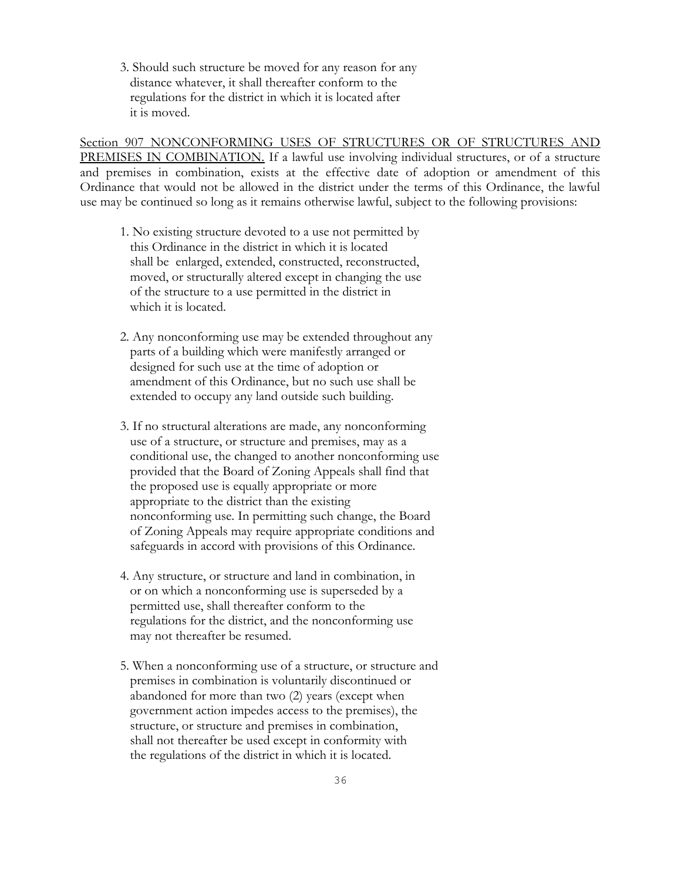3. Should such structure be moved for any reason for any distance whatever, it shall thereafter conform to the regulations for the district in which it is located after it is moved.

<u>Section 907 NONCONFORMING USES OF STRUCTURES OR OF STRUCTURES AND PREMISES IN COMBINATION.</u> If a lawful use involving individual structures, or of a structure and premises in combination, exists at the effective date of adoption or amendment of this Ordinance that would not be allowed in the district under the terms of this Ordinance, the lawful use may be continued so long as it remains otherwise lawful, subject to the following provisions:

1. No existing structure devoted to a use not permitted by this Ordinance in the district in which it is located shall be enlarged, extended, constructed, reconstructed, moved, or structurally altered except in changing the use of the structure to a use permitted in the district in which it is located.

2. Any nonconforming use may be extended throughout any parts of a building which were manifestly arranged or designed for such use at the time of adoption or amendment of this Ordinance, but no such use shall be extended to occupy any land outside such building.

3. If no structural alterations are made, any nonconforming use of a structure, or structure and premises, may as a conditional use, the changed to another nonconforming use provided that the Board of Zoning Appeals shall find that the proposed use is equally appropriate or more appropriate to the district than the existing nonconforming use. In permitting such change, the Board of Zoning Appeals may require appropriate conditions and safeguards in accord with provisions of this Ordinance.

4. Any structure, or structure and land in combination, in or on which a nonconforming use is superseded by a permitted use, shall thereafter conform to the regulations for the district, and the nonconforming use may not thereafter be resumed.

5. When a nonconforming use of a structure, or structure and premises in combination is voluntarily discontinued or abandoned for more than two (2) years (except when government action impedes access to the premises), the structure, or structure and premises in combination, shall not thereafter be used except in conformity with the regulations of the district in which it is located.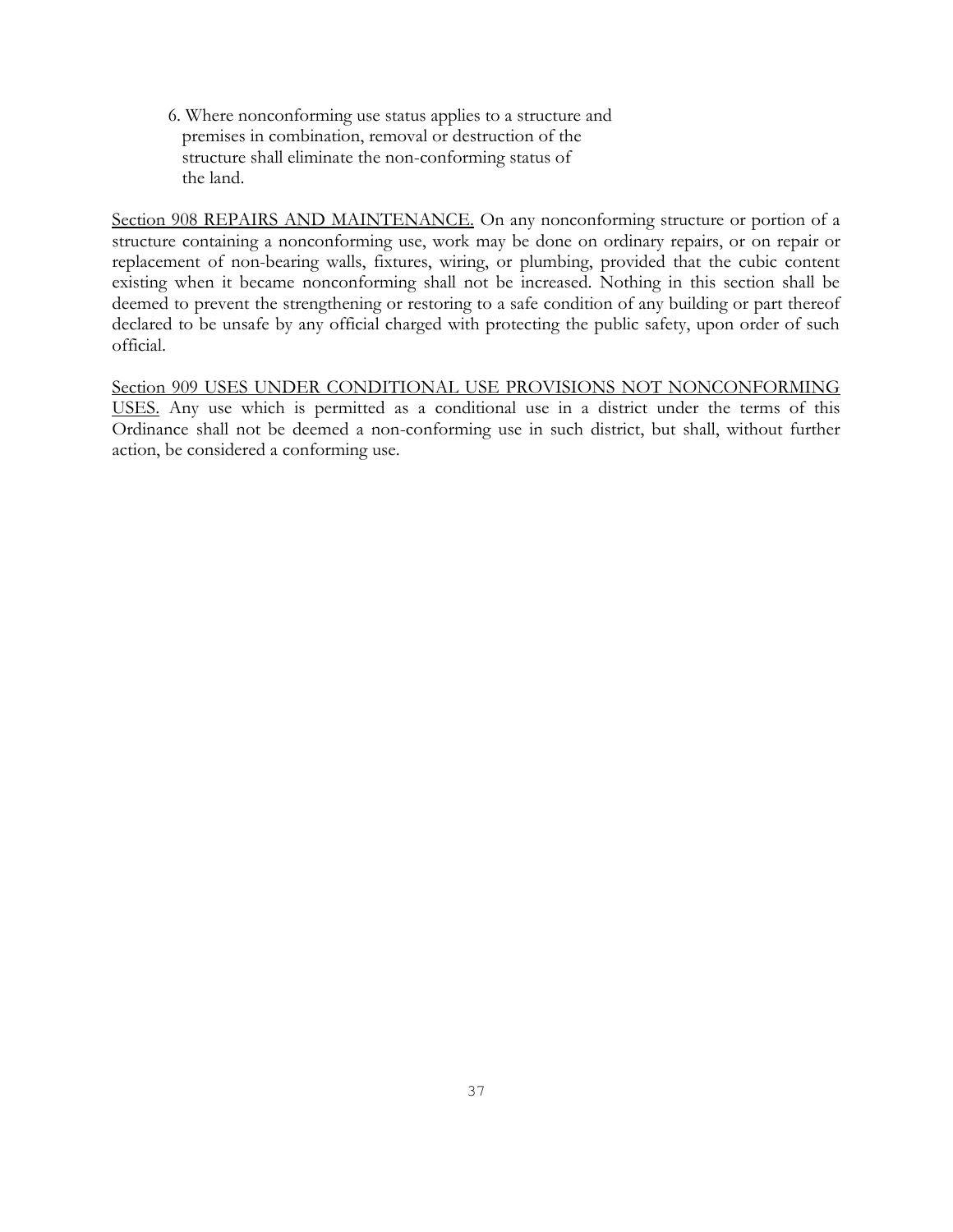6. Where nonconforming use status applies to a structure and premises in combination, removal or destruction of the structure shall eliminate the non-conforming status of the land.

Section 908 REPAIRS AND MAINTENANCE. On any nonconforming structure or portion of a structure containing a nonconforming use, work may be done on ordinary repairs, or on repair or replacement of non-bearing walls, fixtures, wiring, or plumbing, provided that the cubic content existing when it became nonconforming shall not be increased. Nothing in this section shall be deemed to prevent the strengthening or restoring to a safe condition of any building or part thereof declared to be unsafe by any official charged with protecting the public safety, upon order of such official.

Section 909 USES UNDER CONDITIONAL USE PROVISIONS NOT NONCONFORMING USES. Any use which is permitted as a conditional use in a district under the terms of this Ordinance shall not be deemed a non-conforming use in such district, but shall, without further action, be considered a conforming use.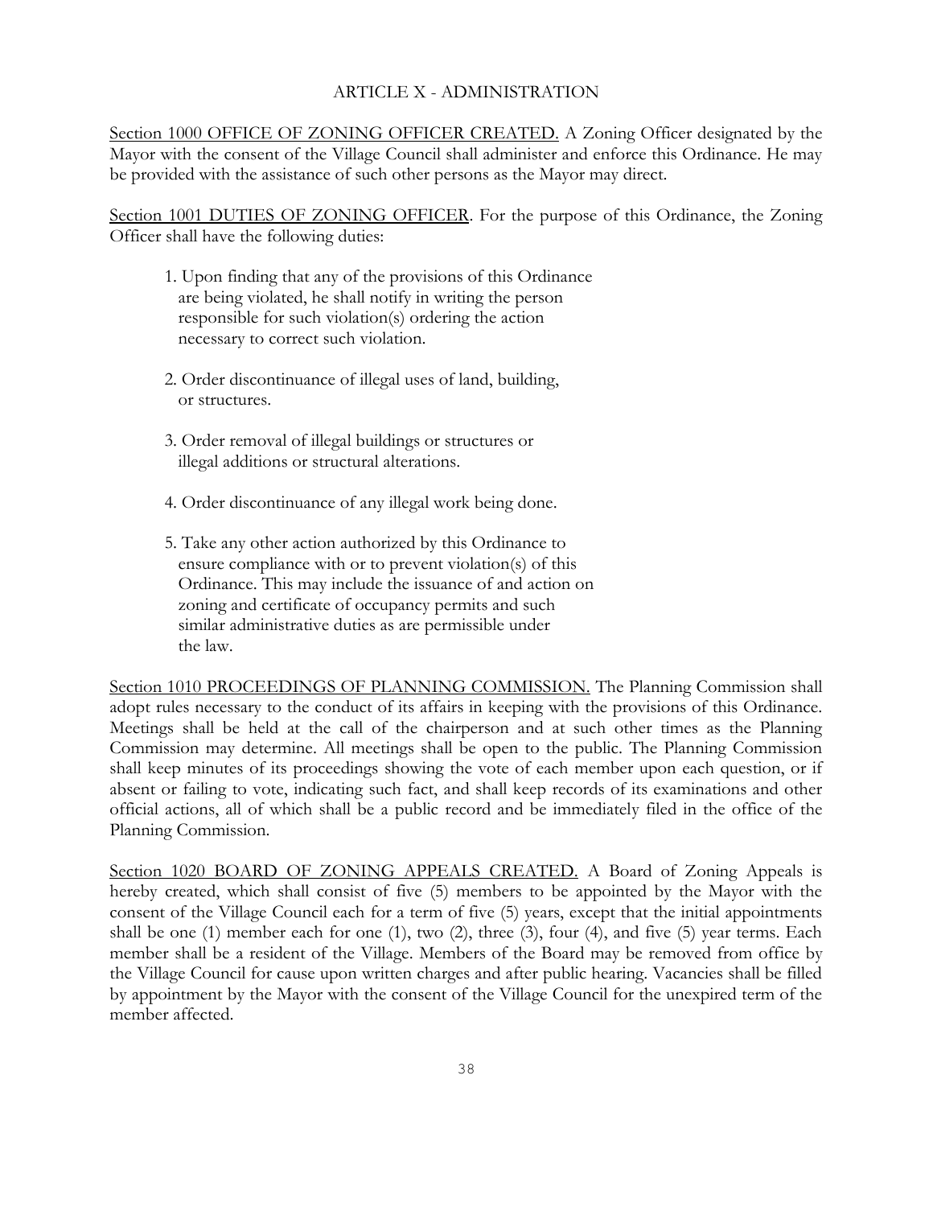## ARTICLE X - ADMINISTRATION

Section 1000 OFFICE OF ZONING OFFICER CREATED. A Zoning Officer designated by the Mayor with the consent of the Village Council shall administer and enforce this Ordinance. He may be provided with the assistance of such other persons as the Mayor may direct.

Section 1001 DUTIES OF ZONING OFFICER. For the purpose of this Ordinance, the Zoning Officer shall have the following duties:

1. Upon finding that any of the provisions of this Ordinance are being violated, he shall notify in writing the person responsible for such violation(s) ordering the action necessary to correct such violation.

2. Order discontinuance of illegal uses of land, building, or structures.

3. Order removal of illegal buildings or structures or illegal additions or structural alterations.

4. Order discontinuance of any illegal work being done.

5. Take any other action authorized by this Ordinance to ensure compliance with or to prevent violation(s) of this Ordinance. This may include the issuance of and action on zoning and certificate of occupancy permits and such similar administrative duties as are permissible under the law.

Section 1010 PROCEEDINGS OF PLANNING COMMISSION. The Planning Commission shall adopt rules necessary to the conduct of its affairs in keeping with the provisions of this Ordinance. Meetings shall be held at the call of the chairperson and at such other times as the Planning Commission may determine. All meetings shall be open to the public. The Planning Commission shall keep minutes of its proceedings showing the vote of each member upon each question, or if absent or failing to vote, indicating such fact, and shall keep records of its examinations and other official actions, all of which shall be a public record and be immediately filed in the office of the Planning Commission.

Section 1020 BOARD OF ZONING APPEALS CREATED. A Board of Zoning Appeals is hereby created, which shall consist of five (5) members to be appointed by the Mayor with the consent of the Village Council each for a term of five (5) years, except that the initial appointments shall be one (1) member each for one (1), two (2), three (3), four (4), and five (5) year terms. Each member shall be a resident of the Village. Members of the Board may be removed from office by the Village Council for cause upon written charges and after public hearing. Vacancies shall be filled by appointment by the Mayor with the consent of the Village Council for the unexpired term of the member affected.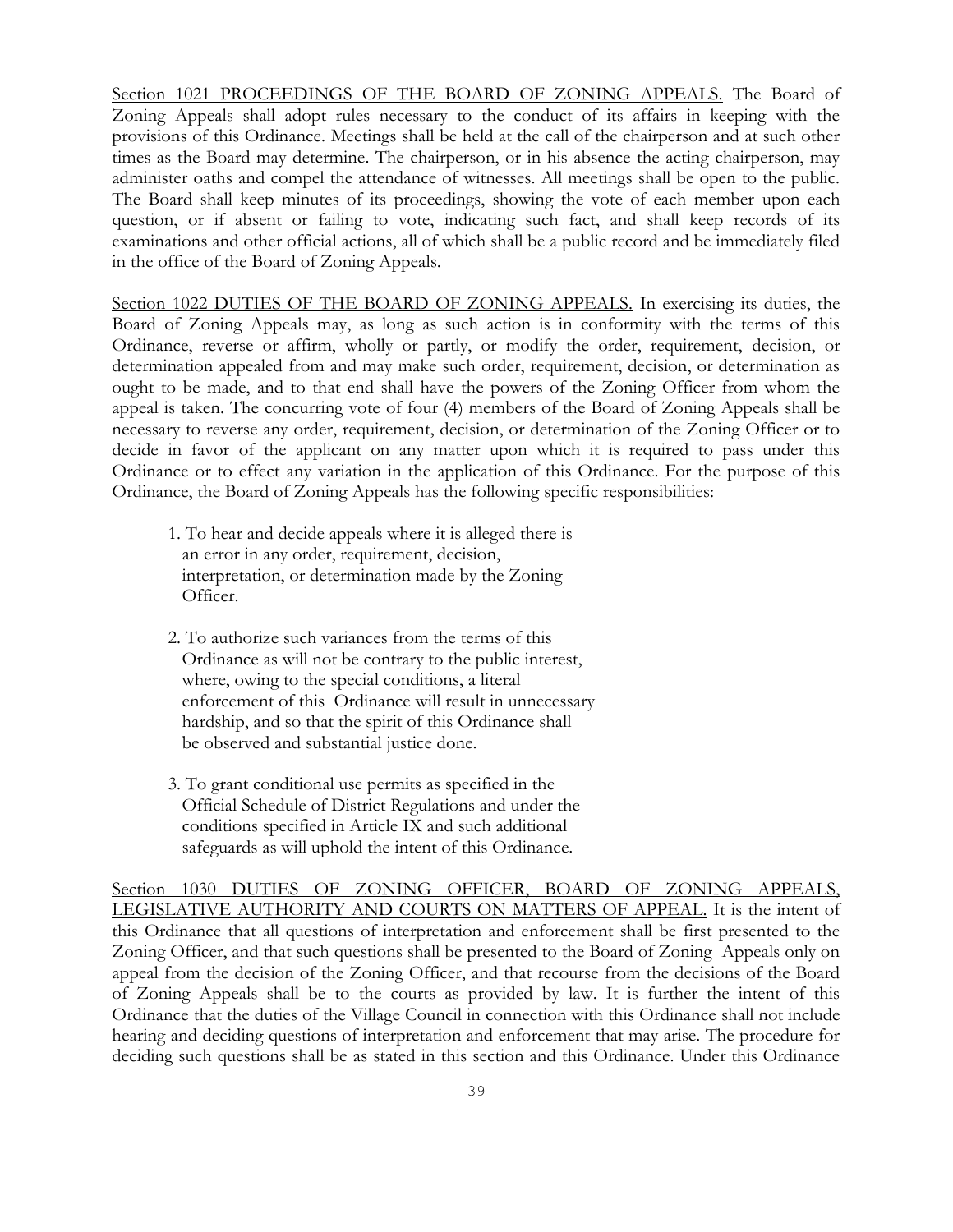Section 1021 PROCEEDINGS OF THE BOARD OF ZONING APPEALS. The Board of Zoning Appeals shall adopt rules necessary to the conduct of its affairs in keeping with the provisions of this Ordinance. Meetings shall be held at the call of the chairperson and at such other times as the Board may determine. The chairperson, or in his absence the acting chairperson, may administer oaths and compel the attendance of witnesses. All meetings shall be open to the public. The Board shall keep minutes of its proceedings, showing the vote of each member upon each question, or if absent or failing to vote, indicating such fact, and shall keep records of its examinations and other official actions, all of which shall be a public record and be immediately filed in the office of the Board of Zoning Appeals.

Section 1022 DUTIES OF THE BOARD OF ZONING APPEALS. In exercising its duties, the Board of Zoning Appeals may, as long as such action is in conformity with the terms of this Ordinance, reverse or affirm, wholly or partly, or modify the order, requirement, decision, or determination appealed from and may make such order, requirement, decision, or determination as ought to be made, and to that end shall have the powers of the Zoning Officer from whom the appeal is taken. The concurring vote of four (4) members of the Board of Zoning Appeals shall be necessary to reverse any order, requirement, decision, or determination of the Zoning Officer or to decide in favor of the applicant on any matter upon which it is required to pass under this Ordinance or to effect any variation in the application of this Ordinance. For the purpose of this Ordinance, the Board of Zoning Appeals has the following specific responsibilities:

1. To hear and decide appeals where it is alleged there is an error in any order, requirement, decision, interpretation, or determination made by the Zoning Officer.

2. To authorize such variances from the terms of this Ordinance as will not be contrary to the public interest, where, owing to the special conditions, a literal enforcement of this Ordinance will result in unnecessary hardship, and so that the spirit of this Ordinance shall be observed and substantial justice done.

3. To grant conditional use permits as specified in the Official Schedule of District Regulations and under the conditions specified in Article IX and such additional safeguards as will uphold the intent of this Ordinance.

Section 1030 DUTIES OF ZONING OFFICER, BOARD OF ZONING APPEALS, LEGISLATIVE AUTHORITY AND COURTS ON MATTERS OF APPEAL. It is the intent of this Ordinance that all questions of interpretation and enforcement shall be first presented to the Zoning Officer, and that such questions shall be presented to the Board of Zoning Appeals only on appeal from the decision of the Zoning Officer, and that recourse from the decisions of the Board of Zoning Appeals shall be to the courts as provided by law. It is further the intent of this Ordinance that the duties of the Village Council in connection with this Ordinance shall not include hearing and deciding questions of interpretation and enforcement that may arise. The procedure for deciding such questions shall be as stated in this section and this Ordinance. Under this Ordinance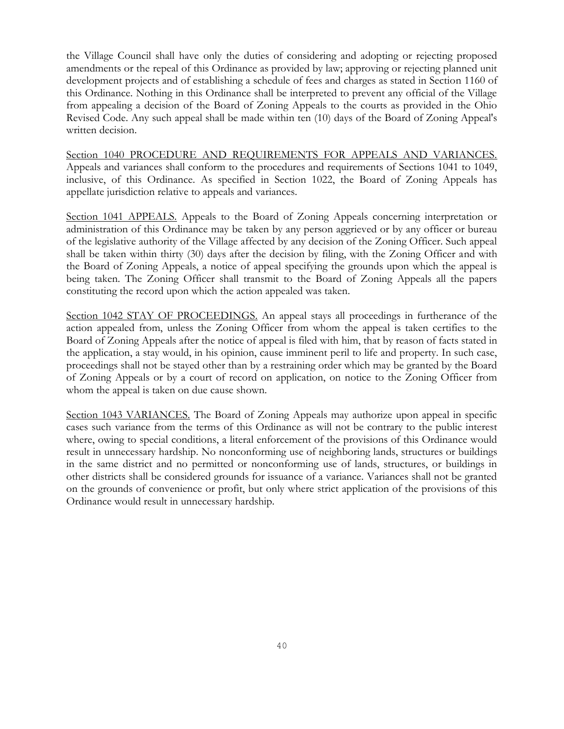the Village Council shall have only the duties of considering and adopting or rejecting proposed amendments or the repeal of this Ordinance as provided by law; approving or rejecting planned unit development projects and of establishing a schedule of fees and charges as stated in Section 1160 of this Ordinance. Nothing in this Ordinance shall be interpreted to prevent any official of the Village from appealing a decision of the Board of Zoning Appeals to the courts as provided in the Ohio Revised Code. Any such appeal shall be made within ten (10) days of the Board of Zoning Appeal's written decision.

<u>Section 1040 PROCEDURE AND REQUIREMENTS FOR APPEALS AND VARIANCES.</u> Appeals and variances shall conform to the procedures and requirements of Sections 1041 to 1049, inclusive, of this Ordinance. As specified in Section 1022, the Board of Zoning Appeals has appellate jurisdiction relative to appeals and variances.

<u>Section 1041 APPEALS.</u> Appeals to the Board of Zoning Appeals concerning interpretation or administration of this Ordinance may be taken by any person aggrieved or by any officer or bureau of the legislative authority of the Village affected by any decision of the Zoning Officer. Such appeal shall be taken within thirty (30) days after the decision by filing, with the Zoning Officer and with the Board of Zoning Appeals, a notice of appeal specifying the grounds upon which the appeal is being taken. The Zoning Officer shall transmit to the Board of Zoning Appeals all the papers constituting the record upon which the action appealed was taken.

<u>Section 1042 STAY OF PROCEEDINGS.</u> An appeal stays all proceedings in furtherance of the action appealed from, unless the Zoning Officer from whom the appeal is taken certifies to the Board of Zoning Appeals after the notice of appeal is filed with him, that by reason of facts stated in the application, a stay would, in his opinion, cause imminent peril to life and property. In such case, proceedings shall not be stayed other than by a restraining order which may be granted by the Board of Zoning Appeals or by a court of record on application, on notice to the Zoning Officer from whom the appeal is taken on due cause shown.

<u>Section 1043 VARIANCES.</u> The Board of Zoning Appeals may authorize upon appeal in specific cases such variance from the terms of this Ordinance as will not be contrary to the public interest where, owing to special conditions, a literal enforcement of the provisions of this Ordinance would result in unnecessary hardship. No nonconforming use of neighboring lands, structures or buildings in the same district and no permitted or nonconforming use of lands, structures, or buildings in other districts shall be considered grounds for issuance of a variance. Variances shall not be granted on the grounds of convenience or profit, but only where strict application of the provisions of this Ordinance would result in unnecessary hardship.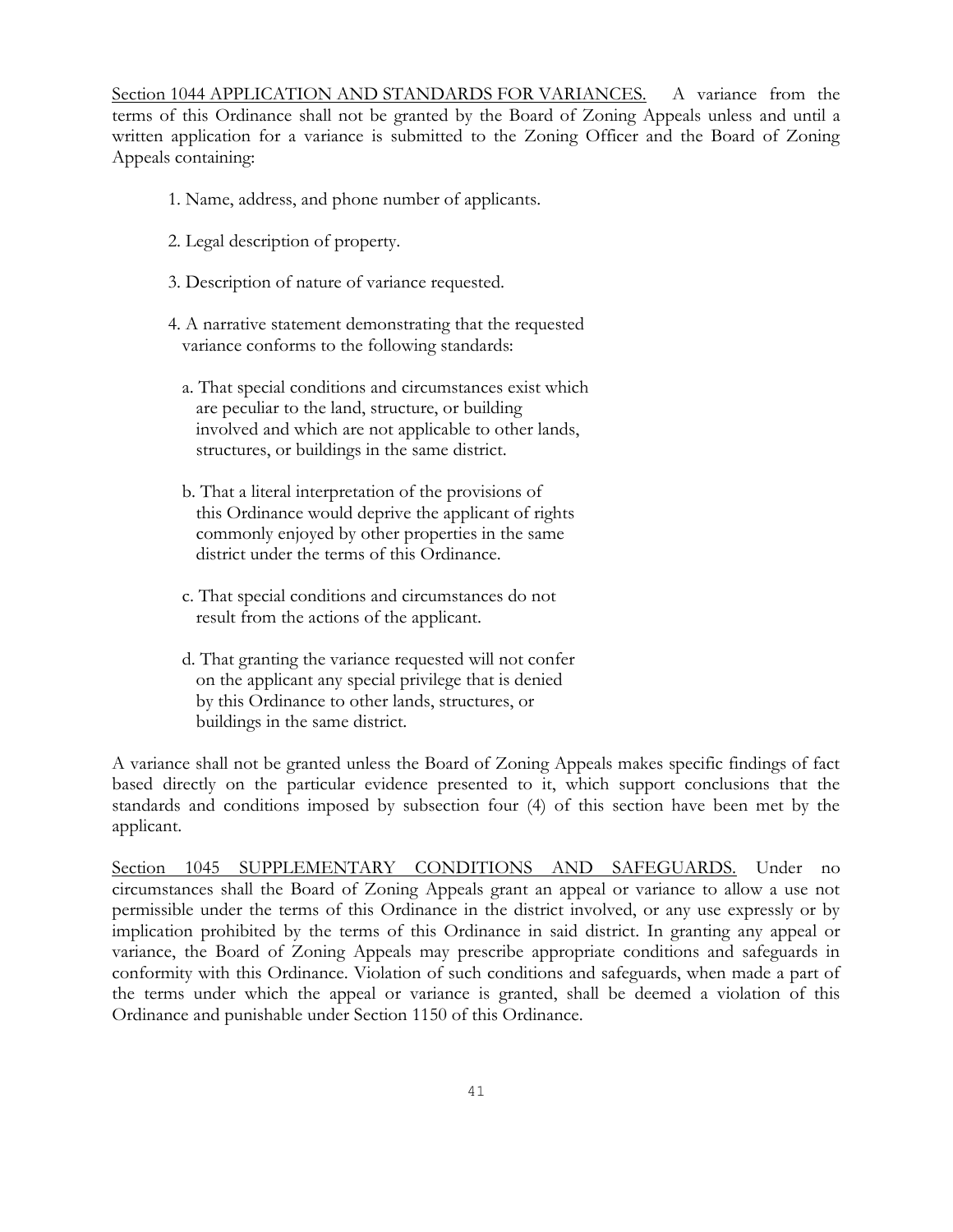<u>Section 1044 APPLICATION AND STANDARDS FOR VARIANCES.</u> A variance from the terms of this Ordinance shall not be granted by the Board of Zoning Appeals unless and until a written application for a variance is submitted to the Zoning Officer and the Board of Zoning Appeals containing:

1. Name, address, and phone number of applicants.

2. Legal description of property.

3. Description of nature of variance requested.

4. A narrative statement demonstrating that the requested variance conforms to the following standards:

   a. That special conditions and circumstances exist which are peculiar to the land, structure, or building involved and which are not applicable to other lands, structures, or buildings in the same district.

   b. That a literal interpretation of the provisions of this Ordinance would deprive the applicant of rights commonly enjoyed by other properties in the same district under the terms of this Ordinance.

   c. That special conditions and circumstances do not result from the actions of the applicant.

   d. That granting the variance requested will not confer on the applicant any special privilege that is denied by this Ordinance to other lands, structures, or buildings in the same district.

A variance shall not be granted unless the Board of Zoning Appeals makes specific findings of fact based directly on the particular evidence presented to it, which support conclusions that the standards and conditions imposed by subsection four (4) of this section have been met by the applicant.

<u>Section 1045 SUPPLEMENTARY CONDITIONS AND SAFEGUARDS.</u> Under no circumstances shall the Board of Zoning Appeals grant an appeal or variance to allow a use not permissible under the terms of this Ordinance in the district involved, or any use expressly or by implication prohibited by the terms of this Ordinance in said district. In granting any appeal or variance, the Board of Zoning Appeals may prescribe appropriate conditions and safeguards in conformity with this Ordinance. Violation of such conditions and safeguards, when made a part of the terms under which the appeal or variance is granted, shall be deemed a violation of this Ordinance and punishable under Section 1150 of this Ordinance.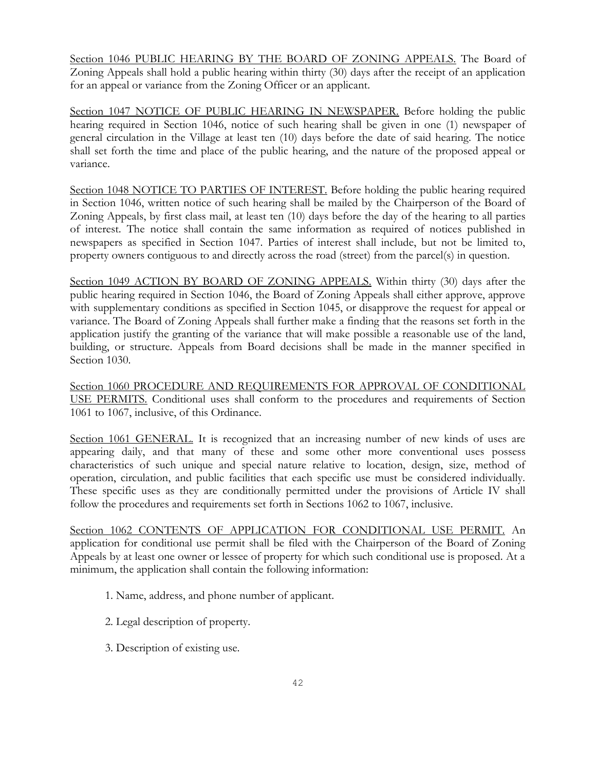Section 1046 PUBLIC HEARING BY THE BOARD OF ZONING APPEALS. The Board of Zoning Appeals shall hold a public hearing within thirty (30) days after the receipt of an application for an appeal or variance from the Zoning Officer or an applicant.

Section 1047 NOTICE OF PUBLIC HEARING IN NEWSPAPER. Before holding the public hearing required in Section 1046, notice of such hearing shall be given in one (1) newspaper of general circulation in the Village at least ten (10) days before the date of said hearing. The notice shall set forth the time and place of the public hearing, and the nature of the proposed appeal or variance.

Section 1048 NOTICE TO PARTIES OF INTEREST. Before holding the public hearing required in Section 1046, written notice of such hearing shall be mailed by the Chairperson of the Board of Zoning Appeals, by first class mail, at least ten (10) days before the day of the hearing to all parties of interest. The notice shall contain the same information as required of notices published in newspapers as specified in Section 1047. Parties of interest shall include, but not be limited to, property owners contiguous to and directly across the road (street) from the parcel(s) in question.

Section 1049 ACTION BY BOARD OF ZONING APPEALS. Within thirty (30) days after the public hearing required in Section 1046, the Board of Zoning Appeals shall either approve, approve with supplementary conditions as specified in Section 1045, or disapprove the request for appeal or variance. The Board of Zoning Appeals shall further make a finding that the reasons set forth in the application justify the granting of the variance that will make possible a reasonable use of the land, building, or structure. Appeals from Board decisions shall be made in the manner specified in Section 1030.

Section 1060 PROCEDURE AND REQUIREMENTS FOR APPROVAL OF CONDITIONAL USE PERMITS. Conditional uses shall conform to the procedures and requirements of Section 1061 to 1067, inclusive, of this Ordinance.

Section 1061 GENERAL. It is recognized that an increasing number of new kinds of uses are appearing daily, and that many of these and some other more conventional uses possess characteristics of such unique and special nature relative to location, design, size, method of operation, circulation, and public facilities that each specific use must be considered individually. These specific uses as they are conditionally permitted under the provisions of Article IV shall follow the procedures and requirements set forth in Sections 1062 to 1067, inclusive.

Section 1062 CONTENTS OF APPLICATION FOR CONDITIONAL USE PERMIT. An application for conditional use permit shall be filed with the Chairperson of the Board of Zoning Appeals by at least one owner or lessee of property for which such conditional use is proposed. At a minimum, the application shall contain the following information:

1. Name, address, and phone number of applicant.

2. Legal description of property.

3. Description of existing use.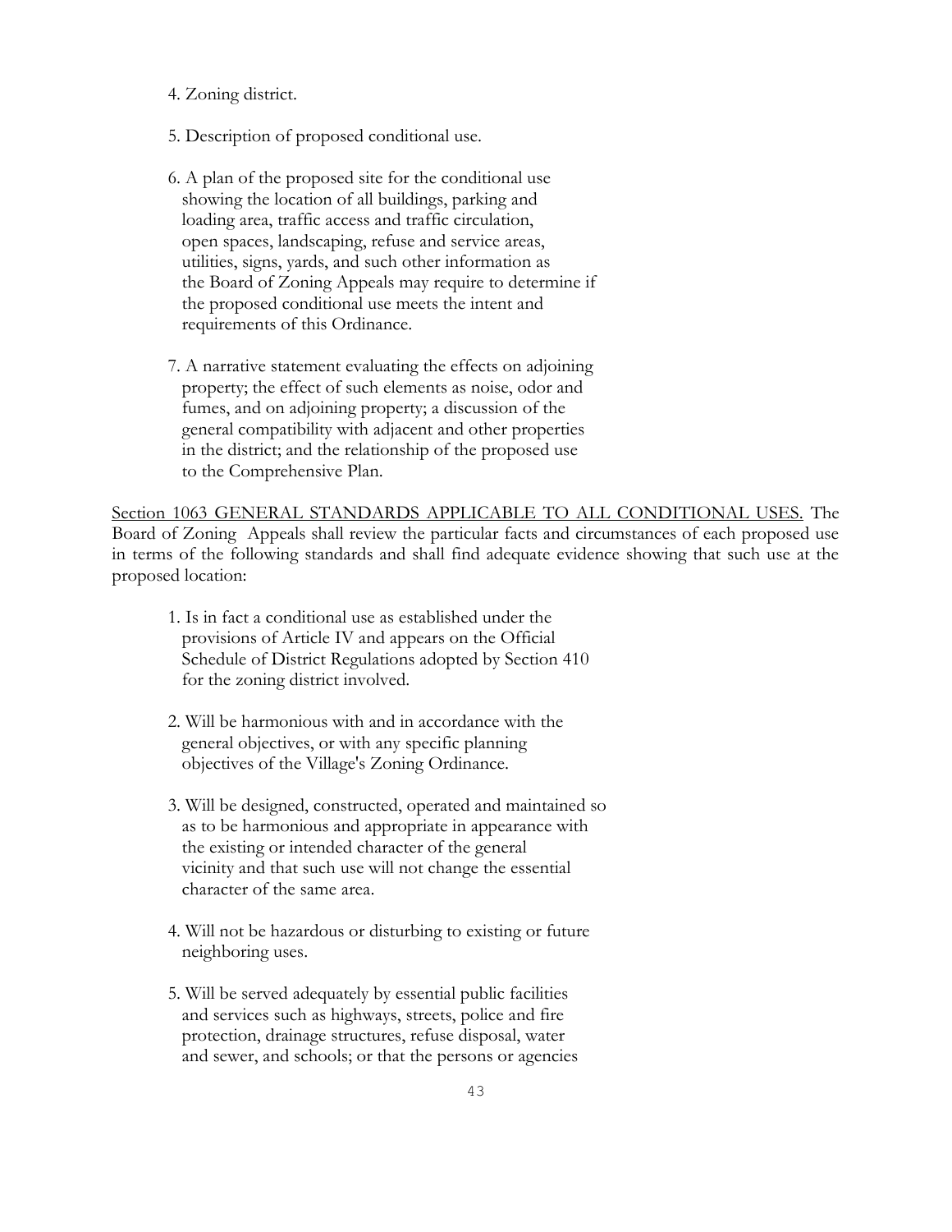4. Zoning district.

5. Description of proposed conditional use.

6. A plan of the proposed site for the conditional use showing the location of all buildings, parking and loading area, traffic access and traffic circulation, open spaces, landscaping, refuse and service areas, utilities, signs, yards, and such other information as the Board of Zoning Appeals may require to determine if the proposed conditional use meets the intent and requirements of this Ordinance.

7. A narrative statement evaluating the effects on adjoining property; the effect of such elements as noise, odor and fumes, and on adjoining property; a discussion of the general compatibility with adjacent and other properties in the district; and the relationship of the proposed use to the Comprehensive Plan.

<u>Section 1063 GENERAL STANDARDS APPLICABLE TO ALL CONDITIONAL USES.</u> The Board of Zoning Appeals shall review the particular facts and circumstances of each proposed use in terms of the following standards and shall find adequate evidence showing that such use at the proposed location:

1. Is in fact a conditional use as established under the provisions of Article IV and appears on the Official Schedule of District Regulations adopted by Section 410 for the zoning district involved.

2. Will be harmonious with and in accordance with the general objectives, or with any specific planning objectives of the Village's Zoning Ordinance.

3. Will be designed, constructed, operated and maintained so as to be harmonious and appropriate in appearance with the existing or intended character of the general vicinity and that such use will not change the essential character of the same area.

4. Will not be hazardous or disturbing to existing or future neighboring uses.

5. Will be served adequately by essential public facilities and services such as highways, streets, police and fire protection, drainage structures, refuse disposal, water and sewer, and schools; or that the persons or agencies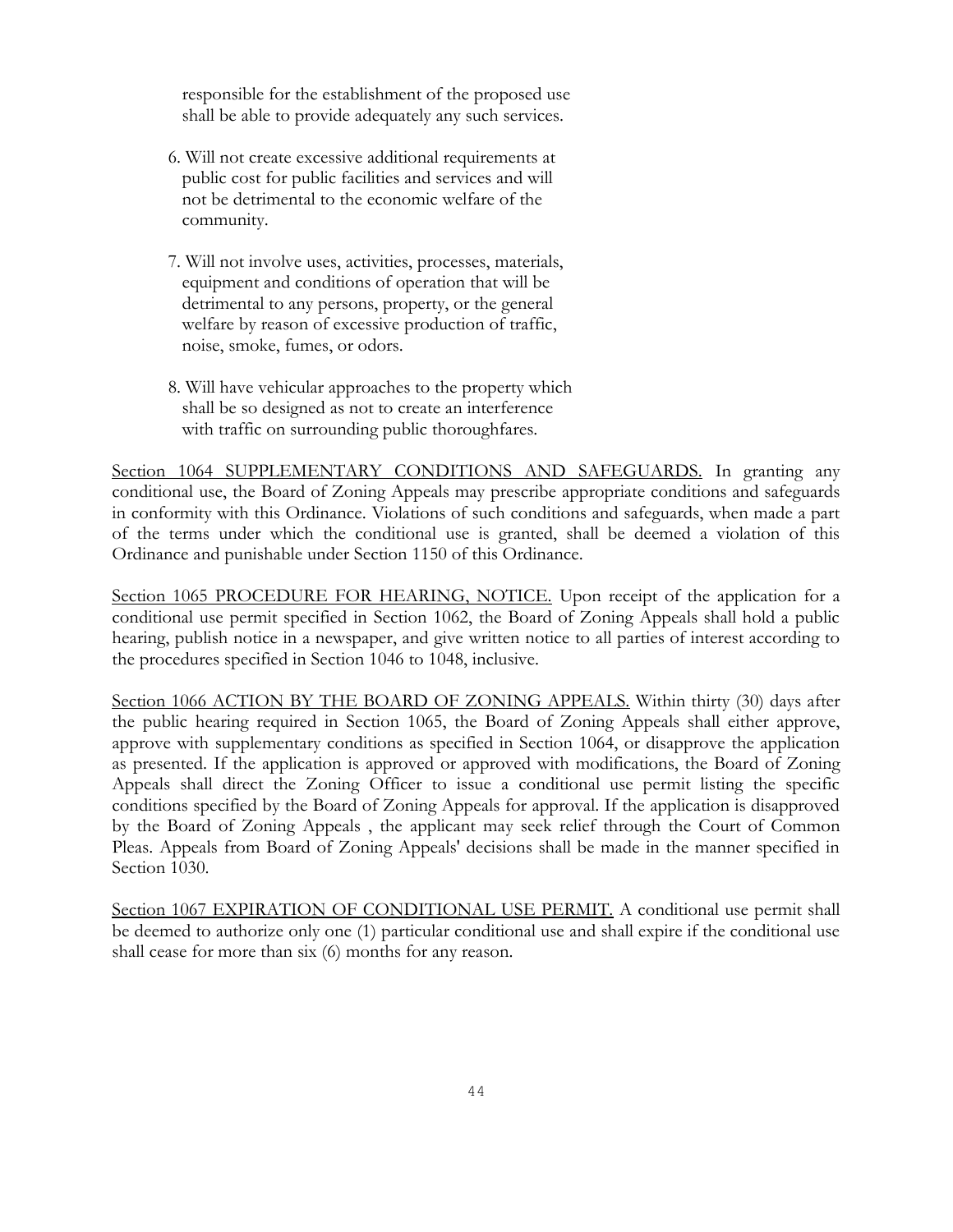responsible for the establishment of the proposed use shall be able to provide adequately any such services.

6. Will not create excessive additional requirements at public cost for public facilities and services and will not be detrimental to the economic welfare of the community.

7. Will not involve uses, activities, processes, materials, equipment and conditions of operation that will be detrimental to any persons, property, or the general welfare by reason of excessive production of traffic, noise, smoke, fumes, or odors.

8. Will have vehicular approaches to the property which shall be so designed as not to create an interference with traffic on surrounding public thoroughfares.

Section 1064 SUPPLEMENTARY CONDITIONS AND SAFEGUARDS. In granting any conditional use, the Board of Zoning Appeals may prescribe appropriate conditions and safeguards in conformity with this Ordinance. Violations of such conditions and safeguards, when made a part of the terms under which the conditional use is granted, shall be deemed a violation of this Ordinance and punishable under Section 1150 of this Ordinance.

Section 1065 PROCEDURE FOR HEARING, NOTICE. Upon receipt of the application for a conditional use permit specified in Section 1062, the Board of Zoning Appeals shall hold a public hearing, publish notice in a newspaper, and give written notice to all parties of interest according to the procedures specified in Section 1046 to 1048, inclusive.

Section 1066 ACTION BY THE BOARD OF ZONING APPEALS. Within thirty (30) days after the public hearing required in Section 1065, the Board of Zoning Appeals shall either approve, approve with supplementary conditions as specified in Section 1064, or disapprove the application as presented. If the application is approved or approved with modifications, the Board of Zoning Appeals shall direct the Zoning Officer to issue a conditional use permit listing the specific conditions specified by the Board of Zoning Appeals for approval. If the application is disapproved by the Board of Zoning Appeals , the applicant may seek relief through the Court of Common Pleas. Appeals from Board of Zoning Appeals' decisions shall be made in the manner specified in Section 1030.

Section 1067 EXPIRATION OF CONDITIONAL USE PERMIT. A conditional use permit shall be deemed to authorize only one (1) particular conditional use and shall expire if the conditional use shall cease for more than six (6) months for any reason.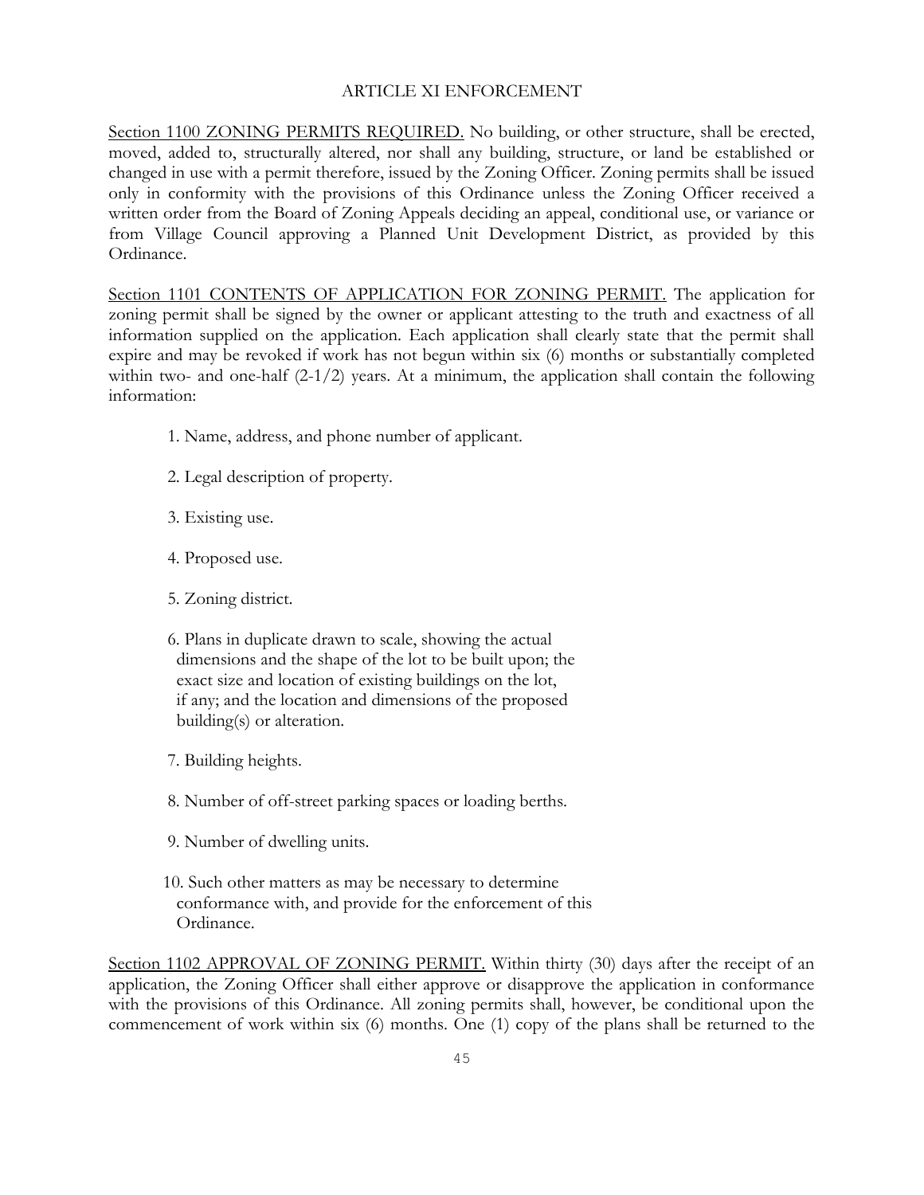# ARTICLE XI ENFORCEMENT

Section 1100 ZONING PERMITS REQUIRED. No building, or other structure, shall be erected, moved, added to, structurally altered, nor shall any building, structure, or land be established or changed in use with a permit therefore, issued by the Zoning Officer. Zoning permits shall be issued only in conformity with the provisions of this Ordinance unless the Zoning Officer received a written order from the Board of Zoning Appeals deciding an appeal, conditional use, or variance or from Village Council approving a Planned Unit Development District, as provided by this Ordinance.

Section 1101 CONTENTS OF APPLICATION FOR ZONING PERMIT. The application for zoning permit shall be signed by the owner or applicant attesting to the truth and exactness of all information supplied on the application. Each application shall clearly state that the permit shall expire and may be revoked if work has not begun within six (6) months or substantially completed within two- and one-half (2-1/2) years. At a minimum, the application shall contain the following information:

1. Name, address, and phone number of applicant.
2. Legal description of property.
3. Existing use.
4. Proposed use.
5. Zoning district.
6. Plans in duplicate drawn to scale, showing the actual dimensions and the shape of the lot to be built upon; the exact size and location of existing buildings on the lot, if any; and the location and dimensions of the proposed building(s) or alteration.
7. Building heights.
8. Number of off-street parking spaces or loading berths.
9. Number of dwelling units.
10. Such other matters as may be necessary to determine conformance with, and provide for the enforcement of this Ordinance.

Section 1102 APPROVAL OF ZONING PERMIT. Within thirty (30) days after the receipt of an application, the Zoning Officer shall either approve or disapprove the application in conformance with the provisions of this Ordinance. All zoning permits shall, however, be conditional upon the commencement of work within six (6) months. One (1) copy of the plans shall be returned to the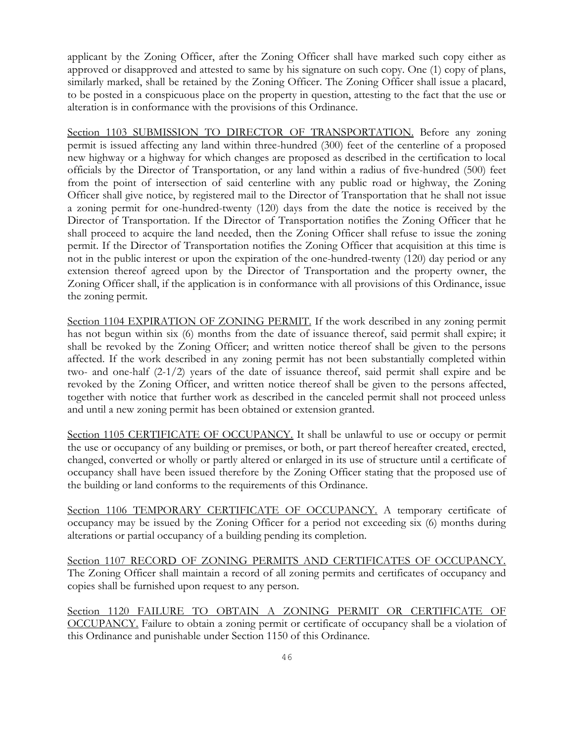applicant by the Zoning Officer, after the Zoning Officer shall have marked such copy either as approved or disapproved and attested to same by his signature on such copy. One (1) copy of plans, similarly marked, shall be retained by the Zoning Officer. The Zoning Officer shall issue a placard, to be posted in a conspicuous place on the property in question, attesting to the fact that the use or alteration is in conformance with the provisions of this Ordinance.

<u>Section 1103 SUBMISSION TO DIRECTOR OF TRANSPORTATION.</u> Before any zoning permit is issued affecting any land within three-hundred (300) feet of the centerline of a proposed new highway or a highway for which changes are proposed as described in the certification to local officials by the Director of Transportation, or any land within a radius of five-hundred (500) feet from the point of intersection of said centerline with any public road or highway, the Zoning Officer shall give notice, by registered mail to the Director of Transportation that he shall not issue a zoning permit for one-hundred-twenty (120) days from the date the notice is received by the Director of Transportation. If the Director of Transportation notifies the Zoning Officer that he shall proceed to acquire the land needed, then the Zoning Officer shall refuse to issue the zoning permit. If the Director of Transportation notifies the Zoning Officer that acquisition at this time is not in the public interest or upon the expiration of the one-hundred-twenty (120) day period or any extension thereof agreed upon by the Director of Transportation and the property owner, the Zoning Officer shall, if the application is in conformance with all provisions of this Ordinance, issue the zoning permit.

<u>Section 1104 EXPIRATION OF ZONING PERMIT.</u> If the work described in any zoning permit has not begun within six (6) months from the date of issuance thereof, said permit shall expire; it shall be revoked by the Zoning Officer; and written notice thereof shall be given to the persons affected. If the work described in any zoning permit has not been substantially completed within two- and one-half (2-1/2) years of the date of issuance thereof, said permit shall expire and be revoked by the Zoning Officer, and written notice thereof shall be given to the persons affected, together with notice that further work as described in the canceled permit shall not proceed unless and until a new zoning permit has been obtained or extension granted.

<u>Section 1105 CERTIFICATE OF OCCUPANCY.</u> It shall be unlawful to use or occupy or permit the use or occupancy of any building or premises, or both, or part thereof hereafter created, erected, changed, converted or wholly or partly altered or enlarged in its use of structure until a certificate of occupancy shall have been issued therefore by the Zoning Officer stating that the proposed use of the building or land conforms to the requirements of this Ordinance.

<u>Section 1106 TEMPORARY CERTIFICATE OF OCCUPANCY.</u> A temporary certificate of occupancy may be issued by the Zoning Officer for a period not exceeding six (6) months during alterations or partial occupancy of a building pending its completion.

<u>Section 1107 RECORD OF ZONING PERMITS AND CERTIFICATES OF OCCUPANCY.</u> The Zoning Officer shall maintain a record of all zoning permits and certificates of occupancy and copies shall be furnished upon request to any person.

<u>Section 1120 FAILURE TO OBTAIN A ZONING PERMIT OR CERTIFICATE OF OCCUPANCY.</u> Failure to obtain a zoning permit or certificate of occupancy shall be a violation of this Ordinance and punishable under Section 1150 of this Ordinance.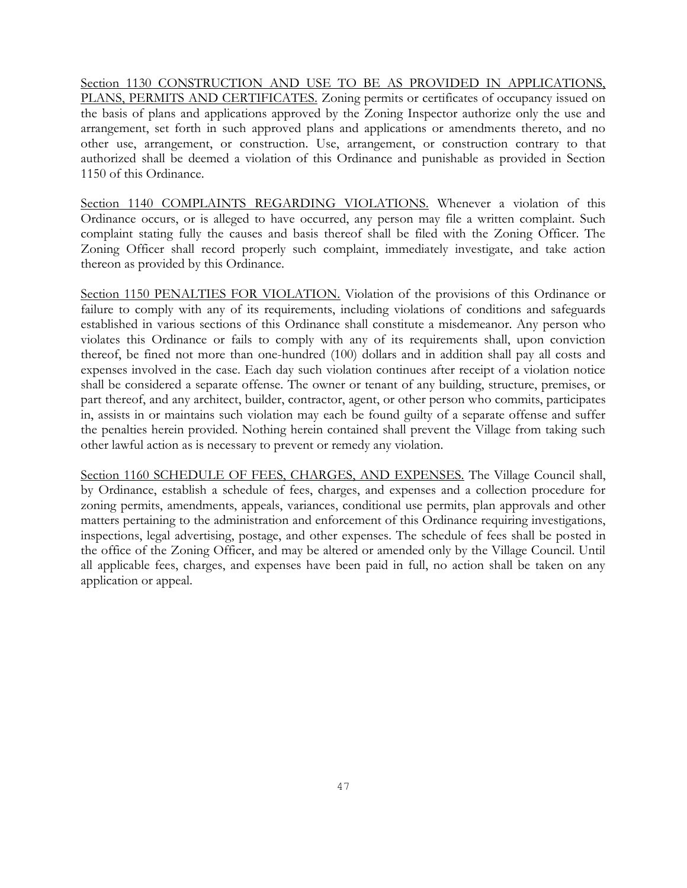<u>Section 1130 CONSTRUCTION AND USE TO BE AS PROVIDED IN APPLICATIONS, PLANS, PERMITS AND CERTIFICATES.</u> Zoning permits or certificates of occupancy issued on the basis of plans and applications approved by the Zoning Inspector authorize only the use and arrangement, set forth in such approved plans and applications or amendments thereto, and no other use, arrangement, or construction. Use, arrangement, or construction contrary to that authorized shall be deemed a violation of this Ordinance and punishable as provided in Section 1150 of this Ordinance.

<u>Section 1140 COMPLAINTS REGARDING VIOLATIONS.</u> Whenever a violation of this Ordinance occurs, or is alleged to have occurred, any person may file a written complaint. Such complaint stating fully the causes and basis thereof shall be filed with the Zoning Officer. The Zoning Officer shall record properly such complaint, immediately investigate, and take action thereon as provided by this Ordinance.

<u>Section 1150 PENALTIES FOR VIOLATION.</u> Violation of the provisions of this Ordinance or failure to comply with any of its requirements, including violations of conditions and safeguards established in various sections of this Ordinance shall constitute a misdemeanor. Any person who violates this Ordinance or fails to comply with any of its requirements shall, upon conviction thereof, be fined not more than one-hundred (100) dollars and in addition shall pay all costs and expenses involved in the case. Each day such violation continues after receipt of a violation notice shall be considered a separate offense. The owner or tenant of any building, structure, premises, or part thereof, and any architect, builder, contractor, agent, or other person who commits, participates in, assists in or maintains such violation may each be found guilty of a separate offense and suffer the penalties herein provided. Nothing herein contained shall prevent the Village from taking such other lawful action as is necessary to prevent or remedy any violation.

<u>Section 1160 SCHEDULE OF FEES, CHARGES, AND EXPENSES.</u> The Village Council shall, by Ordinance, establish a schedule of fees, charges, and expenses and a collection procedure for zoning permits, amendments, appeals, variances, conditional use permits, plan approvals and other matters pertaining to the administration and enforcement of this Ordinance requiring investigations, inspections, legal advertising, postage, and other expenses. The schedule of fees shall be posted in the office of the Zoning Officer, and may be altered or amended only by the Village Council. Until all applicable fees, charges, and expenses have been paid in full, no action shall be taken on any application or appeal.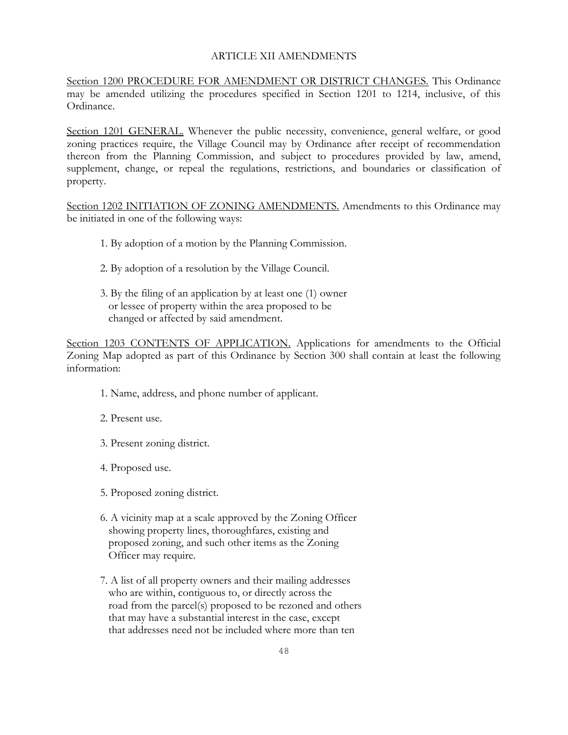# ARTICLE XII AMENDMENTS

Section 1200 PROCEDURE FOR AMENDMENT OR DISTRICT CHANGES. This Ordinance may be amended utilizing the procedures specified in Section 1201 to 1214, inclusive, of this Ordinance.

Section 1201 GENERAL. Whenever the public necessity, convenience, general welfare, or good zoning practices require, the Village Council may by Ordinance after receipt of recommendation thereon from the Planning Commission, and subject to procedures provided by law, amend, supplement, change, or repeal the regulations, restrictions, and boundaries or classification of property.

Section 1202 INITIATION OF ZONING AMENDMENTS. Amendments to this Ordinance may be initiated in one of the following ways:

1. By adoption of a motion by the Planning Commission.
2. By adoption of a resolution by the Village Council.
3. By the filing of an application by at least one (1) owner or lessee of property within the area proposed to be changed or affected by said amendment.

Section 1203 CONTENTS OF APPLICATION. Applications for amendments to the Official Zoning Map adopted as part of this Ordinance by Section 300 shall contain at least the following information:

1. Name, address, and phone number of applicant.
2. Present use.
3. Present zoning district.
4. Proposed use.
5. Proposed zoning district.
6. A vicinity map at a scale approved by the Zoning Officer showing property lines, thoroughfares, existing and proposed zoning, and such other items as the Zoning Officer may require.
7. A list of all property owners and their mailing addresses who are within, contiguous to, or directly across the road from the parcel(s) proposed to be rezoned and others that may have a substantial interest in the case, except that addresses need not be included where more than ten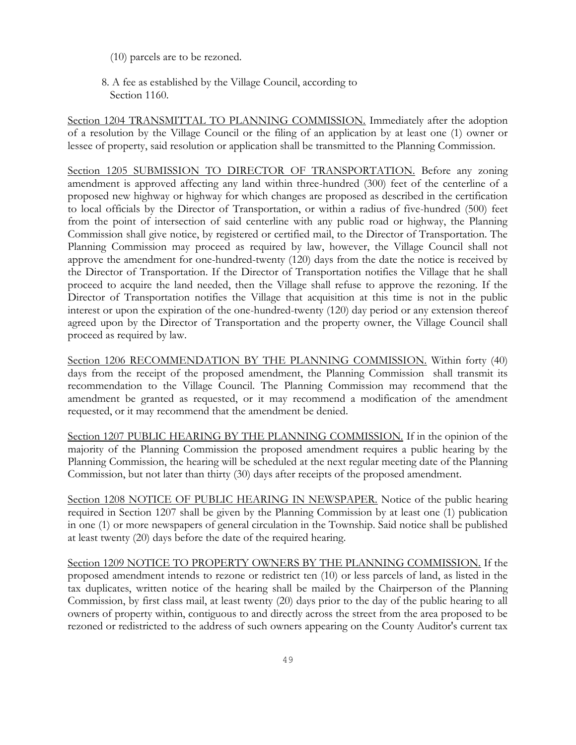(10) parcels are to be rezoned.

8. A fee as established by the Village Council, according to Section 1160.

<u>Section 1204 TRANSMITTAL TO PLANNING COMMISSION.</u> Immediately after the adoption of a resolution by the Village Council or the filing of an application by at least one (1) owner or lessee of property, said resolution or application shall be transmitted to the Planning Commission.

<u>Section 1205 SUBMISSION TO DIRECTOR OF TRANSPORTATION.</u> Before any zoning amendment is approved affecting any land within three-hundred (300) feet of the centerline of a proposed new highway or highway for which changes are proposed as described in the certification to local officials by the Director of Transportation, or within a radius of five-hundred (500) feet from the point of intersection of said centerline with any public road or highway, the Planning Commission shall give notice, by registered or certified mail, to the Director of Transportation. The Planning Commission may proceed as required by law, however, the Village Council shall not approve the amendment for one-hundred-twenty (120) days from the date the notice is received by the Director of Transportation. If the Director of Transportation notifies the Village that he shall proceed to acquire the land needed, then the Village shall refuse to approve the rezoning. If the Director of Transportation notifies the Village that acquisition at this time is not in the public interest or upon the expiration of the one-hundred-twenty (120) day period or any extension thereof agreed upon by the Director of Transportation and the property owner, the Village Council shall proceed as required by law.

<u>Section 1206 RECOMMENDATION BY THE PLANNING COMMISSION.</u> Within forty (40) days from the receipt of the proposed amendment, the Planning Commission shall transmit its recommendation to the Village Council. The Planning Commission may recommend that the amendment be granted as requested, or it may recommend a modification of the amendment requested, or it may recommend that the amendment be denied.

<u>Section 1207 PUBLIC HEARING BY THE PLANNING COMMISSION.</u> If in the opinion of the majority of the Planning Commission the proposed amendment requires a public hearing by the Planning Commission, the hearing will be scheduled at the next regular meeting date of the Planning Commission, but not later than thirty (30) days after receipts of the proposed amendment.

<u>Section 1208 NOTICE OF PUBLIC HEARING IN NEWSPAPER.</u> Notice of the public hearing required in Section 1207 shall be given by the Planning Commission by at least one (1) publication in one (1) or more newspapers of general circulation in the Township. Said notice shall be published at least twenty (20) days before the date of the required hearing.

<u>Section 1209 NOTICE TO PROPERTY OWNERS BY THE PLANNING COMMISSION.</u> If the proposed amendment intends to rezone or redistrict ten (10) or less parcels of land, as listed in the tax duplicates, written notice of the hearing shall be mailed by the Chairperson of the Planning Commission, by first class mail, at least twenty (20) days prior to the day of the public hearing to all owners of property within, contiguous to and directly across the street from the area proposed to be rezoned or redistricted to the address of such owners appearing on the County Auditor's current tax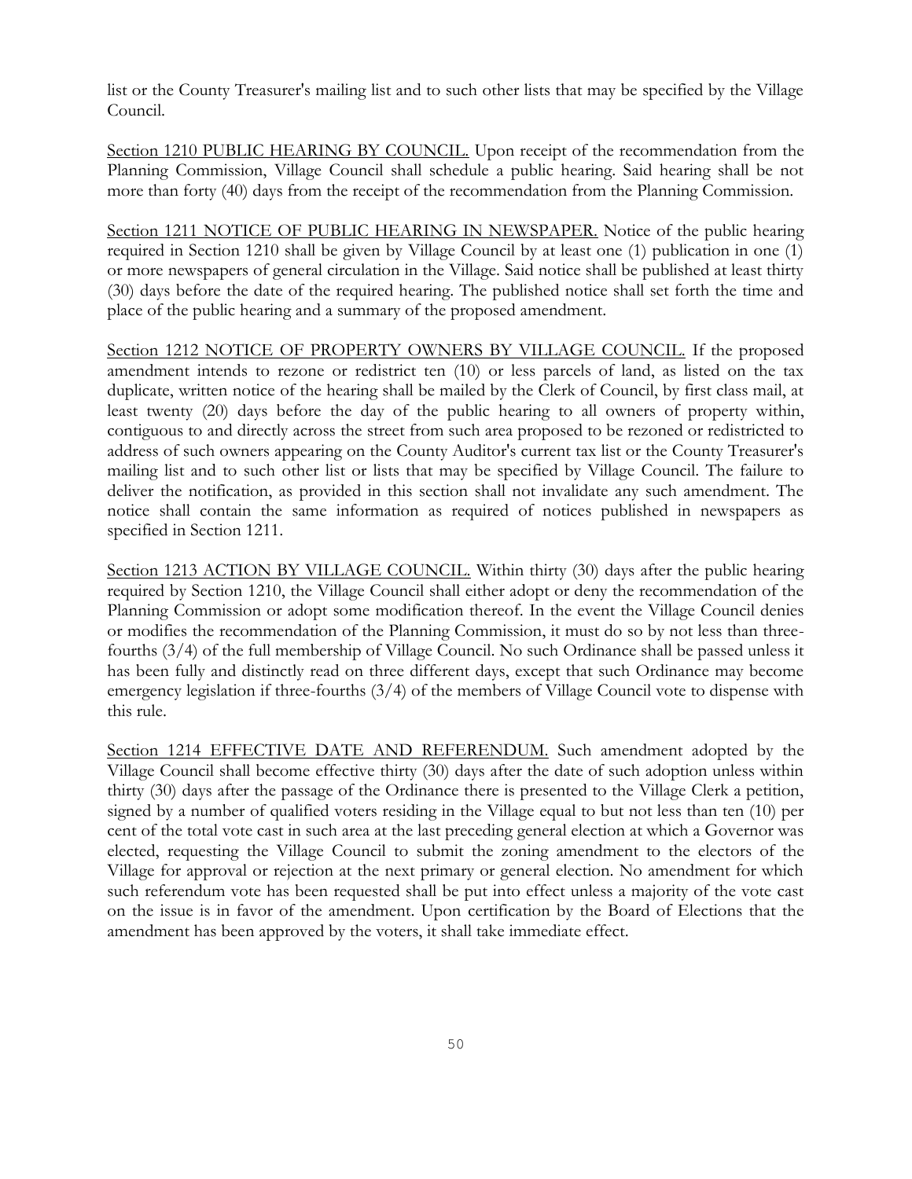list or the County Treasurer's mailing list and to such other lists that may be specified by the Village Council.

Section 1210 PUBLIC HEARING BY COUNCIL. Upon receipt of the recommendation from the Planning Commission, Village Council shall schedule a public hearing. Said hearing shall be not more than forty (40) days from the receipt of the recommendation from the Planning Commission.

Section 1211 NOTICE OF PUBLIC HEARING IN NEWSPAPER. Notice of the public hearing required in Section 1210 shall be given by Village Council by at least one (1) publication in one (1) or more newspapers of general circulation in the Village. Said notice shall be published at least thirty (30) days before the date of the required hearing. The published notice shall set forth the time and place of the public hearing and a summary of the proposed amendment.

Section 1212 NOTICE OF PROPERTY OWNERS BY VILLAGE COUNCIL. If the proposed amendment intends to rezone or redistrict ten (10) or less parcels of land, as listed on the tax duplicate, written notice of the hearing shall be mailed by the Clerk of Council, by first class mail, at least twenty (20) days before the day of the public hearing to all owners of property within, contiguous to and directly across the street from such area proposed to be rezoned or redistricted to address of such owners appearing on the County Auditor's current tax list or the County Treasurer's mailing list and to such other list or lists that may be specified by Village Council. The failure to deliver the notification, as provided in this section shall not invalidate any such amendment. The notice shall contain the same information as required of notices published in newspapers as specified in Section 1211.

Section 1213 ACTION BY VILLAGE COUNCIL. Within thirty (30) days after the public hearing required by Section 1210, the Village Council shall either adopt or deny the recommendation of the Planning Commission or adopt some modification thereof. In the event the Village Council denies or modifies the recommendation of the Planning Commission, it must do so by not less than three-fourths (3/4) of the full membership of Village Council. No such Ordinance shall be passed unless it has been fully and distinctly read on three different days, except that such Ordinance may become emergency legislation if three-fourths (3/4) of the members of Village Council vote to dispense with this rule.

Section 1214 EFFECTIVE DATE AND REFERENDUM. Such amendment adopted by the Village Council shall become effective thirty (30) days after the date of such adoption unless within thirty (30) days after the passage of the Ordinance there is presented to the Village Clerk a petition, signed by a number of qualified voters residing in the Village equal to but not less than ten (10) per cent of the total vote cast in such area at the last preceding general election at which a Governor was elected, requesting the Village Council to submit the zoning amendment to the electors of the Village for approval or rejection at the next primary or general election. No amendment for which such referendum vote has been requested shall be put into effect unless a majority of the vote cast on the issue is in favor of the amendment. Upon certification by the Board of Elections that the amendment has been approved by the voters, it shall take immediate effect.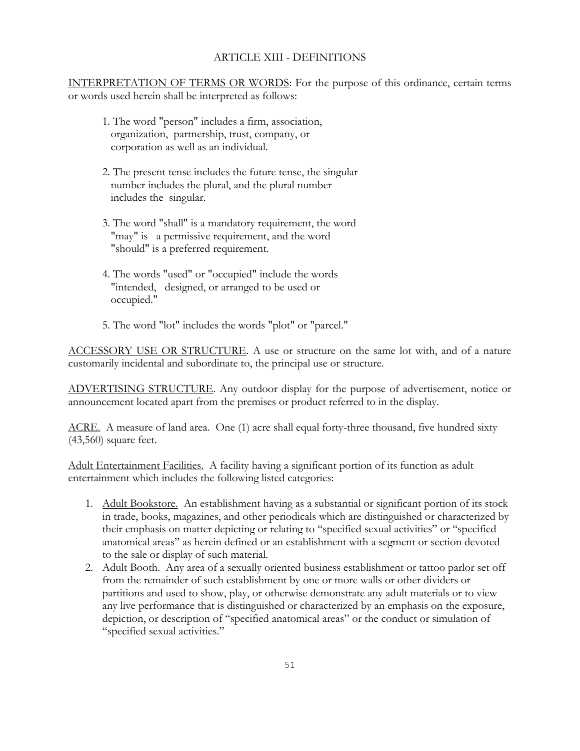## ARTICLE XIII - DEFINITIONS

<u>INTERPRETATION OF TERMS OR WORDS</u>: For the purpose of this ordinance, certain terms or words used herein shall be interpreted as follows:

1. The word "person" includes a firm, association, organization, partnership, trust, company, or corporation as well as an individual.

2. The present tense includes the future tense, the singular number includes the plural, and the plural number includes the singular.

3. The word "shall" is a mandatory requirement, the word "may" is a permissive requirement, and the word "should" is a preferred requirement.

4. The words "used" or "occupied" include the words "intended, designed, or arranged to be used or occupied."

5. The word "lot" includes the words "plot" or "parcel."

<u>ACCESSORY USE OR STRUCTURE</u>. A use or structure on the same lot with, and of a nature customarily incidental and subordinate to, the principal use or structure.

<u>ADVERTISING STRUCTURE</u>. Any outdoor display for the purpose of advertisement, notice or announcement located apart from the premises or product referred to in the display.

<u>ACRE.</u> A measure of land area. One (1) acre shall equal forty-three thousand, five hundred sixty (43,560) square feet.

<u>Adult Entertainment Facilities.</u> A facility having a significant portion of its function as adult entertainment which includes the following listed categories:

1. <u>Adult Bookstore.</u> An establishment having as a substantial or significant portion of its stock in trade, books, magazines, and other periodicals which are distinguished or characterized by their emphasis on matter depicting or relating to "specified sexual activities" or "specified anatomical areas" as herein defined or an establishment with a segment or section devoted to the sale or display of such material.
2. <u>Adult Booth.</u> Any area of a sexually oriented business establishment or tattoo parlor set off from the remainder of such establishment by one or more walls or other dividers or partitions and used to show, play, or otherwise demonstrate any adult materials or to view any live performance that is distinguished or characterized by an emphasis on the exposure, depiction, or description of "specified anatomical areas" or the conduct or simulation of "specified sexual activities."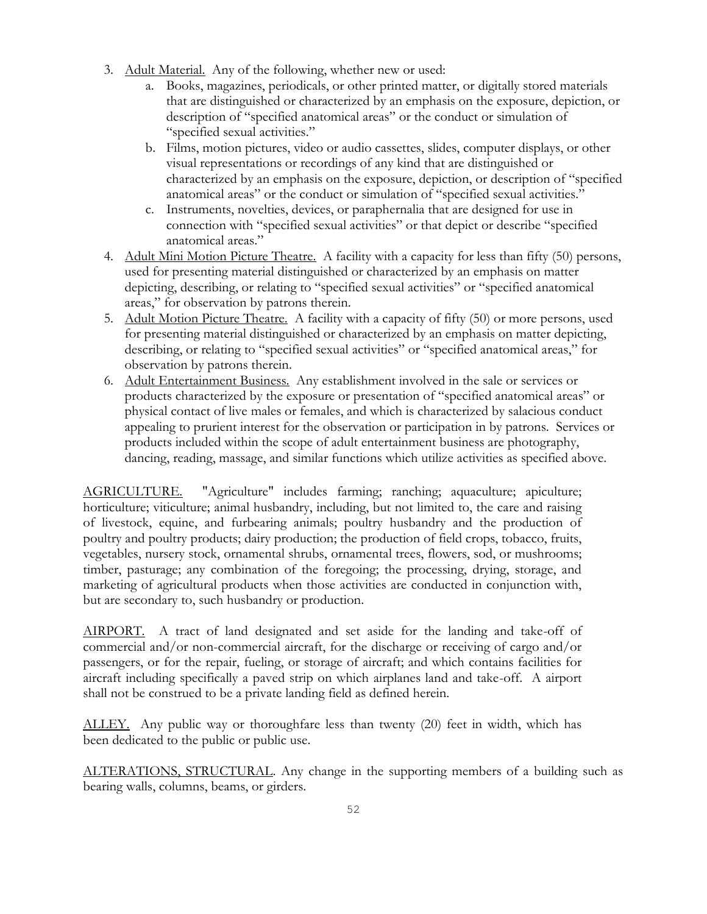3. <u>Adult Material.</u> Any of the following, whether new or used:
   a. Books, magazines, periodicals, or other printed matter, or digitally stored materials that are distinguished or characterized by an emphasis on the exposure, depiction, or description of "specified anatomical areas" or the conduct or simulation of "specified sexual activities."
   b. Films, motion pictures, video or audio cassettes, slides, computer displays, or other visual representations or recordings of any kind that are distinguished or characterized by an emphasis on the exposure, depiction, or description of "specified anatomical areas" or the conduct or simulation of "specified sexual activities."
   c. Instruments, novelties, devices, or paraphernalia that are designed for use in connection with "specified sexual activities" or that depict or describe "specified anatomical areas."
4. <u>Adult Mini Motion Picture Theatre.</u> A facility with a capacity for less than fifty (50) persons, used for presenting material distinguished or characterized by an emphasis on matter depicting, describing, or relating to "specified sexual activities" or "specified anatomical areas," for observation by patrons therein.
5. <u>Adult Motion Picture Theatre.</u> A facility with a capacity of fifty (50) or more persons, used for presenting material distinguished or characterized by an emphasis on matter depicting, describing, or relating to "specified sexual activities" or "specified anatomical areas," for observation by patrons therein.
6. <u>Adult Entertainment Business.</u> Any establishment involved in the sale or services or products characterized by the exposure or presentation of "specified anatomical areas" or physical contact of live males or females, and which is characterized by salacious conduct appealing to prurient interest for the observation or participation in by patrons. Services or products included within the scope of adult entertainment business are photography, dancing, reading, massage, and similar functions which utilize activities as specified above.

<u>AGRICULTURE.</u> "Agriculture" includes farming; ranching; aquaculture; apiculture; horticulture; viticulture; animal husbandry, including, but not limited to, the care and raising of livestock, equine, and furbearing animals; poultry husbandry and the production of poultry and poultry products; dairy production; the production of field crops, tobacco, fruits, vegetables, nursery stock, ornamental shrubs, ornamental trees, flowers, sod, or mushrooms; timber, pasturage; any combination of the foregoing; the processing, drying, storage, and marketing of agricultural products when those activities are conducted in conjunction with, but are secondary to, such husbandry or production.

<u>AIRPORT.</u> A tract of land designated and set aside for the landing and take-off of commercial and/or non-commercial aircraft, for the discharge or receiving of cargo and/or passengers, or for the repair, fueling, or storage of aircraft; and which contains facilities for aircraft including specifically a paved strip on which airplanes land and take-off. A airport shall not be construed to be a private landing field as defined herein.

<u>ALLEY.</u> Any public way or thoroughfare less than twenty (20) feet in width, which has been dedicated to the public or public use.

<u>ALTERATIONS, STRUCTURAL</u>. Any change in the supporting members of a building such as bearing walls, columns, beams, or girders.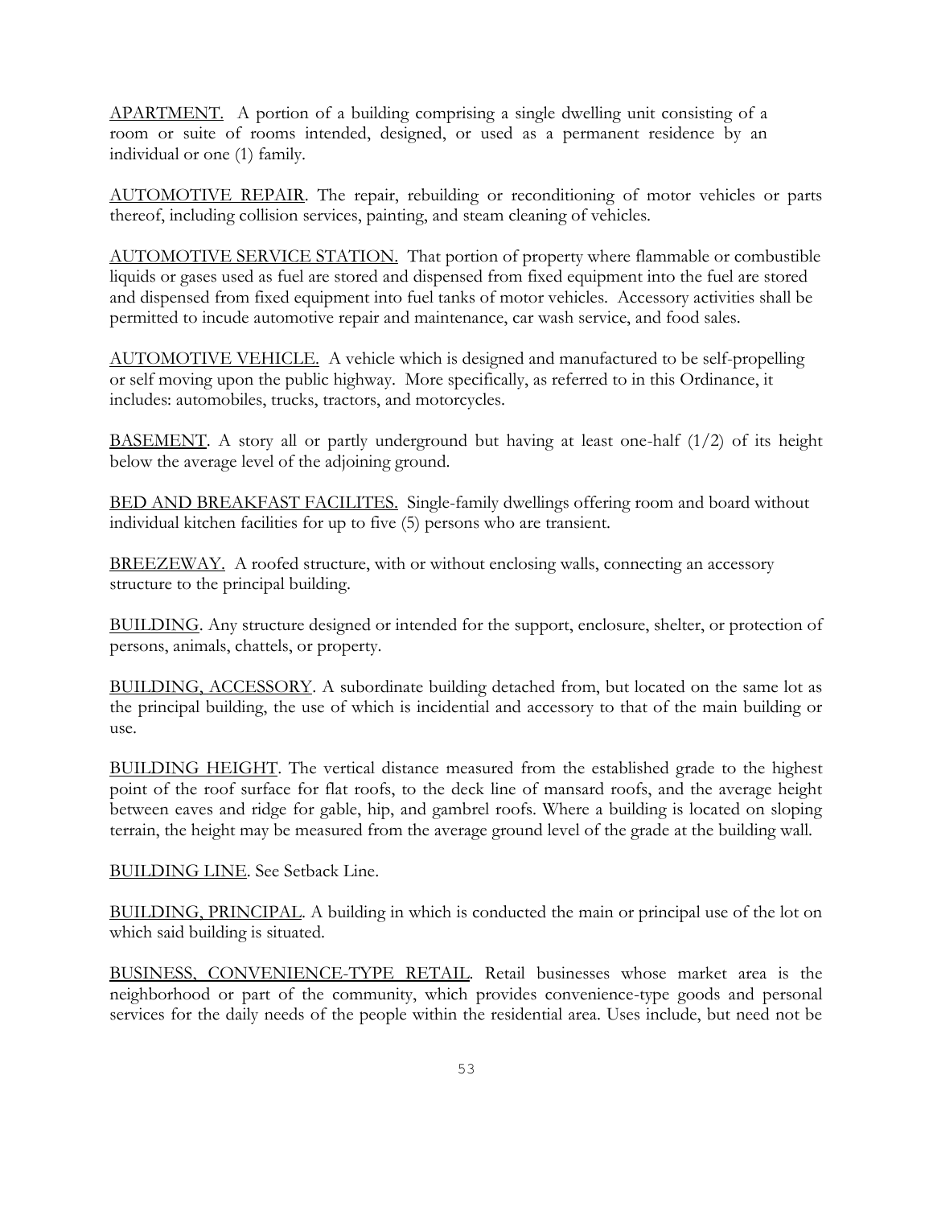<u>APARTMENT.</u> A portion of a building comprising a single dwelling unit consisting of a room or suite of rooms intended, designed, or used as a permanent residence by an individual or one (1) family.

<u>AUTOMOTIVE REPAIR</u>. The repair, rebuilding or reconditioning of motor vehicles or parts thereof, including collision services, painting, and steam cleaning of vehicles.

<u>AUTOMOTIVE SERVICE STATION.</u> That portion of property where flammable or combustible liquids or gases used as fuel are stored and dispensed from fixed equipment into the fuel are stored and dispensed from fixed equipment into fuel tanks of motor vehicles. Accessory activities shall be permitted to incude automotive repair and maintenance, car wash service, and food sales.

<u>AUTOMOTIVE VEHICLE.</u> A vehicle which is designed and manufactured to be self-propelling or self moving upon the public highway. More specifically, as referred to in this Ordinance, it includes: automobiles, trucks, tractors, and motorcycles.

<u>BASEMENT</u>. A story all or partly underground but having at least one-half (1/2) of its height below the average level of the adjoining ground.

<u>BED AND BREAKFAST FACILITES.</u> Single-family dwellings offering room and board without individual kitchen facilities for up to five (5) persons who are transient.

<u>BREEZEWAY.</u> A roofed structure, with or without enclosing walls, connecting an accessory structure to the principal building.

<u>BUILDING</u>. Any structure designed or intended for the support, enclosure, shelter, or protection of persons, animals, chattels, or property.

<u>BUILDING, ACCESSORY</u>. A subordinate building detached from, but located on the same lot as the principal building, the use of which is incidential and accessory to that of the main building or use.

<u>BUILDING HEIGHT</u>. The vertical distance measured from the established grade to the highest point of the roof surface for flat roofs, to the deck line of mansard roofs, and the average height between eaves and ridge for gable, hip, and gambrel roofs. Where a building is located on sloping terrain, the height may be measured from the average ground level of the grade at the building wall.

<u>BUILDING LINE</u>. See Setback Line.

<u>BUILDING, PRINCIPAL</u>. A building in which is conducted the main or principal use of the lot on which said building is situated.

<u>BUSINESS, CONVENIENCE-TYPE RETAIL</u>. Retail businesses whose market area is the neighborhood or part of the community, which provides convenience-type goods and personal services for the daily needs of the people within the residential area. Uses include, but need not be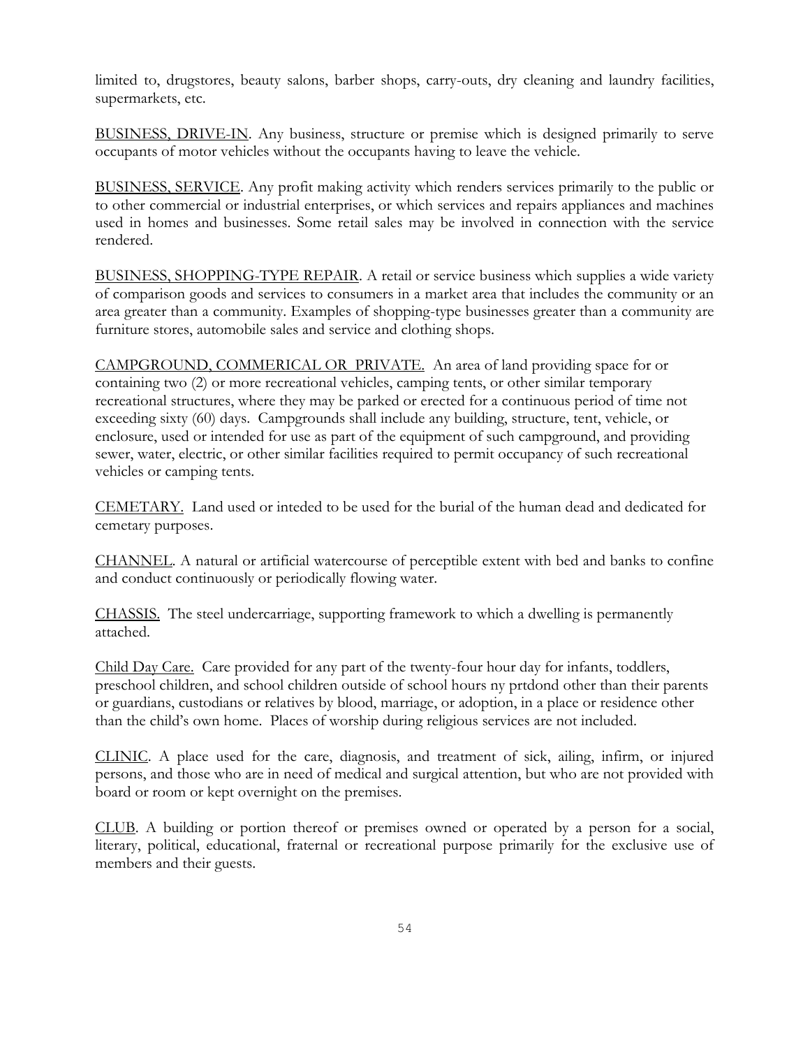limited to, drugstores, beauty salons, barber shops, carry-outs, dry cleaning and laundry facilities, supermarkets, etc.

<u>BUSINESS, DRIVE-IN</u>. Any business, structure or premise which is designed primarily to serve occupants of motor vehicles without the occupants having to leave the vehicle.

<u>BUSINESS, SERVICE</u>. Any profit making activity which renders services primarily to the public or to other commercial or industrial enterprises, or which services and repairs appliances and machines used in homes and businesses. Some retail sales may be involved in connection with the service rendered.

<u>BUSINESS, SHOPPING-TYPE REPAIR</u>. A retail or service business which supplies a wide variety of comparison goods and services to consumers in a market area that includes the community or an area greater than a community. Examples of shopping-type businesses greater than a community are furniture stores, automobile sales and service and clothing shops.

<u>CAMPGROUND, COMMERICAL OR PRIVATE.</u> An area of land providing space for or containing two (2) or more recreational vehicles, camping tents, or other similar temporary recreational structures, where they may be parked or erected for a continuous period of time not exceeding sixty (60) days. Campgrounds shall include any building, structure, tent, vehicle, or enclosure, used or intended for use as part of the equipment of such campground, and providing sewer, water, electric, or other similar facilities required to permit occupancy of such recreational vehicles or camping tents.

<u>CEMETARY.</u> Land used or inteded to be used for the burial of the human dead and dedicated for cemetary purposes.

<u>CHANNEL</u>. A natural or artificial watercourse of perceptible extent with bed and banks to confine and conduct continuously or periodically flowing water.

<u>CHASSIS.</u> The steel undercarriage, supporting framework to which a dwelling is permanently attached.

<u>Child Day Care.</u> Care provided for any part of the twenty-four hour day for infants, toddlers, preschool children, and school children outside of school hours ny prtdond other than their parents or guardians, custodians or relatives by blood, marriage, or adoption, in a place or residence other than the child's own home. Places of worship during religious services are not included.

<u>CLINIC</u>. A place used for the care, diagnosis, and treatment of sick, ailing, infirm, or injured persons, and those who are in need of medical and surgical attention, but who are not provided with board or room or kept overnight on the premises.

<u>CLUB</u>. A building or portion thereof or premises owned or operated by a person for a social, literary, political, educational, fraternal or recreational purpose primarily for the exclusive use of members and their guests.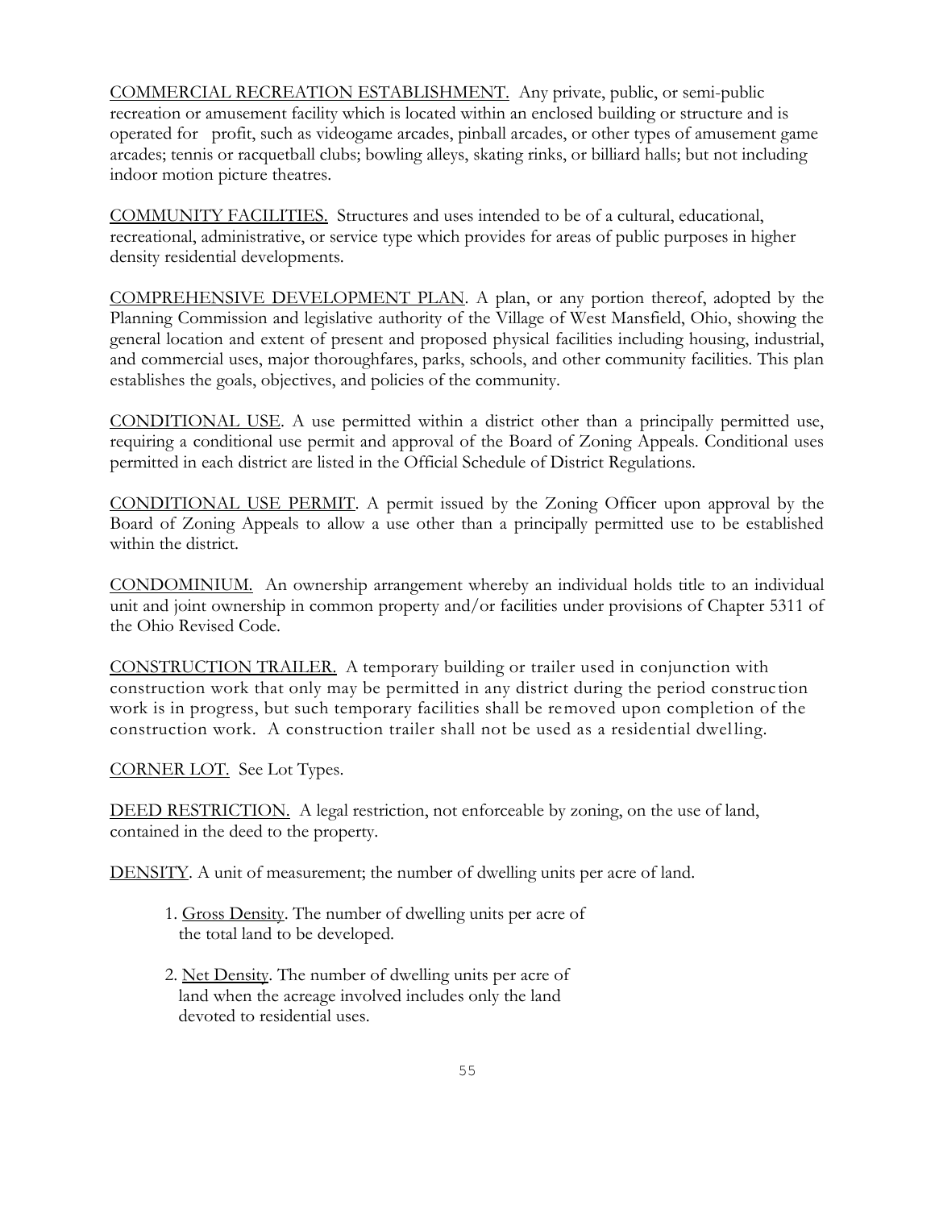<u>COMMERCIAL RECREATION ESTABLISHMENT.</u> Any private, public, or semi-public recreation or amusement facility which is located within an enclosed building or structure and is operated for profit, such as videogame arcades, pinball arcades, or other types of amusement game arcades; tennis or racquetball clubs; bowling alleys, skating rinks, or billiard halls; but not including indoor motion picture theatres.

<u>COMMUNITY FACILITIES.</u> Structures and uses intended to be of a cultural, educational, recreational, administrative, or service type which provides for areas of public purposes in higher density residential developments.

<u>COMPREHENSIVE DEVELOPMENT PLAN</u>. A plan, or any portion thereof, adopted by the Planning Commission and legislative authority of the Village of West Mansfield, Ohio, showing the general location and extent of present and proposed physical facilities including housing, industrial, and commercial uses, major thoroughfares, parks, schools, and other community facilities. This plan establishes the goals, objectives, and policies of the community.

<u>CONDITIONAL USE</u>. A use permitted within a district other than a principally permitted use, requiring a conditional use permit and approval of the Board of Zoning Appeals. Conditional uses permitted in each district are listed in the Official Schedule of District Regulations.

<u>CONDITIONAL USE PERMIT</u>. A permit issued by the Zoning Officer upon approval by the Board of Zoning Appeals to allow a use other than a principally permitted use to be established within the district.

<u>CONDOMINIUM.</u> An ownership arrangement whereby an individual holds title to an individual unit and joint ownership in common property and/or facilities under provisions of Chapter 5311 of the Ohio Revised Code.

<u>CONSTRUCTION TRAILER.</u> A temporary building or trailer used in conjunction with construction work that only may be permitted in any district during the period construction work is in progress, but such temporary facilities shall be removed upon completion of the construction work. A construction trailer shall not be used as a residential dwelling.

<u>CORNER LOT.</u> See Lot Types.

<u>DEED RESTRICTION.</u> A legal restriction, not enforceable by zoning, on the use of land, contained in the deed to the property.

<u>DENSITY</u>. A unit of measurement; the number of dwelling units per acre of land.

1. <u>Gross Density</u>. The number of dwelling units per acre of the total land to be developed.
2. <u>Net Density</u>. The number of dwelling units per acre of land when the acreage involved includes only the land devoted to residential uses.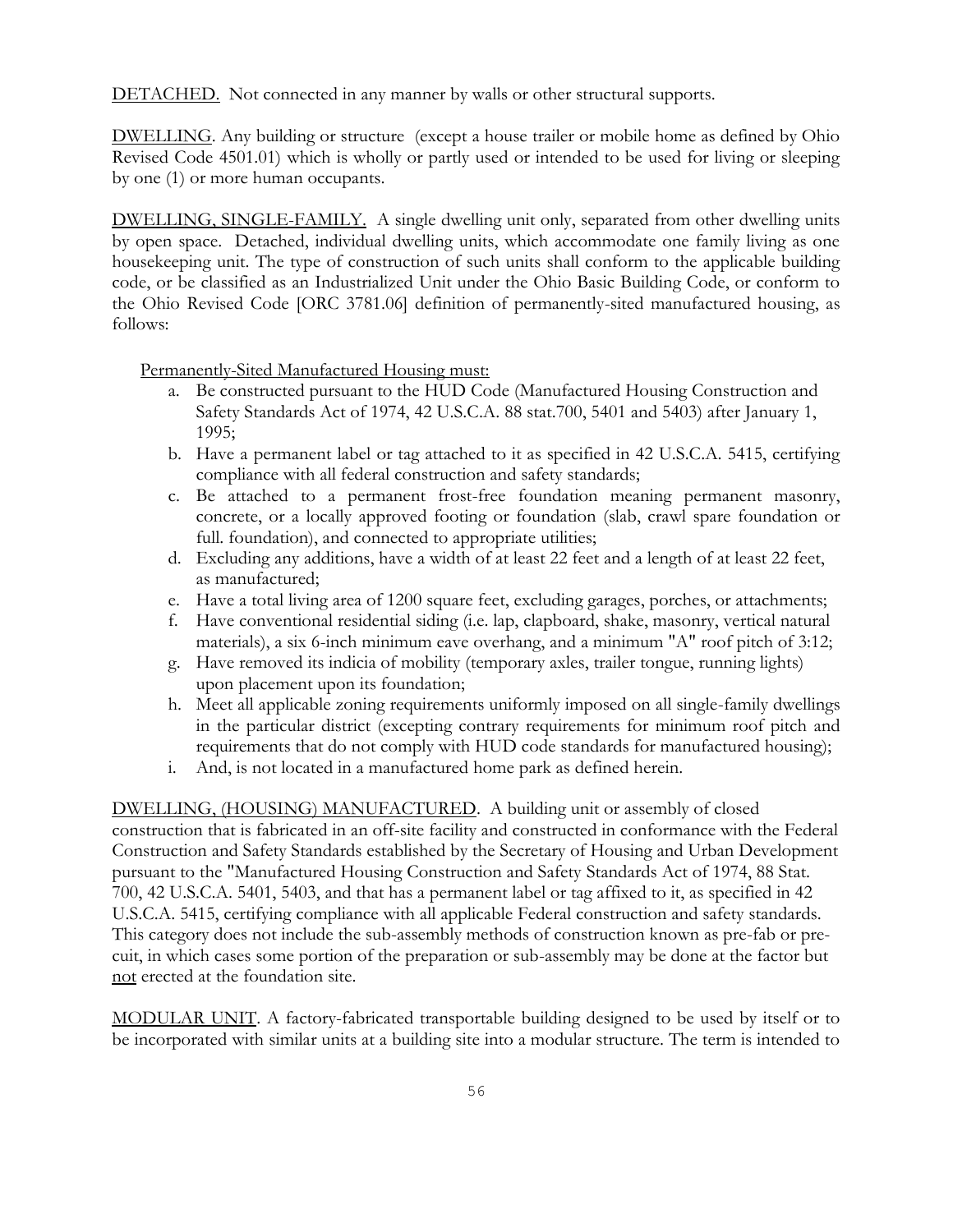DETACHED. Not connected in any manner by walls or other structural supports.

DWELLING. Any building or structure (except a house trailer or mobile home as defined by Ohio Revised Code 4501.01) which is wholly or partly used or intended to be used for living or sleeping by one (1) or more human occupants.

DWELLING, SINGLE-FAMILY. A single dwelling unit only, separated from other dwelling units by open space. Detached, individual dwelling units, which accommodate one family living as one housekeeping unit. The type of construction of such units shall conform to the applicable building code, or be classified as an Industrialized Unit under the Ohio Basic Building Code, or conform to the Ohio Revised Code [ORC 3781.06] definition of permanently-sited manufactured housing, as follows:

Permanently-Sited Manufactured Housing must:

a. Be constructed pursuant to the HUD Code (Manufactured Housing Construction and Safety Standards Act of 1974, 42 U.S.C.A. 88 stat.700, 5401 and 5403) after January 1, 1995;
b. Have a permanent label or tag attached to it as specified in 42 U.S.C.A. 5415, certifying compliance with all federal construction and safety standards;
c. Be attached to a permanent frost-free foundation meaning permanent masonry, concrete, or a locally approved footing or foundation (slab, crawl spare foundation or full. foundation), and connected to appropriate utilities;
d. Excluding any additions, have a width of at least 22 feet and a length of at least 22 feet, as manufactured;
e. Have a total living area of 1200 square feet, excluding garages, porches, or attachments;
f. Have conventional residential siding (i.e. lap, clapboard, shake, masonry, vertical natural materials), a six 6-inch minimum eave overhang, and a minimum "A" roof pitch of 3:12;
g. Have removed its indicia of mobility (temporary axles, trailer tongue, running lights) upon placement upon its foundation;
h. Meet all applicable zoning requirements uniformly imposed on all single-family dwellings in the particular district (excepting contrary requirements for minimum roof pitch and requirements that do not comply with HUD code standards for manufactured housing);
i. And, is not located in a manufactured home park as defined herein.

DWELLING, (HOUSING) MANUFACTURED. A building unit or assembly of closed construction that is fabricated in an off-site facility and constructed in conformance with the Federal Construction and Safety Standards established by the Secretary of Housing and Urban Development pursuant to the "Manufactured Housing Construction and Safety Standards Act of 1974, 88 Stat. 700, 42 U.S.C.A. 5401, 5403, and that has a permanent label or tag affixed to it, as specified in 42 U.S.C.A. 5415, certifying compliance with all applicable Federal construction and safety standards. This category does not include the sub-assembly methods of construction known as pre-fab or pre-cuit, in which cases some portion of the preparation or sub-assembly may be done at the factor but not erected at the foundation site.

MODULAR UNIT. A factory-fabricated transportable building designed to be used by itself or to be incorporated with similar units at a building site into a modular structure. The term is intended to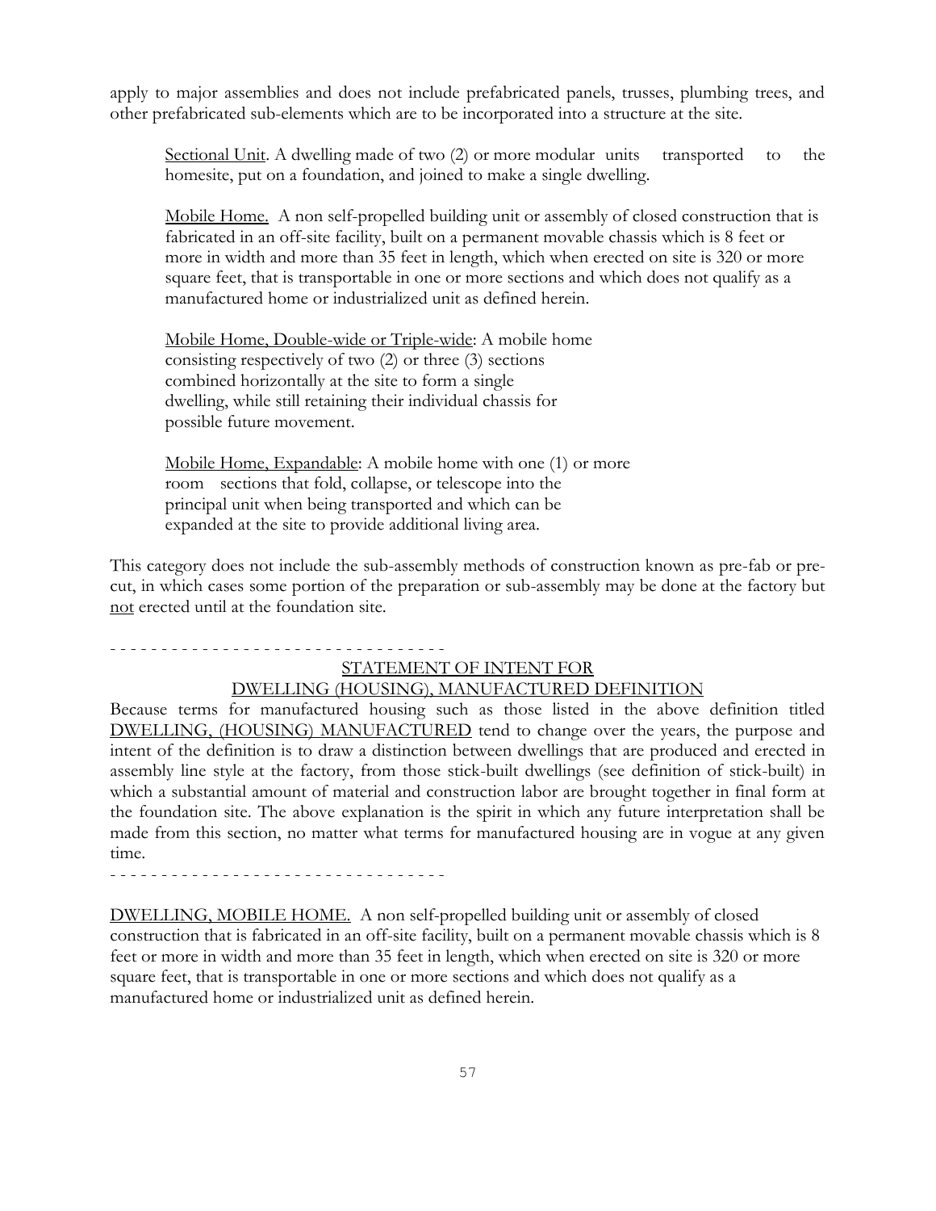apply to major assemblies and does not include prefabricated panels, trusses, plumbing trees, and other prefabricated sub-elements which are to be incorporated into a structure at the site.

> Sectional Unit. A dwelling made of two (2) or more modular units transported to the homesite, put on a foundation, and joined to make a single dwelling.
>
> Mobile Home. A non self-propelled building unit or assembly of closed construction that is fabricated in an off-site facility, built on a permanent movable chassis which is 8 feet or more in width and more than 35 feet in length, which when erected on site is 320 or more square feet, that is transportable in one or more sections and which does not qualify as a manufactured home or industrialized unit as defined herein.
>
> Mobile Home, Double-wide or Triple-wide: A mobile home consisting respectively of two (2) or three (3) sections combined horizontally at the site to form a single dwelling, while still retaining their individual chassis for possible future movement.
>
> Mobile Home, Expandable: A mobile home with one (1) or more room sections that fold, collapse, or telescope into the principal unit when being transported and which can be expanded at the site to provide additional living area.

This category does not include the sub-assembly methods of construction known as pre-fab or pre-cut, in which cases some portion of the preparation or sub-assembly may be done at the factory but not erected until at the foundation site.

- - - - - - - - - - - - - - - - - - - - - - - - - - - - - - - -

STATEMENT OF INTENT FOR DWELLING (HOUSING), MANUFACTURED DEFINITION

Because terms for manufactured housing such as those listed in the above definition titled DWELLING, (HOUSING) MANUFACTURED tend to change over the years, the purpose and intent of the definition is to draw a distinction between dwellings that are produced and erected in assembly line style at the factory, from those stick-built dwellings (see definition of stick-built) in which a substantial amount of material and construction labor are brought together in final form at the foundation site. The above explanation is the spirit in which any future interpretation shall be made from this section, no matter what terms for manufactured housing are in vogue at any given time.

- - - - - - - - - - - - - - - - - - - - - - - - - - - - - - - -

DWELLING, MOBILE HOME. A non self-propelled building unit or assembly of closed construction that is fabricated in an off-site facility, built on a permanent movable chassis which is 8 feet or more in width and more than 35 feet in length, which when erected on site is 320 or more square feet, that is transportable in one or more sections and which does not qualify as a manufactured home or industrialized unit as defined herein.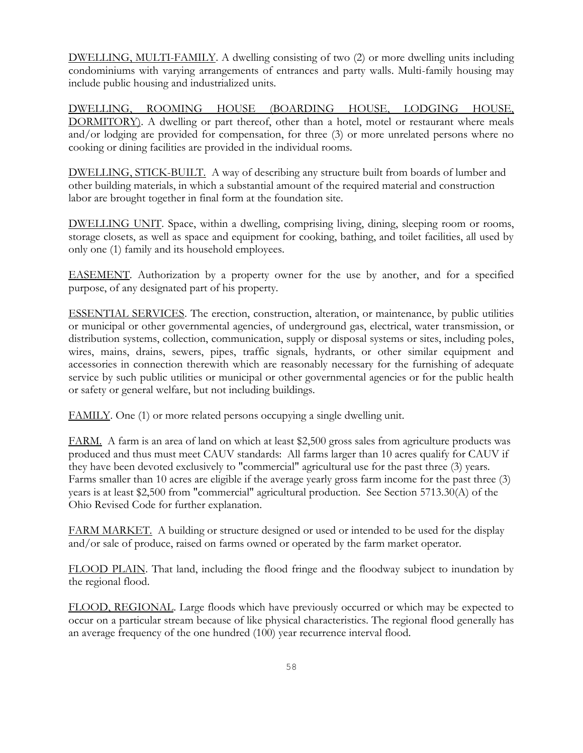<u>DWELLING, MULTI-FAMILY</u>. A dwelling consisting of two (2) or more dwelling units including condominiums with varying arrangements of entrances and party walls. Multi-family housing may include public housing and industrialized units.

<u>DWELLING, ROOMING HOUSE (BOARDING HOUSE, LODGING HOUSE, DORMITORY)</u>. A dwelling or part thereof, other than a hotel, motel or restaurant where meals and/or lodging are provided for compensation, for three (3) or more unrelated persons where no cooking or dining facilities are provided in the individual rooms.

<u>DWELLING, STICK-BUILT.</u> A way of describing any structure built from boards of lumber and other building materials, in which a substantial amount of the required material and construction labor are brought together in final form at the foundation site.

<u>DWELLING UNIT</u>. Space, within a dwelling, comprising living, dining, sleeping room or rooms, storage closets, as well as space and equipment for cooking, bathing, and toilet facilities, all used by only one (1) family and its household employees.

<u>EASEMENT</u>. Authorization by a property owner for the use by another, and for a specified purpose, of any designated part of his property.

<u>ESSENTIAL SERVICES</u>. The erection, construction, alteration, or maintenance, by public utilities or municipal or other governmental agencies, of underground gas, electrical, water transmission, or distribution systems, collection, communication, supply or disposal systems or sites, including poles, wires, mains, drains, sewers, pipes, traffic signals, hydrants, or other similar equipment and accessories in connection therewith which are reasonably necessary for the furnishing of adequate service by such public utilities or municipal or other governmental agencies or for the public health or safety or general welfare, but not including buildings.

<u>FAMILY</u>. One (1) or more related persons occupying a single dwelling unit.

<u>FARM.</u> A farm is an area of land on which at least $2,500 gross sales from agriculture products was produced and thus must meet CAUV standards: All farms larger than 10 acres qualify for CAUV if they have been devoted exclusively to "commercial" agricultural use for the past three (3) years. Farms smaller than 10 acres are eligible if the average yearly gross farm income for the past three (3) years is at least $2,500 from "commercial" agricultural production. See Section 5713.30(A) of the Ohio Revised Code for further explanation.

<u>FARM MARKET.</u> A building or structure designed or used or intended to be used for the display and/or sale of produce, raised on farms owned or operated by the farm market operator.

<u>FLOOD PLAIN</u>. That land, including the flood fringe and the floodway subject to inundation by the regional flood.

<u>FLOOD, REGIONAL</u>. Large floods which have previously occurred or which may be expected to occur on a particular stream because of like physical characteristics. The regional flood generally has an average frequency of the one hundred (100) year recurrence interval flood.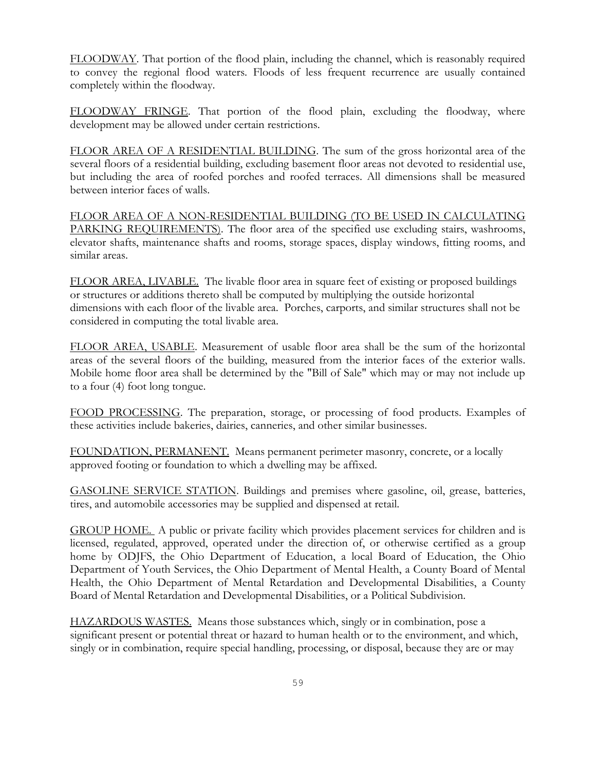<u>FLOODWAY</u>. That portion of the flood plain, including the channel, which is reasonably required to convey the regional flood waters. Floods of less frequent recurrence are usually contained completely within the floodway.

<u>FLOODWAY FRINGE</u>. That portion of the flood plain, excluding the floodway, where development may be allowed under certain restrictions.

<u>FLOOR AREA OF A RESIDENTIAL BUILDING</u>. The sum of the gross horizontal area of the several floors of a residential building, excluding basement floor areas not devoted to residential use, but including the area of roofed porches and roofed terraces. All dimensions shall be measured between interior faces of walls.

<u>FLOOR AREA OF A NON-RESIDENTIAL BUILDING (TO BE USED IN CALCULATING PARKING REQUIREMENTS)</u>. The floor area of the specified use excluding stairs, washrooms, elevator shafts, maintenance shafts and rooms, storage spaces, display windows, fitting rooms, and similar areas.

<u>FLOOR AREA, LIVABLE.</u> The livable floor area in square feet of existing or proposed buildings or structures or additions thereto shall be computed by multiplying the outside horizontal dimensions with each floor of the livable area. Porches, carports, and similar structures shall not be considered in computing the total livable area.

<u>FLOOR AREA, USABLE</u>. Measurement of usable floor area shall be the sum of the horizontal areas of the several floors of the building, measured from the interior faces of the exterior walls. Mobile home floor area shall be determined by the "Bill of Sale" which may or may not include up to a four (4) foot long tongue.

<u>FOOD PROCESSING</u>. The preparation, storage, or processing of food products. Examples of these activities include bakeries, dairies, canneries, and other similar businesses.

<u>FOUNDATION, PERMANENT.</u> Means permanent perimeter masonry, concrete, or a locally approved footing or foundation to which a dwelling may be affixed.

<u>GASOLINE SERVICE STATION</u>. Buildings and premises where gasoline, oil, grease, batteries, tires, and automobile accessories may be supplied and dispensed at retail.

<u>GROUP HOME.</u> A public or private facility which provides placement services for children and is licensed, regulated, approved, operated under the direction of, or otherwise certified as a group home by ODJFS, the Ohio Department of Education, a local Board of Education, the Ohio Department of Youth Services, the Ohio Department of Mental Health, a County Board of Mental Health, the Ohio Department of Mental Retardation and Developmental Disabilities, a County Board of Mental Retardation and Developmental Disabilities, or a Political Subdivision.

<u>HAZARDOUS WASTES.</u> Means those substances which, singly or in combination, pose a significant present or potential threat or hazard to human health or to the environment, and which, singly or in combination, require special handling, processing, or disposal, because they are or may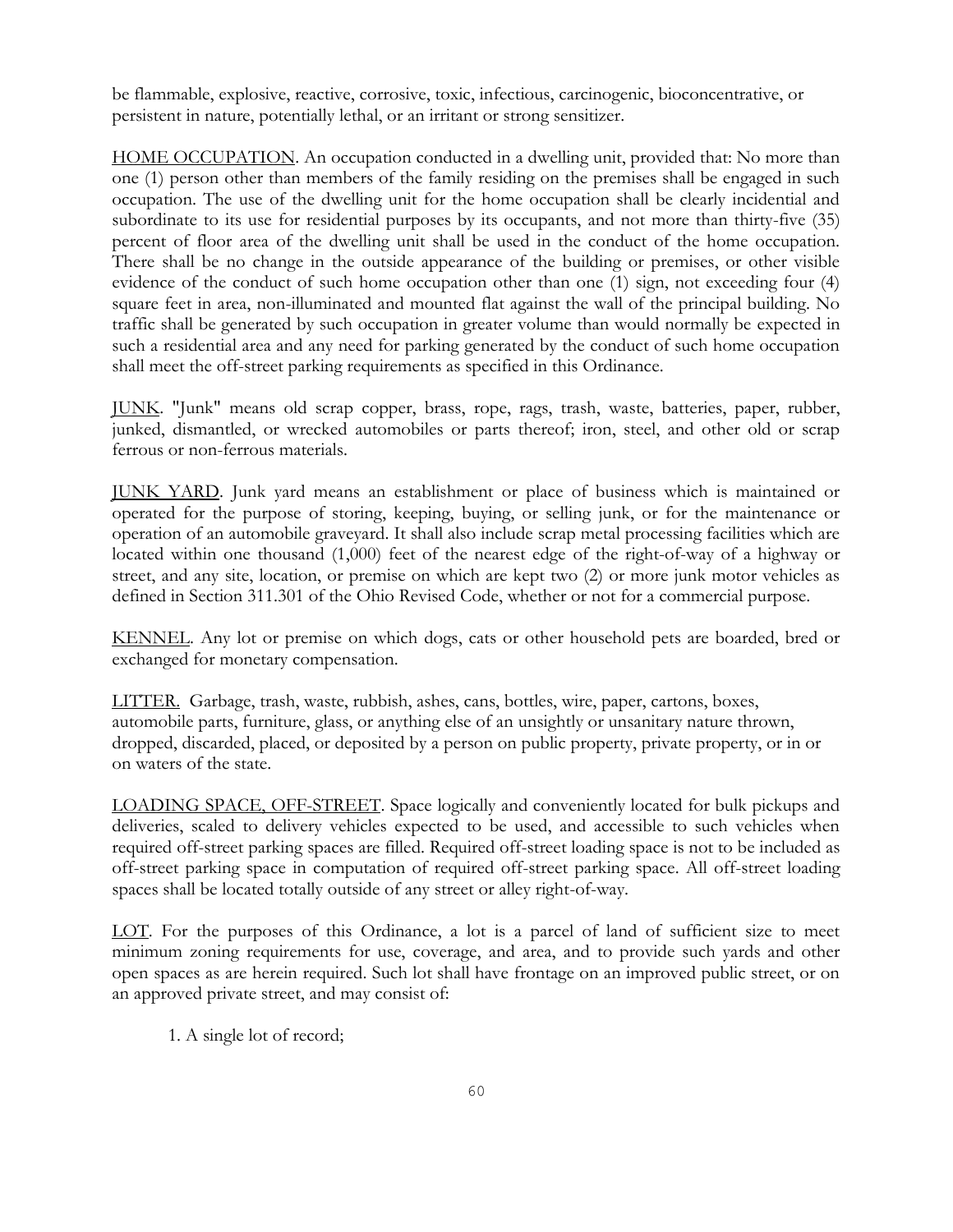be flammable, explosive, reactive, corrosive, toxic, infectious, carcinogenic, bioconcentrative, or persistent in nature, potentially lethal, or an irritant or strong sensitizer.

HOME OCCUPATION. An occupation conducted in a dwelling unit, provided that: No more than one (1) person other than members of the family residing on the premises shall be engaged in such occupation. The use of the dwelling unit for the home occupation shall be clearly incidential and subordinate to its use for residential purposes by its occupants, and not more than thirty-five (35) percent of floor area of the dwelling unit shall be used in the conduct of the home occupation. There shall be no change in the outside appearance of the building or premises, or other visible evidence of the conduct of such home occupation other than one (1) sign, not exceeding four (4) square feet in area, non-illuminated and mounted flat against the wall of the principal building. No traffic shall be generated by such occupation in greater volume than would normally be expected in such a residential area and any need for parking generated by the conduct of such home occupation shall meet the off-street parking requirements as specified in this Ordinance.

JUNK. "Junk" means old scrap copper, brass, rope, rags, trash, waste, batteries, paper, rubber, junked, dismantled, or wrecked automobiles or parts thereof; iron, steel, and other old or scrap ferrous or non-ferrous materials.

JUNK YARD. Junk yard means an establishment or place of business which is maintained or operated for the purpose of storing, keeping, buying, or selling junk, or for the maintenance or operation of an automobile graveyard. It shall also include scrap metal processing facilities which are located within one thousand (1,000) feet of the nearest edge of the right-of-way of a highway or street, and any site, location, or premise on which are kept two (2) or more junk motor vehicles as defined in Section 311.301 of the Ohio Revised Code, whether or not for a commercial purpose.

KENNEL. Any lot or premise on which dogs, cats or other household pets are boarded, bred or exchanged for monetary compensation.

LITTER. Garbage, trash, waste, rubbish, ashes, cans, bottles, wire, paper, cartons, boxes, automobile parts, furniture, glass, or anything else of an unsightly or unsanitary nature thrown, dropped, discarded, placed, or deposited by a person on public property, private property, or in or on waters of the state.

LOADING SPACE, OFF-STREET. Space logically and conveniently located for bulk pickups and deliveries, scaled to delivery vehicles expected to be used, and accessible to such vehicles when required off-street parking spaces are filled. Required off-street loading space is not to be included as off-street parking space in computation of required off-street parking space. All off-street loading spaces shall be located totally outside of any street or alley right-of-way.

LOT. For the purposes of this Ordinance, a lot is a parcel of land of sufficient size to meet minimum zoning requirements for use, coverage, and area, and to provide such yards and other open spaces as are herein required. Such lot shall have frontage on an improved public street, or on an approved private street, and may consist of:

1. A single lot of record;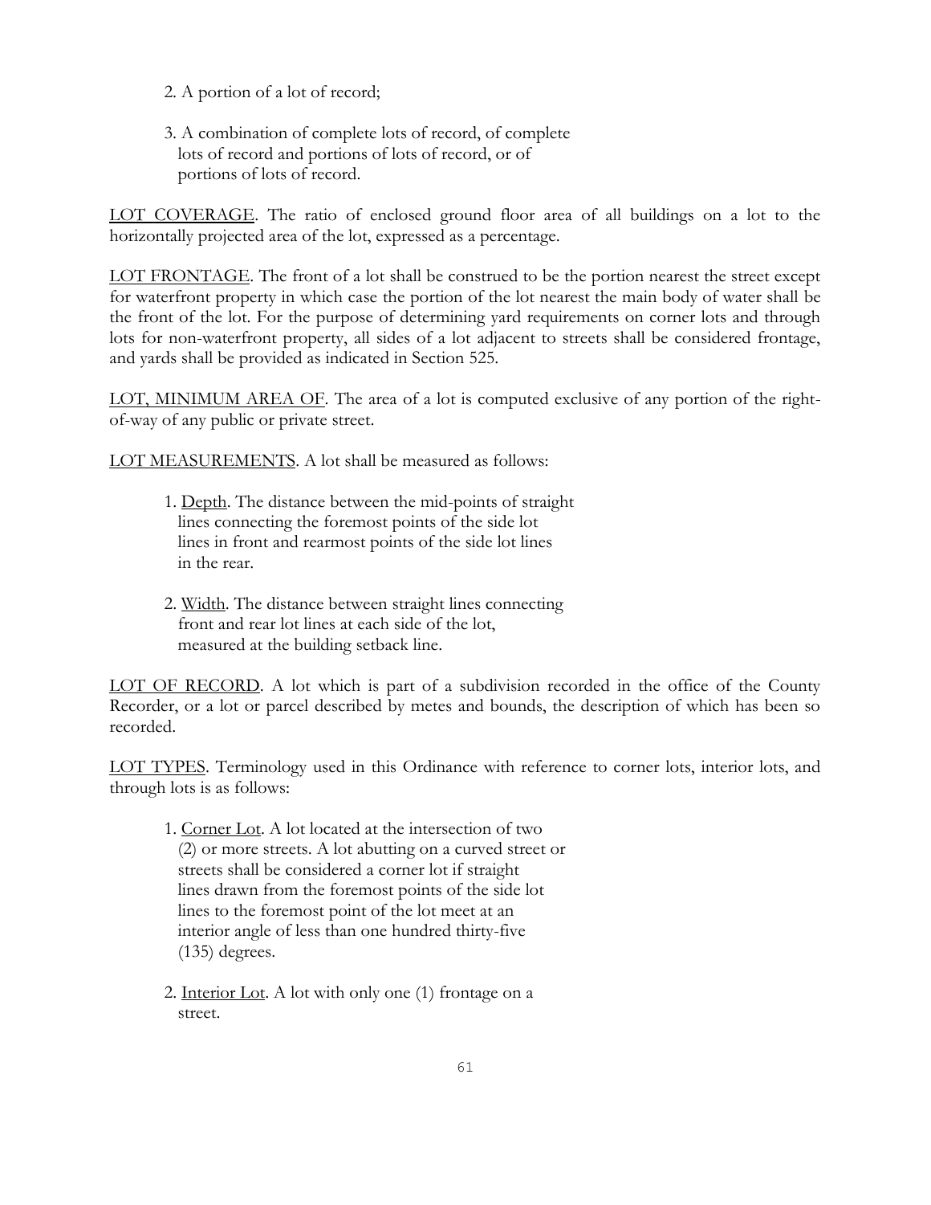2. A portion of a lot of record;

3. A combination of complete lots of record, of complete lots of record and portions of lots of record, or of portions of lots of record.

<u>LOT COVERAGE</u>. The ratio of enclosed ground floor area of all buildings on a lot to the horizontally projected area of the lot, expressed as a percentage.

<u>LOT FRONTAGE</u>. The front of a lot shall be construed to be the portion nearest the street except for waterfront property in which case the portion of the lot nearest the main body of water shall be the front of the lot. For the purpose of determining yard requirements on corner lots and through lots for non-waterfront property, all sides of a lot adjacent to streets shall be considered frontage, and yards shall be provided as indicated in Section 525.

<u>LOT, MINIMUM AREA OF</u>. The area of a lot is computed exclusive of any portion of the right-of-way of any public or private street.

<u>LOT MEASUREMENTS</u>. A lot shall be measured as follows:

1. <u>Depth</u>. The distance between the mid-points of straight lines connecting the foremost points of the side lot lines in front and rearmost points of the side lot lines in the rear.

2. <u>Width</u>. The distance between straight lines connecting front and rear lot lines at each side of the lot, measured at the building setback line.

<u>LOT OF RECORD</u>. A lot which is part of a subdivision recorded in the office of the County Recorder, or a lot or parcel described by metes and bounds, the description of which has been so recorded.

<u>LOT TYPES</u>. Terminology used in this Ordinance with reference to corner lots, interior lots, and through lots is as follows:

1. <u>Corner Lot</u>. A lot located at the intersection of two (2) or more streets. A lot abutting on a curved street or streets shall be considered a corner lot if straight lines drawn from the foremost points of the side lot lines to the foremost point of the lot meet at an interior angle of less than one hundred thirty-five (135) degrees.

2. <u>Interior Lot</u>. A lot with only one (1) frontage on a street.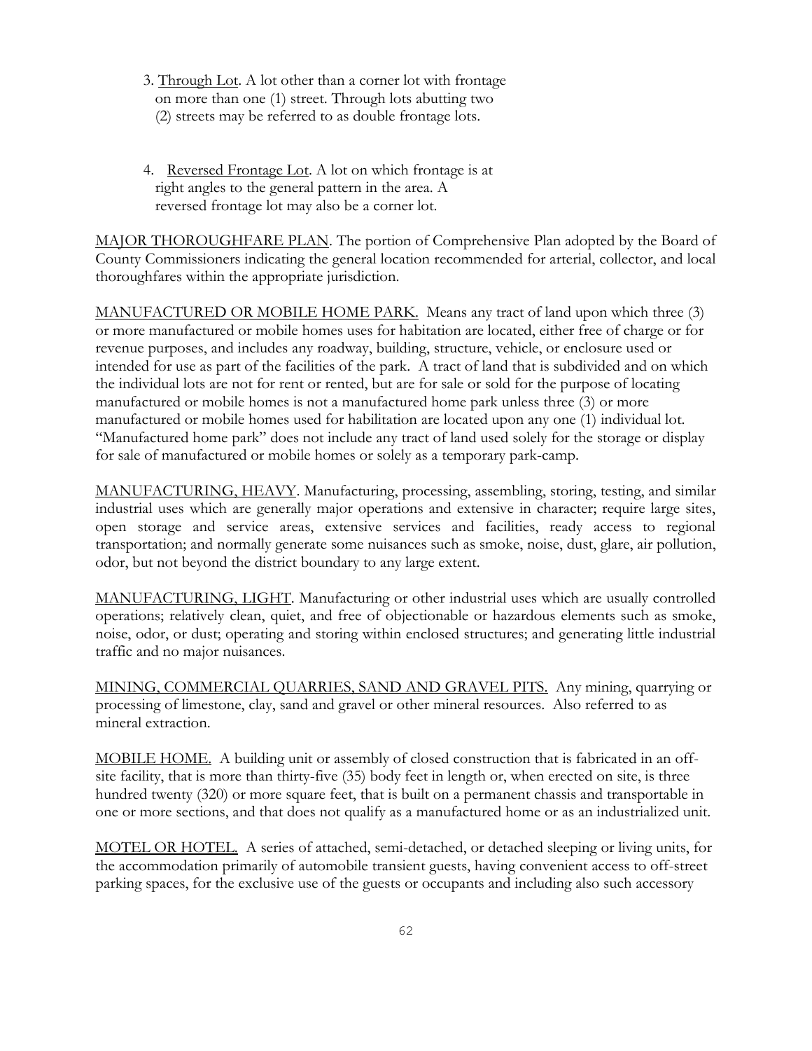3. Through Lot. A lot other than a corner lot with frontage on more than one (1) street. Through lots abutting two (2) streets may be referred to as double frontage lots.

4. Reversed Frontage Lot. A lot on which frontage is at right angles to the general pattern in the area. A reversed frontage lot may also be a corner lot.

MAJOR THOROUGHFARE PLAN. The portion of Comprehensive Plan adopted by the Board of County Commissioners indicating the general location recommended for arterial, collector, and local thoroughfares within the appropriate jurisdiction.

MANUFACTURED OR MOBILE HOME PARK. Means any tract of land upon which three (3) or more manufactured or mobile homes uses for habitation are located, either free of charge or for revenue purposes, and includes any roadway, building, structure, vehicle, or enclosure used or intended for use as part of the facilities of the park. A tract of land that is subdivided and on which the individual lots are not for rent or rented, but are for sale or sold for the purpose of locating manufactured or mobile homes is not a manufactured home park unless three (3) or more manufactured or mobile homes used for habilitation are located upon any one (1) individual lot. "Manufactured home park" does not include any tract of land used solely for the storage or display for sale of manufactured or mobile homes or solely as a temporary park-camp.

MANUFACTURING, HEAVY. Manufacturing, processing, assembling, storing, testing, and similar industrial uses which are generally major operations and extensive in character; require large sites, open storage and service areas, extensive services and facilities, ready access to regional transportation; and normally generate some nuisances such as smoke, noise, dust, glare, air pollution, odor, but not beyond the district boundary to any large extent.

MANUFACTURING, LIGHT. Manufacturing or other industrial uses which are usually controlled operations; relatively clean, quiet, and free of objectionable or hazardous elements such as smoke, noise, odor, or dust; operating and storing within enclosed structures; and generating little industrial traffic and no major nuisances.

MINING, COMMERCIAL QUARRIES, SAND AND GRAVEL PITS. Any mining, quarrying or processing of limestone, clay, sand and gravel or other mineral resources. Also referred to as mineral extraction.

MOBILE HOME. A building unit or assembly of closed construction that is fabricated in an off-site facility, that is more than thirty-five (35) body feet in length or, when erected on site, is three hundred twenty (320) or more square feet, that is built on a permanent chassis and transportable in one or more sections, and that does not qualify as a manufactured home or as an industrialized unit.

MOTEL OR HOTEL. A series of attached, semi-detached, or detached sleeping or living units, for the accommodation primarily of automobile transient guests, having convenient access to off-street parking spaces, for the exclusive use of the guests or occupants and including also such accessory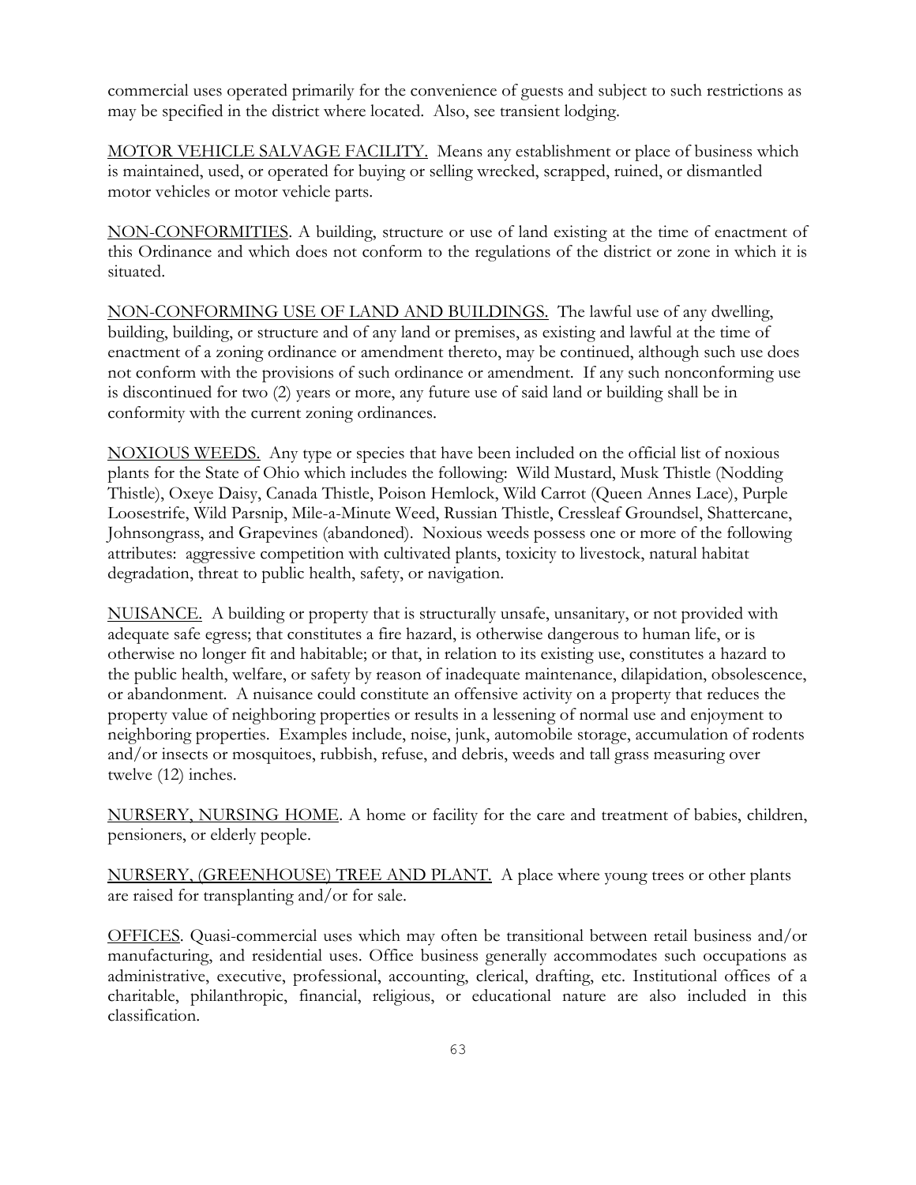commercial uses operated primarily for the convenience of guests and subject to such restrictions as may be specified in the district where located. Also, see transient lodging.

<u>MOTOR VEHICLE SALVAGE FACILITY.</u> Means any establishment or place of business which is maintained, used, or operated for buying or selling wrecked, scrapped, ruined, or dismantled motor vehicles or motor vehicle parts.

<u>NON-CONFORMITIES</u>. A building, structure or use of land existing at the time of enactment of this Ordinance and which does not conform to the regulations of the district or zone in which it is situated.

<u>NON-CONFORMING USE OF LAND AND BUILDINGS.</u> The lawful use of any dwelling, building, building, or structure and of any land or premises, as existing and lawful at the time of enactment of a zoning ordinance or amendment thereto, may be continued, although such use does not conform with the provisions of such ordinance or amendment. If any such nonconforming use is discontinued for two (2) years or more, any future use of said land or building shall be in conformity with the current zoning ordinances.

<u>NOXIOUS WEEDS.</u> Any type or species that have been included on the official list of noxious plants for the State of Ohio which includes the following: Wild Mustard, Musk Thistle (Nodding Thistle), Oxeye Daisy, Canada Thistle, Poison Hemlock, Wild Carrot (Queen Annes Lace), Purple Loosestrife, Wild Parsnip, Mile-a-Minute Weed, Russian Thistle, Cressleaf Groundsel, Shattercane, Johnsongrass, and Grapevines (abandoned). Noxious weeds possess one or more of the following attributes: aggressive competition with cultivated plants, toxicity to livestock, natural habitat degradation, threat to public health, safety, or navigation.

<u>NUISANCE.</u> A building or property that is structurally unsafe, unsanitary, or not provided with adequate safe egress; that constitutes a fire hazard, is otherwise dangerous to human life, or is otherwise no longer fit and habitable; or that, in relation to its existing use, constitutes a hazard to the public health, welfare, or safety by reason of inadequate maintenance, dilapidation, obsolescence, or abandonment. A nuisance could constitute an offensive activity on a property that reduces the property value of neighboring properties or results in a lessening of normal use and enjoyment to neighboring properties. Examples include, noise, junk, automobile storage, accumulation of rodents and/or insects or mosquitoes, rubbish, refuse, and debris, weeds and tall grass measuring over twelve (12) inches.

<u>NURSERY, NURSING HOME</u>. A home or facility for the care and treatment of babies, children, pensioners, or elderly people.

<u>NURSERY, (GREENHOUSE) TREE AND PLANT.</u> A place where young trees or other plants are raised for transplanting and/or for sale.

<u>OFFICES</u>. Quasi-commercial uses which may often be transitional between retail business and/or manufacturing, and residential uses. Office business generally accommodates such occupations as administrative, executive, professional, accounting, clerical, drafting, etc. Institutional offices of a charitable, philanthropic, financial, religious, or educational nature are also included in this classification.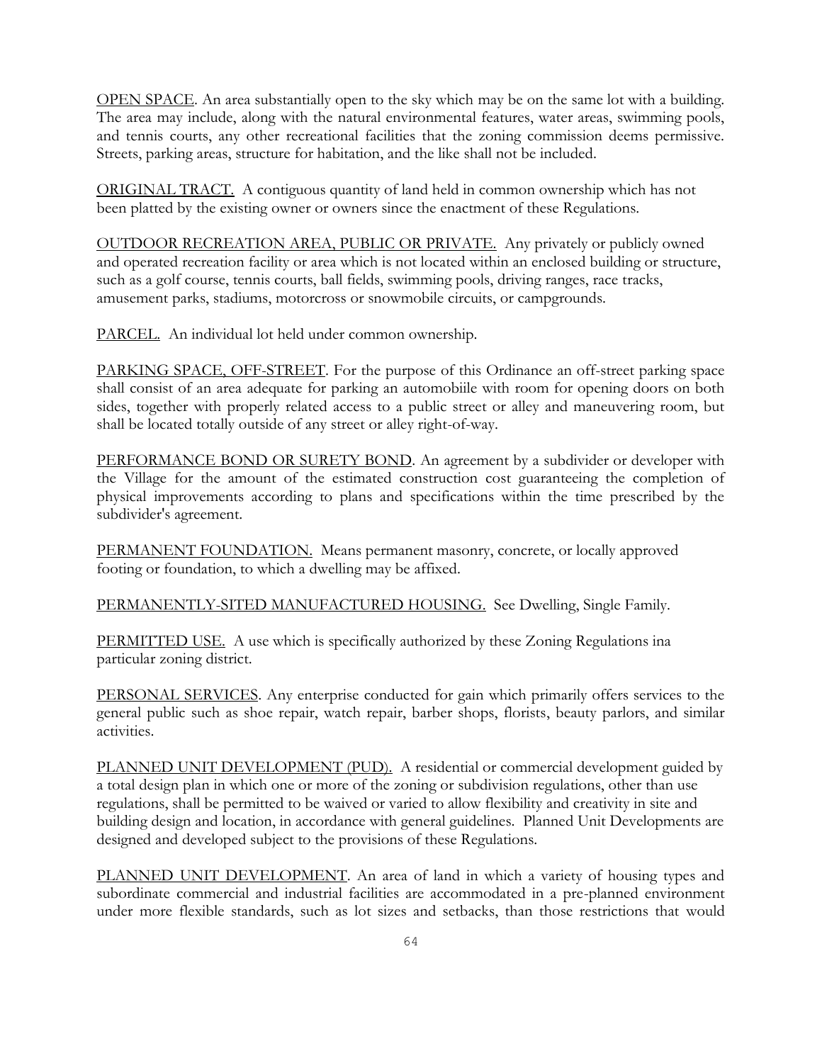<u>OPEN SPACE</u>. An area substantially open to the sky which may be on the same lot with a building. The area may include, along with the natural environmental features, water areas, swimming pools, and tennis courts, any other recreational facilities that the zoning commission deems permissive. Streets, parking areas, structure for habitation, and the like shall not be included.

<u>ORIGINAL TRACT.</u> A contiguous quantity of land held in common ownership which has not been platted by the existing owner or owners since the enactment of these Regulations.

<u>OUTDOOR RECREATION AREA, PUBLIC OR PRIVATE.</u> Any privately or publicly owned and operated recreation facility or area which is not located within an enclosed building or structure, such as a golf course, tennis courts, ball fields, swimming pools, driving ranges, race tracks, amusement parks, stadiums, motorcross or snowmobile circuits, or campgrounds.

<u>PARCEL.</u> An individual lot held under common ownership.

<u>PARKING SPACE, OFF-STREET</u>. For the purpose of this Ordinance an off-street parking space shall consist of an area adequate for parking an automobiile with room for opening doors on both sides, together with properly related access to a public street or alley and maneuvering room, but shall be located totally outside of any street or alley right-of-way.

<u>PERFORMANCE BOND OR SURETY BOND</u>. An agreement by a subdivider or developer with the Village for the amount of the estimated construction cost guaranteeing the completion of physical improvements according to plans and specifications within the time prescribed by the subdivider's agreement.

<u>PERMANENT FOUNDATION.</u> Means permanent masonry, concrete, or locally approved footing or foundation, to which a dwelling may be affixed.

<u>PERMANENTLY-SITED MANUFACTURED HOUSING.</u> See Dwelling, Single Family.

<u>PERMITTED USE.</u> A use which is specifically authorized by these Zoning Regulations ina particular zoning district.

<u>PERSONAL SERVICES</u>. Any enterprise conducted for gain which primarily offers services to the general public such as shoe repair, watch repair, barber shops, florists, beauty parlors, and similar activities.

<u>PLANNED UNIT DEVELOPMENT (PUD).</u> A residential or commercial development guided by a total design plan in which one or more of the zoning or subdivision regulations, other than use regulations, shall be permitted to be waived or varied to allow flexibility and creativity in site and building design and location, in accordance with general guidelines. Planned Unit Developments are designed and developed subject to the provisions of these Regulations.

<u>PLANNED UNIT DEVELOPMENT</u>. An area of land in which a variety of housing types and subordinate commercial and industrial facilities are accommodated in a pre-planned environment under more flexible standards, such as lot sizes and setbacks, than those restrictions that would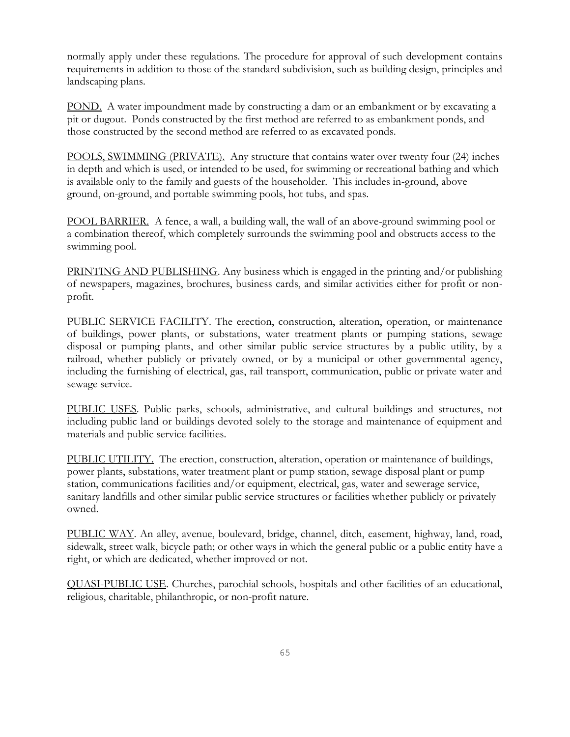normally apply under these regulations. The procedure for approval of such development contains requirements in addition to those of the standard subdivision, such as building design, principles and landscaping plans.

<u>POND.</u> A water impoundment made by constructing a dam or an embankment or by excavating a pit or dugout. Ponds constructed by the first method are referred to as embankment ponds, and those constructed by the second method are referred to as excavated ponds.

<u>POOLS, SWIMMING (PRIVATE).</u> Any structure that contains water over twenty four (24) inches in depth and which is used, or intended to be used, for swimming or recreational bathing and which is available only to the family and guests of the householder. This includes in-ground, above ground, on-ground, and portable swimming pools, hot tubs, and spas.

<u>POOL BARRIER.</u> A fence, a wall, a building wall, the wall of an above-ground swimming pool or a combination thereof, which completely surrounds the swimming pool and obstructs access to the swimming pool.

<u>PRINTING AND PUBLISHING</u>. Any business which is engaged in the printing and/or publishing of newspapers, magazines, brochures, business cards, and similar activities either for profit or non-profit.

<u>PUBLIC SERVICE FACILITY</u>. The erection, construction, alteration, operation, or maintenance of buildings, power plants, or substations, water treatment plants or pumping stations, sewage disposal or pumping plants, and other similar public service structures by a public utility, by a railroad, whether publicly or privately owned, or by a municipal or other governmental agency, including the furnishing of electrical, gas, rail transport, communication, public or private water and sewage service.

<u>PUBLIC USES</u>. Public parks, schools, administrative, and cultural buildings and structures, not including public land or buildings devoted solely to the storage and maintenance of equipment and materials and public service facilities.

<u>PUBLIC UTILITY.</u> The erection, construction, alteration, operation or maintenance of buildings, power plants, substations, water treatment plant or pump station, sewage disposal plant or pump station, communications facilities and/or equipment, electrical, gas, water and sewerage service, sanitary landfills and other similar public service structures or facilities whether publicly or privately owned.

<u>PUBLIC WAY</u>. An alley, avenue, boulevard, bridge, channel, ditch, easement, highway, land, road, sidewalk, street walk, bicycle path; or other ways in which the general public or a public entity have a right, or which are dedicated, whether improved or not.

<u>QUASI-PUBLIC USE</u>. Churches, parochial schools, hospitals and other facilities of an educational, religious, charitable, philanthropic, or non-profit nature.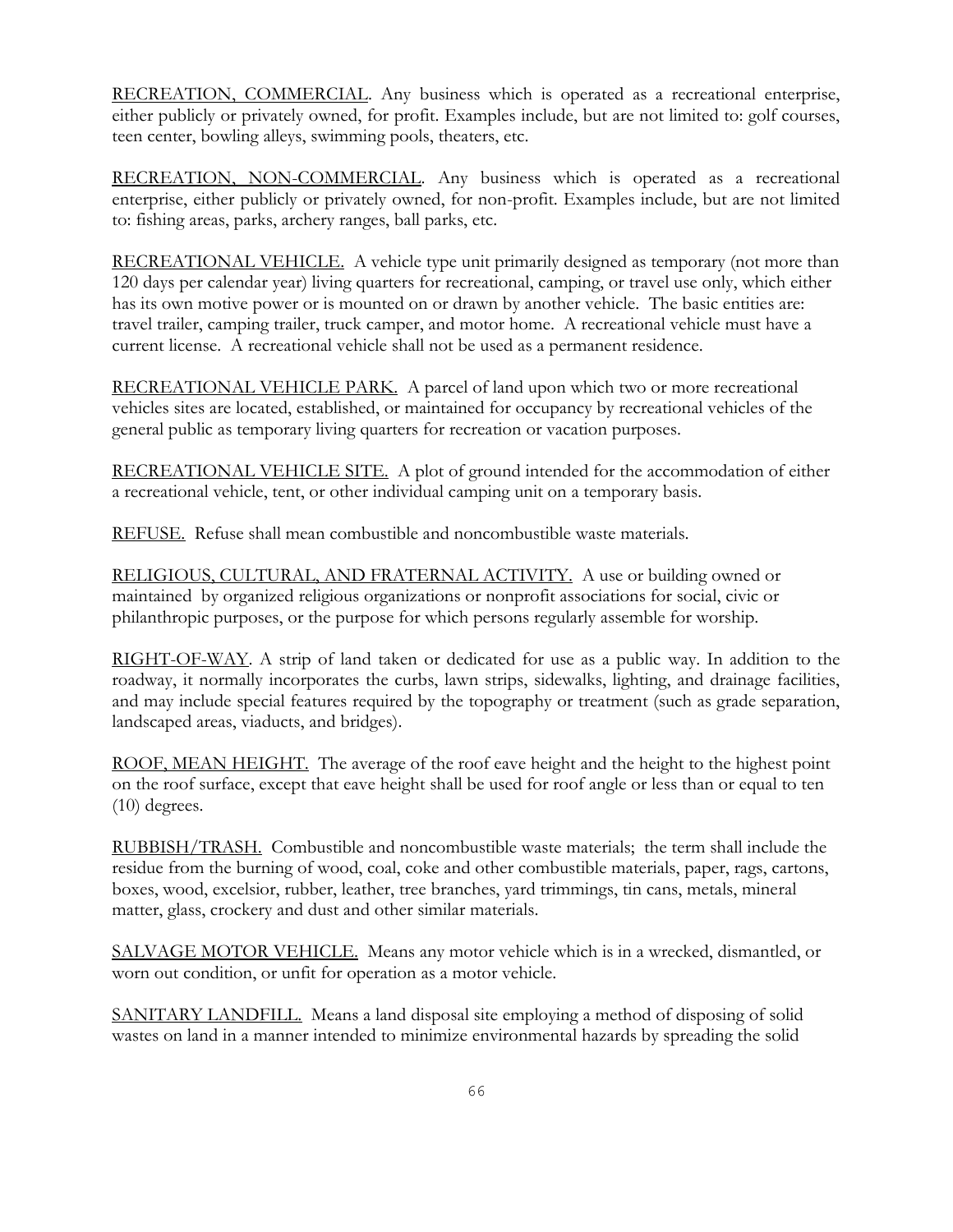<u>RECREATION, COMMERCIAL</u>. Any business which is operated as a recreational enterprise, either publicly or privately owned, for profit. Examples include, but are not limited to: golf courses, teen center, bowling alleys, swimming pools, theaters, etc.

<u>RECREATION, NON-COMMERCIAL</u>. Any business which is operated as a recreational enterprise, either publicly or privately owned, for non-profit. Examples include, but are not limited to: fishing areas, parks, archery ranges, ball parks, etc.

<u>RECREATIONAL VEHICLE.</u> A vehicle type unit primarily designed as temporary (not more than 120 days per calendar year) living quarters for recreational, camping, or travel use only, which either has its own motive power or is mounted on or drawn by another vehicle. The basic entities are: travel trailer, camping trailer, truck camper, and motor home. A recreational vehicle must have a current license. A recreational vehicle shall not be used as a permanent residence.

<u>RECREATIONAL VEHICLE PARK.</u> A parcel of land upon which two or more recreational vehicles sites are located, established, or maintained for occupancy by recreational vehicles of the general public as temporary living quarters for recreation or vacation purposes.

<u>RECREATIONAL VEHICLE SITE.</u> A plot of ground intended for the accommodation of either a recreational vehicle, tent, or other individual camping unit on a temporary basis.

<u>REFUSE.</u> Refuse shall mean combustible and noncombustible waste materials.

<u>RELIGIOUS, CULTURAL, AND FRATERNAL ACTIVITY.</u> A use or building owned or maintained by organized religious organizations or nonprofit associations for social, civic or philanthropic purposes, or the purpose for which persons regularly assemble for worship.

<u>RIGHT-OF-WAY</u>. A strip of land taken or dedicated for use as a public way. In addition to the roadway, it normally incorporates the curbs, lawn strips, sidewalks, lighting, and drainage facilities, and may include special features required by the topography or treatment (such as grade separation, landscaped areas, viaducts, and bridges).

<u>ROOF, MEAN HEIGHT.</u> The average of the roof eave height and the height to the highest point on the roof surface, except that eave height shall be used for roof angle or less than or equal to ten (10) degrees.

<u>RUBBISH/TRASH.</u> Combustible and noncombustible waste materials; the term shall include the residue from the burning of wood, coal, coke and other combustible materials, paper, rags, cartons, boxes, wood, excelsior, rubber, leather, tree branches, yard trimmings, tin cans, metals, mineral matter, glass, crockery and dust and other similar materials.

<u>SALVAGE MOTOR VEHICLE.</u> Means any motor vehicle which is in a wrecked, dismantled, or worn out condition, or unfit for operation as a motor vehicle.

<u>SANITARY LANDFILL.</u> Means a land disposal site employing a method of disposing of solid wastes on land in a manner intended to minimize environmental hazards by spreading the solid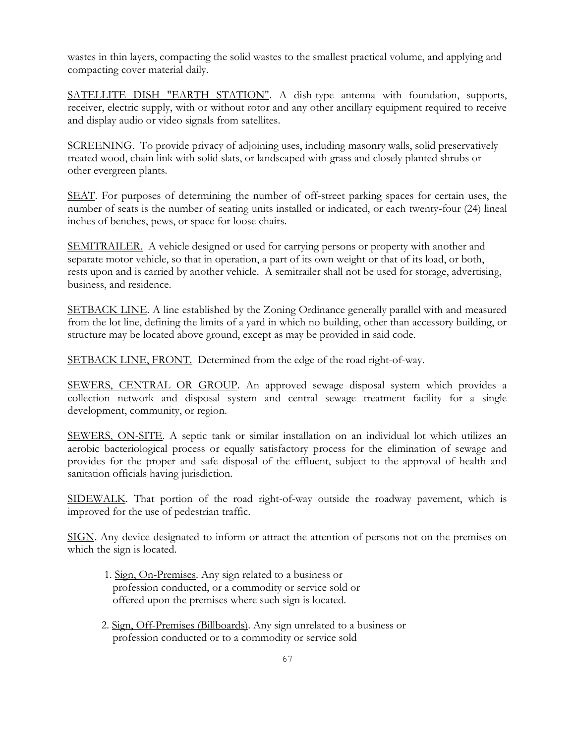wastes in thin layers, compacting the solid wastes to the smallest practical volume, and applying and compacting cover material daily.

SATELLITE DISH "EARTH STATION". A dish-type antenna with foundation, supports, receiver, electric supply, with or without rotor and any other ancillary equipment required to receive and display audio or video signals from satellites.

SCREENING. To provide privacy of adjoining uses, including masonry walls, solid preservatively treated wood, chain link with solid slats, or landscaped with grass and closely planted shrubs or other evergreen plants.

SEAT. For purposes of determining the number of off-street parking spaces for certain uses, the number of seats is the number of seating units installed or indicated, or each twenty-four (24) lineal inches of benches, pews, or space for loose chairs.

SEMITRAILER. A vehicle designed or used for carrying persons or property with another and separate motor vehicle, so that in operation, a part of its own weight or that of its load, or both, rests upon and is carried by another vehicle. A semitrailer shall not be used for storage, advertising, business, and residence.

SETBACK LINE. A line established by the Zoning Ordinance generally parallel with and measured from the lot line, defining the limits of a yard in which no building, other than accessory building, or structure may be located above ground, except as may be provided in said code.

SETBACK LINE, FRONT. Determined from the edge of the road right-of-way.

SEWERS, CENTRAL OR GROUP. An approved sewage disposal system which provides a collection network and disposal system and central sewage treatment facility for a single development, community, or region.

SEWERS, ON-SITE. A septic tank or similar installation on an individual lot which utilizes an aerobic bacteriological process or equally satisfactory process for the elimination of sewage and provides for the proper and safe disposal of the effluent, subject to the approval of health and sanitation officials having jurisdiction.

SIDEWALK. That portion of the road right-of-way outside the roadway pavement, which is improved for the use of pedestrian traffic.

SIGN. Any device designated to inform or attract the attention of persons not on the premises on which the sign is located.

1. Sign, On-Premises. Any sign related to a business or profession conducted, or a commodity or service sold or offered upon the premises where such sign is located.

2. Sign, Off-Premises (Billboards). Any sign unrelated to a business or profession conducted or to a commodity or service sold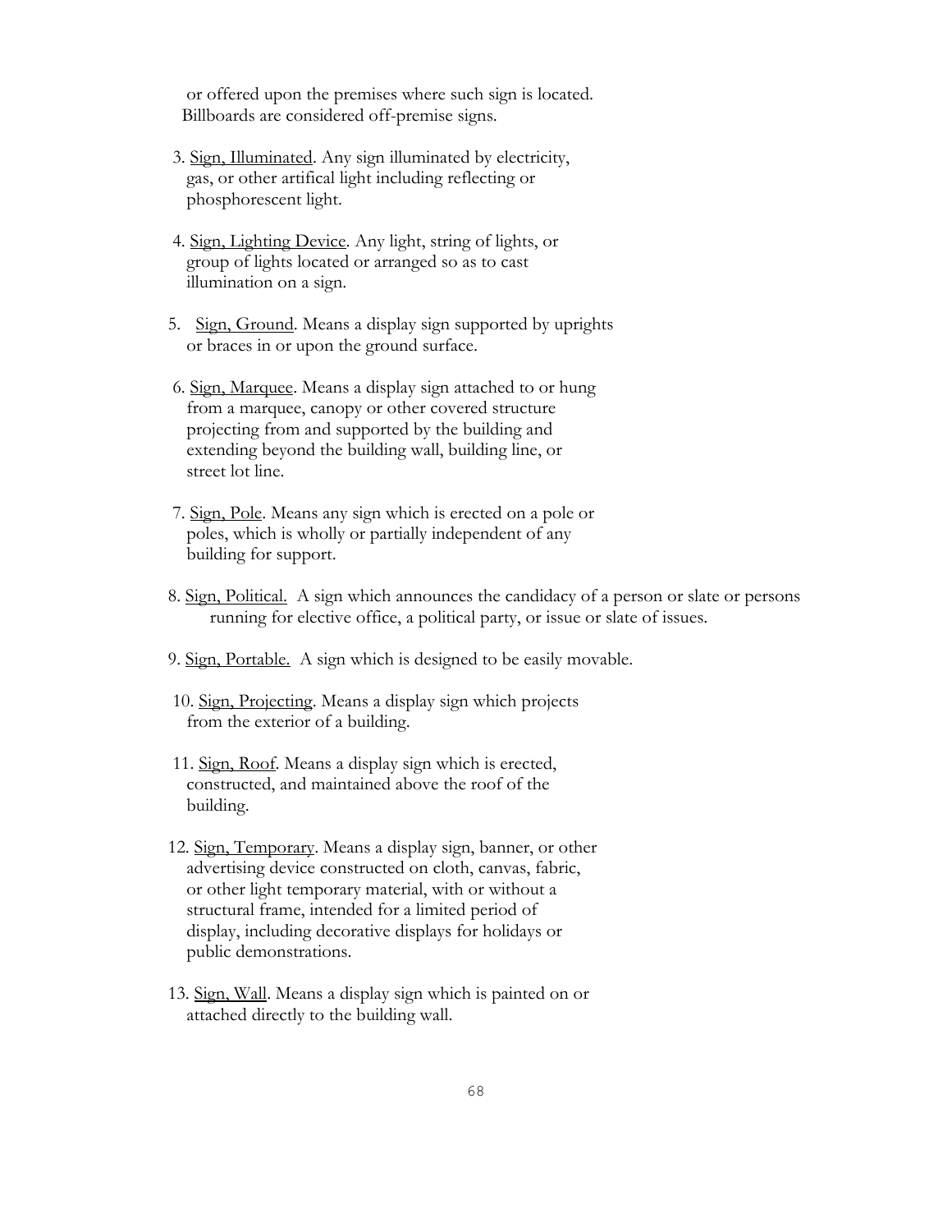or offered upon the premises where such sign is located. Billboards are considered off-premise signs.

3. Sign, Illuminated. Any sign illuminated by electricity, gas, or other artifical light including reflecting or phosphorescent light.

4. Sign, Lighting Device. Any light, string of lights, or group of lights located or arranged so as to cast illumination on a sign.

5. Sign, Ground. Means a display sign supported by uprights or braces in or upon the ground surface.

6. Sign, Marquee. Means a display sign attached to or hung from a marquee, canopy or other covered structure projecting from and supported by the building and extending beyond the building wall, building line, or street lot line.

7. Sign, Pole. Means any sign which is erected on a pole or poles, which is wholly or partially independent of any building for support.

8. Sign, Political. A sign which announces the candidacy of a person or slate or persons running for elective office, a political party, or issue or slate of issues.

9. Sign, Portable. A sign which is designed to be easily movable.

10. Sign, Projecting. Means a display sign which projects from the exterior of a building.

11. Sign, Roof. Means a display sign which is erected, constructed, and maintained above the roof of the building.

12. Sign, Temporary. Means a display sign, banner, or other advertising device constructed on cloth, canvas, fabric, or other light temporary material, with or without a structural frame, intended for a limited period of display, including decorative displays for holidays or public demonstrations.

13. Sign, Wall. Means a display sign which is painted on or attached directly to the building wall.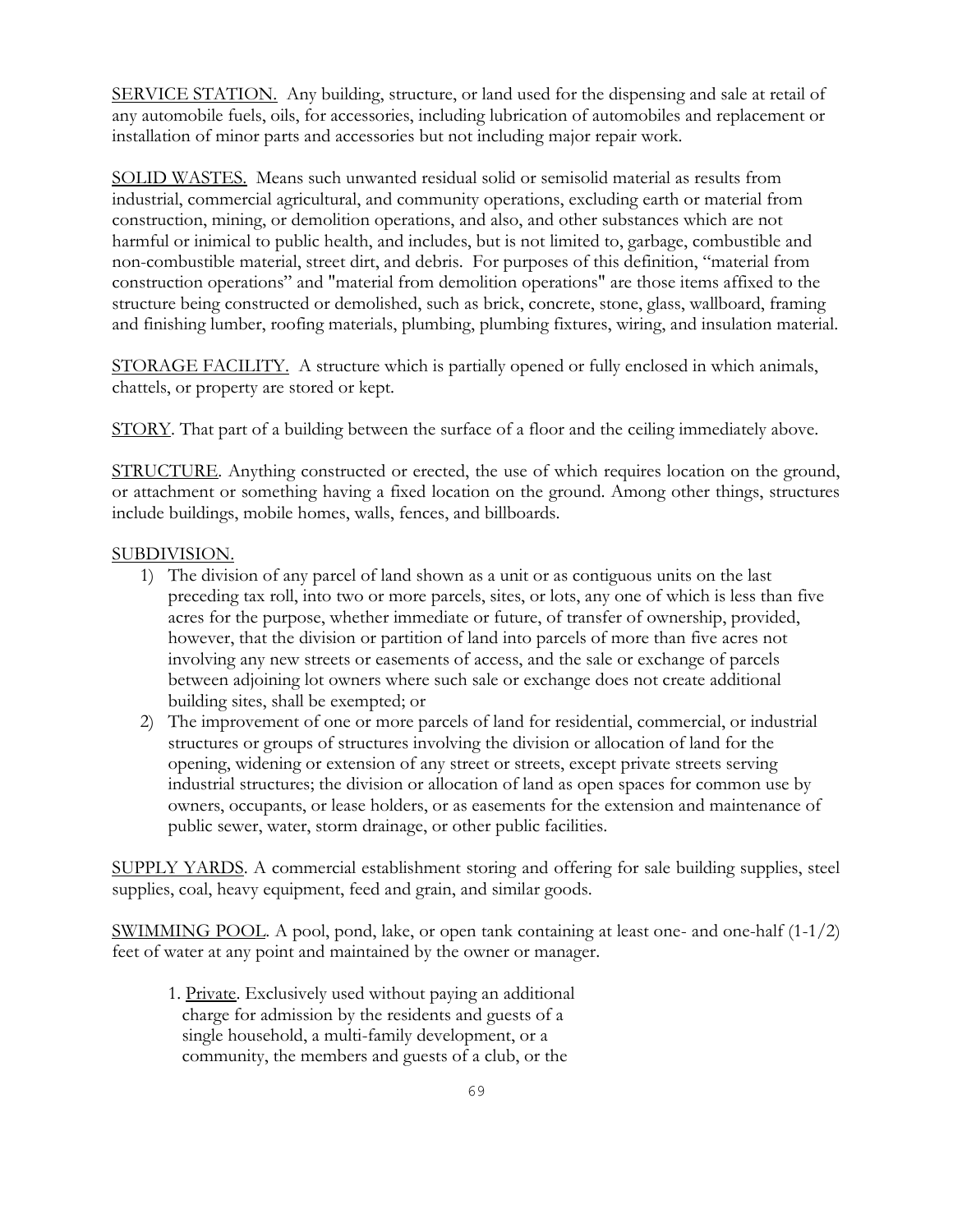<u>SERVICE STATION.</u> Any building, structure, or land used for the dispensing and sale at retail of any automobile fuels, oils, for accessories, including lubrication of automobiles and replacement or installation of minor parts and accessories but not including major repair work.

<u>SOLID WASTES.</u> Means such unwanted residual solid or semisolid material as results from industrial, commercial agricultural, and community operations, excluding earth or material from construction, mining, or demolition operations, and also, and other substances which are not harmful or inimical to public health, and includes, but is not limited to, garbage, combustible and non-combustible material, street dirt, and debris. For purposes of this definition, "material from construction operations" and "material from demolition operations" are those items affixed to the structure being constructed or demolished, such as brick, concrete, stone, glass, wallboard, framing and finishing lumber, roofing materials, plumbing, plumbing fixtures, wiring, and insulation material.

<u>STORAGE FACILITY.</u> A structure which is partially opened or fully enclosed in which animals, chattels, or property are stored or kept.

<u>STORY</u>. That part of a building between the surface of a floor and the ceiling immediately above.

<u>STRUCTURE</u>. Anything constructed or erected, the use of which requires location on the ground, or attachment or something having a fixed location on the ground. Among other things, structures include buildings, mobile homes, walls, fences, and billboards.

<u>SUBDIVISION.</u>

1) The division of any parcel of land shown as a unit or as contiguous units on the last preceding tax roll, into two or more parcels, sites, or lots, any one of which is less than five acres for the purpose, whether immediate or future, of transfer of ownership, provided, however, that the division or partition of land into parcels of more than five acres not involving any new streets or easements of access, and the sale or exchange of parcels between adjoining lot owners where such sale or exchange does not create additional building sites, shall be exempted; or
2) The improvement of one or more parcels of land for residential, commercial, or industrial structures or groups of structures involving the division or allocation of land for the opening, widening or extension of any street or streets, except private streets serving industrial structures; the division or allocation of land as open spaces for common use by owners, occupants, or lease holders, or as easements for the extension and maintenance of public sewer, water, storm drainage, or other public facilities.

<u>SUPPLY YARDS</u>. A commercial establishment storing and offering for sale building supplies, steel supplies, coal, heavy equipment, feed and grain, and similar goods.

<u>SWIMMING POOL</u>. A pool, pond, lake, or open tank containing at least one- and one-half (1-1/2) feet of water at any point and maintained by the owner or manager.

1. <u>Private</u>. Exclusively used without paying an additional charge for admission by the residents and guests of a single household, a multi-family development, or a community, the members and guests of a club, or the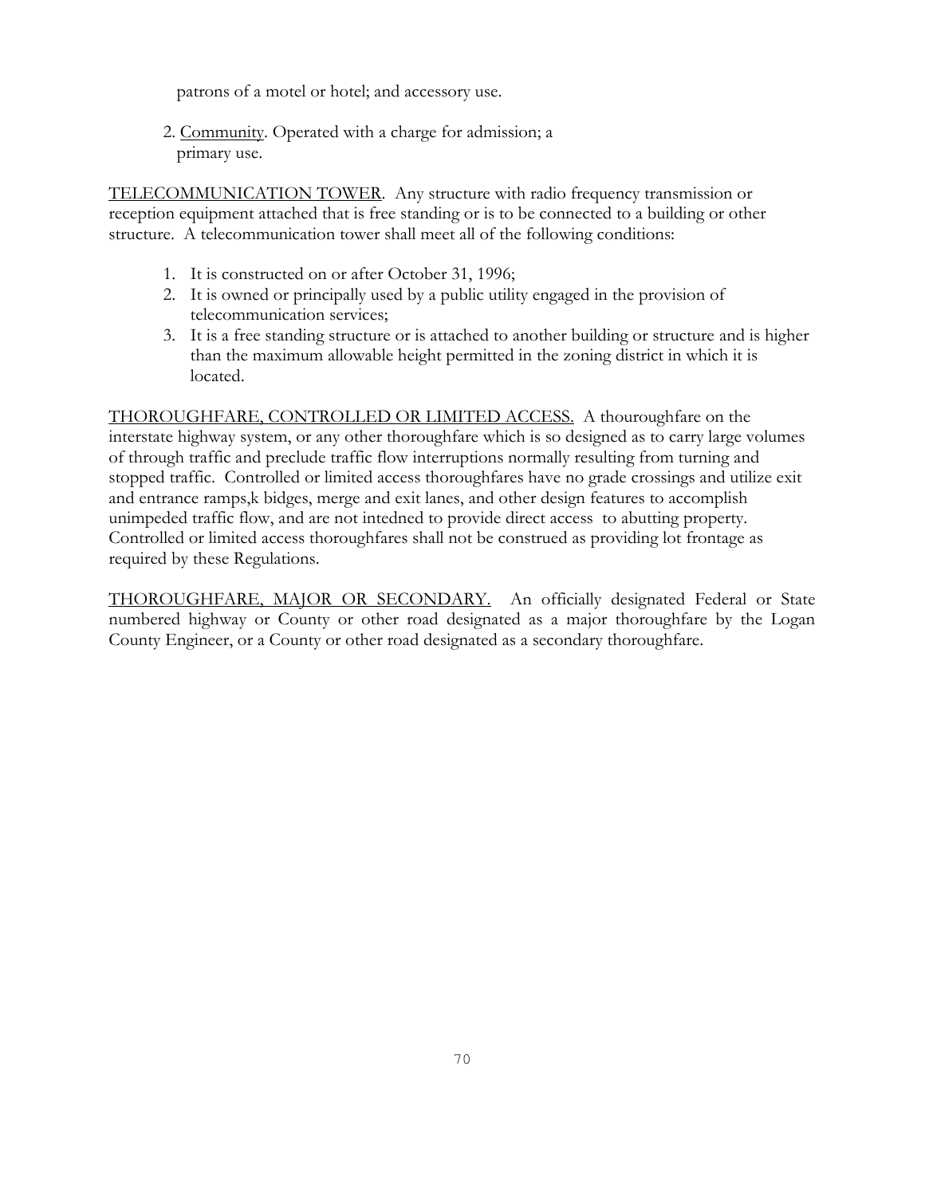patrons of a motel or hotel; and accessory use.

2. Community. Operated with a charge for admission; a primary use.

TELECOMMUNICATION TOWER. Any structure with radio frequency transmission or reception equipment attached that is free standing or is to be connected to a building or other structure. A telecommunication tower shall meet all of the following conditions:

1. It is constructed on or after October 31, 1996;
2. It is owned or principally used by a public utility engaged in the provision of telecommunication services;
3. It is a free standing structure or is attached to another building or structure and is higher than the maximum allowable height permitted in the zoning district in which it is located.

THOROUGHFARE, CONTROLLED OR LIMITED ACCESS. A thouroughfare on the interstate highway system, or any other thoroughfare which is so designed as to carry large volumes of through traffic and preclude traffic flow interruptions normally resulting from turning and stopped traffic. Controlled or limited access thoroughfares have no grade crossings and utilize exit and entrance ramps,k bidges, merge and exit lanes, and other design features to accomplish unimpeded traffic flow, and are not intedned to provide direct access to abutting property. Controlled or limited access thoroughfares shall not be construed as providing lot frontage as required by these Regulations.

THOROUGHFARE, MAJOR OR SECONDARY. An officially designated Federal or State numbered highway or County or other road designated as a major thoroughfare by the Logan County Engineer, or a County or other road designated as a secondary thoroughfare.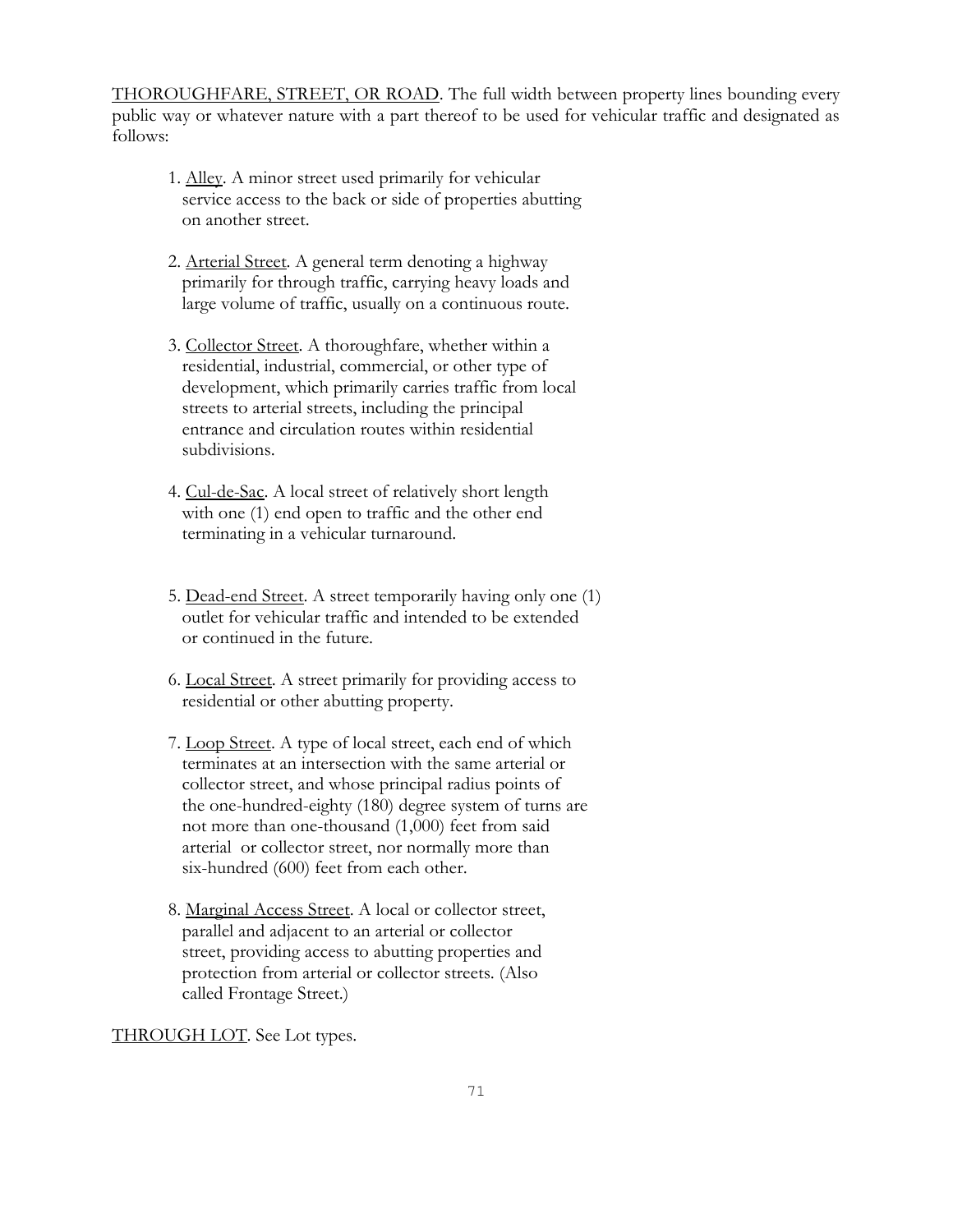<u>THOROUGHFARE, STREET, OR ROAD</u>. The full width between property lines bounding every public way or whatever nature with a part thereof to be used for vehicular traffic and designated as follows:

1. <u>Alley</u>. A minor street used primarily for vehicular service access to the back or side of properties abutting on another street.

2. <u>Arterial Street</u>. A general term denoting a highway primarily for through traffic, carrying heavy loads and large volume of traffic, usually on a continuous route.

3. <u>Collector Street</u>. A thoroughfare, whether within a residential, industrial, commercial, or other type of development, which primarily carries traffic from local streets to arterial streets, including the principal entrance and circulation routes within residential subdivisions.

4. <u>Cul-de-Sac</u>. A local street of relatively short length with one (1) end open to traffic and the other end terminating in a vehicular turnaround.

5. <u>Dead-end Street</u>. A street temporarily having only one (1) outlet for vehicular traffic and intended to be extended or continued in the future.

6. <u>Local Street</u>. A street primarily for providing access to residential or other abutting property.

7. <u>Loop Street</u>. A type of local street, each end of which terminates at an intersection with the same arterial or collector street, and whose principal radius points of the one-hundred-eighty (180) degree system of turns are not more than one-thousand (1,000) feet from said arterial or collector street, nor normally more than six-hundred (600) feet from each other.

8. <u>Marginal Access Street</u>. A local or collector street, parallel and adjacent to an arterial or collector street, providing access to abutting properties and protection from arterial or collector streets. (Also called Frontage Street.)

<u>THROUGH LOT</u>. See Lot types.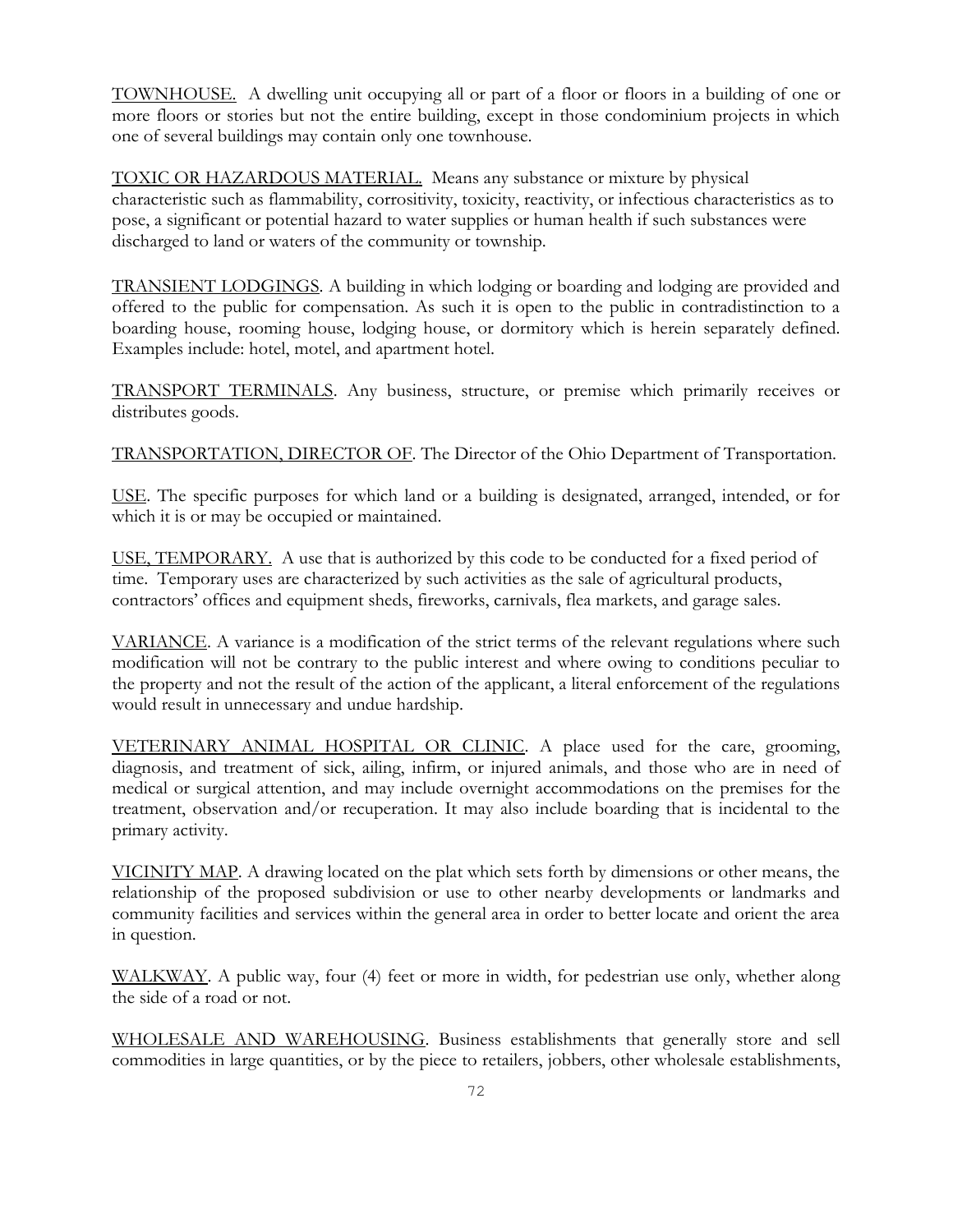<u>TOWNHOUSE.</u> A dwelling unit occupying all or part of a floor or floors in a building of one or more floors or stories but not the entire building, except in those condominium projects in which one of several buildings may contain only one townhouse.

<u>TOXIC OR HAZARDOUS MATERIAL.</u> Means any substance or mixture by physical characteristic such as flammability, corrositivity, toxicity, reactivity, or infectious characteristics as to pose, a significant or potential hazard to water supplies or human health if such substances were discharged to land or waters of the community or township.

<u>TRANSIENT LODGINGS</u>. A building in which lodging or boarding and lodging are provided and offered to the public for compensation. As such it is open to the public in contradistinction to a boarding house, rooming house, lodging house, or dormitory which is herein separately defined. Examples include: hotel, motel, and apartment hotel.

<u>TRANSPORT TERMINALS</u>. Any business, structure, or premise which primarily receives or distributes goods.

<u>TRANSPORTATION, DIRECTOR OF</u>. The Director of the Ohio Department of Transportation.

<u>USE</u>. The specific purposes for which land or a building is designated, arranged, intended, or for which it is or may be occupied or maintained.

<u>USE, TEMPORARY.</u> A use that is authorized by this code to be conducted for a fixed period of time. Temporary uses are characterized by such activities as the sale of agricultural products, contractors' offices and equipment sheds, fireworks, carnivals, flea markets, and garage sales.

<u>VARIANCE</u>. A variance is a modification of the strict terms of the relevant regulations where such modification will not be contrary to the public interest and where owing to conditions peculiar to the property and not the result of the action of the applicant, a literal enforcement of the regulations would result in unnecessary and undue hardship.

<u>VETERINARY ANIMAL HOSPITAL OR CLINIC</u>. A place used for the care, grooming, diagnosis, and treatment of sick, ailing, infirm, or injured animals, and those who are in need of medical or surgical attention, and may include overnight accommodations on the premises for the treatment, observation and/or recuperation. It may also include boarding that is incidental to the primary activity.

<u>VICINITY MAP</u>. A drawing located on the plat which sets forth by dimensions or other means, the relationship of the proposed subdivision or use to other nearby developments or landmarks and community facilities and services within the general area in order to better locate and orient the area in question.

<u>WALKWAY</u>. A public way, four (4) feet or more in width, for pedestrian use only, whether along the side of a road or not.

<u>WHOLESALE AND WAREHOUSING</u>. Business establishments that generally store and sell commodities in large quantities, or by the piece to retailers, jobbers, other wholesale establishments,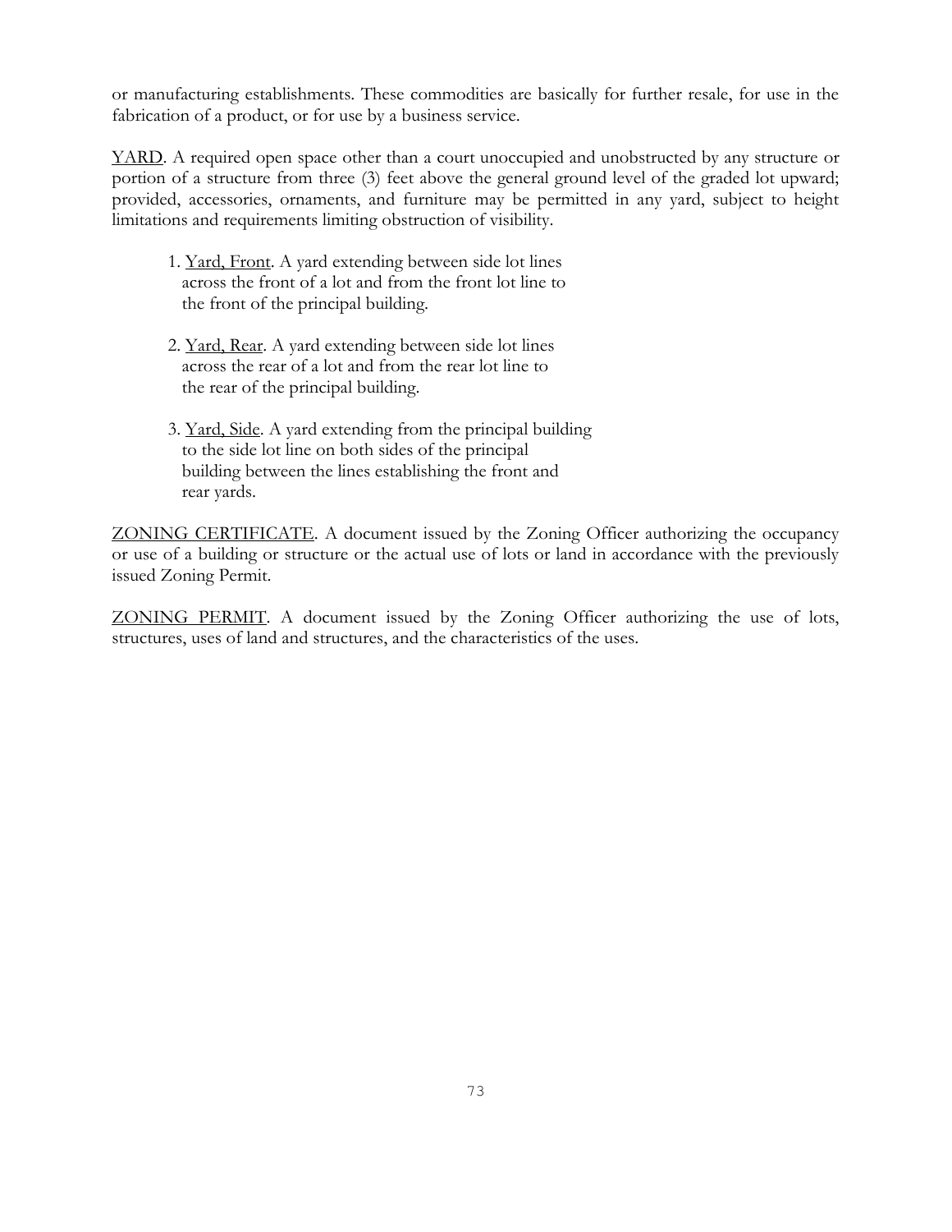or manufacturing establishments. These commodities are basically for further resale, for use in the fabrication of a product, or for use by a business service.

<u>YARD</u>. A required open space other than a court unoccupied and unobstructed by any structure or portion of a structure from three (3) feet above the general ground level of the graded lot upward; provided, accessories, ornaments, and furniture may be permitted in any yard, subject to height limitations and requirements limiting obstruction of visibility.

1. <u>Yard, Front</u>. A yard extending between side lot lines across the front of a lot and from the front lot line to the front of the principal building.

2. <u>Yard, Rear</u>. A yard extending between side lot lines across the rear of a lot and from the rear lot line to the rear of the principal building.

3. <u>Yard, Side</u>. A yard extending from the principal building to the side lot line on both sides of the principal building between the lines establishing the front and rear yards.

<u>ZONING CERTIFICATE</u>. A document issued by the Zoning Officer authorizing the occupancy or use of a building or structure or the actual use of lots or land in accordance with the previously issued Zoning Permit.

<u>ZONING PERMIT</u>. A document issued by the Zoning Officer authorizing the use of lots, structures, uses of land and structures, and the characteristics of the uses.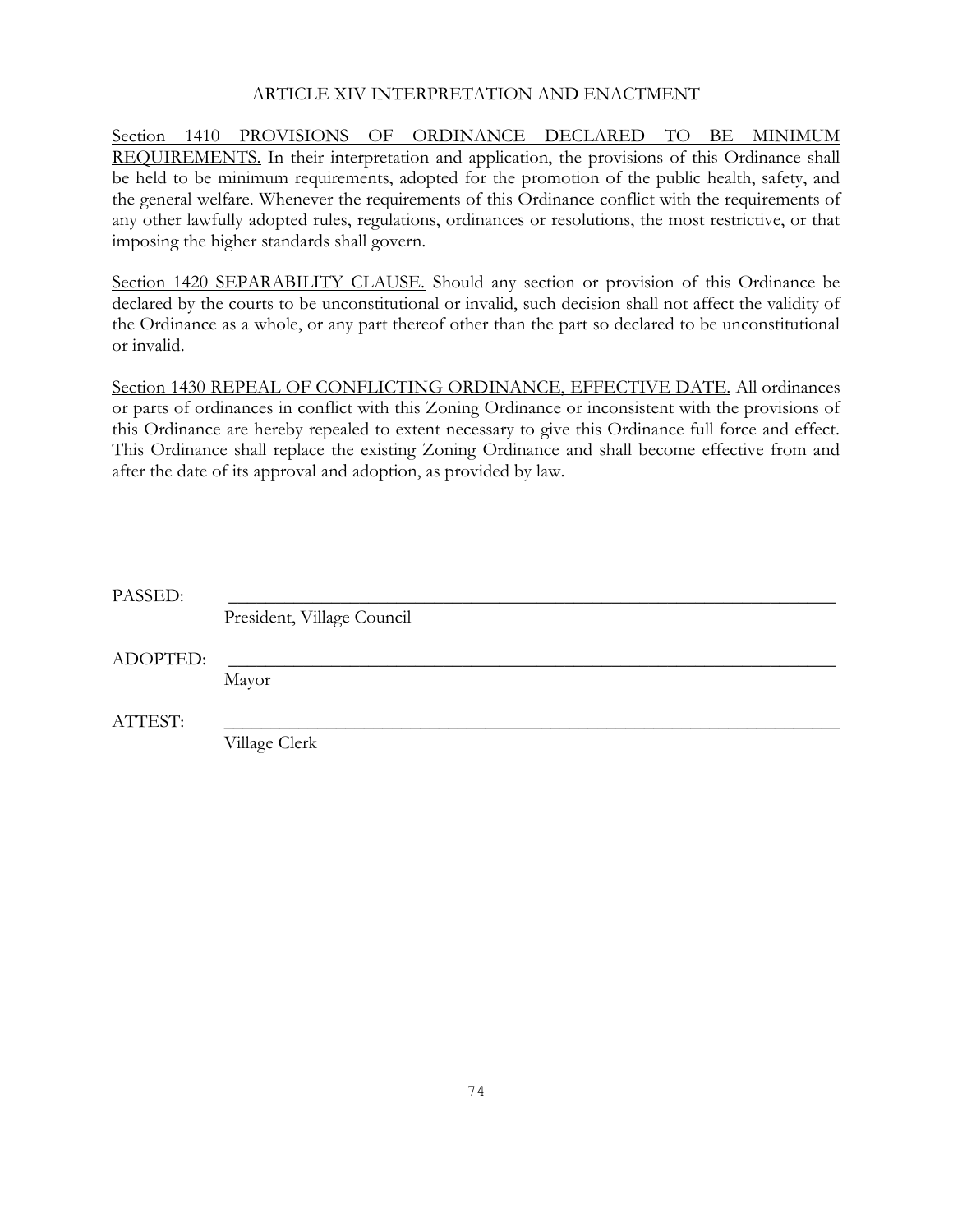## ARTICLE XIV INTERPRETATION AND ENACTMENT

Section 1410 PROVISIONS OF ORDINANCE DECLARED TO BE MINIMUM REQUIREMENTS. In their interpretation and application, the provisions of this Ordinance shall be held to be minimum requirements, adopted for the promotion of the public health, safety, and the general welfare. Whenever the requirements of this Ordinance conflict with the requirements of any other lawfully adopted rules, regulations, ordinances or resolutions, the most restrictive, or that imposing the higher standards shall govern.

Section 1420 SEPARABILITY CLAUSE. Should any section or provision of this Ordinance be declared by the courts to be unconstitutional or invalid, such decision shall not affect the validity of the Ordinance as a whole, or any part thereof other than the part so declared to be unconstitutional or invalid.

Section 1430 REPEAL OF CONFLICTING ORDINANCE, EFFECTIVE DATE. All ordinances or parts of ordinances in conflict with this Zoning Ordinance or inconsistent with the provisions of this Ordinance are hereby repealed to extent necessary to give this Ordinance full force and effect. This Ordinance shall replace the existing Zoning Ordinance and shall become effective from and after the date of its approval and adoption, as provided by law.

PASSED: ________________________________________
President, Village Council

ADOPTED: ________________________________________
Mayor

ATTEST: ________________________________________
Village Clerk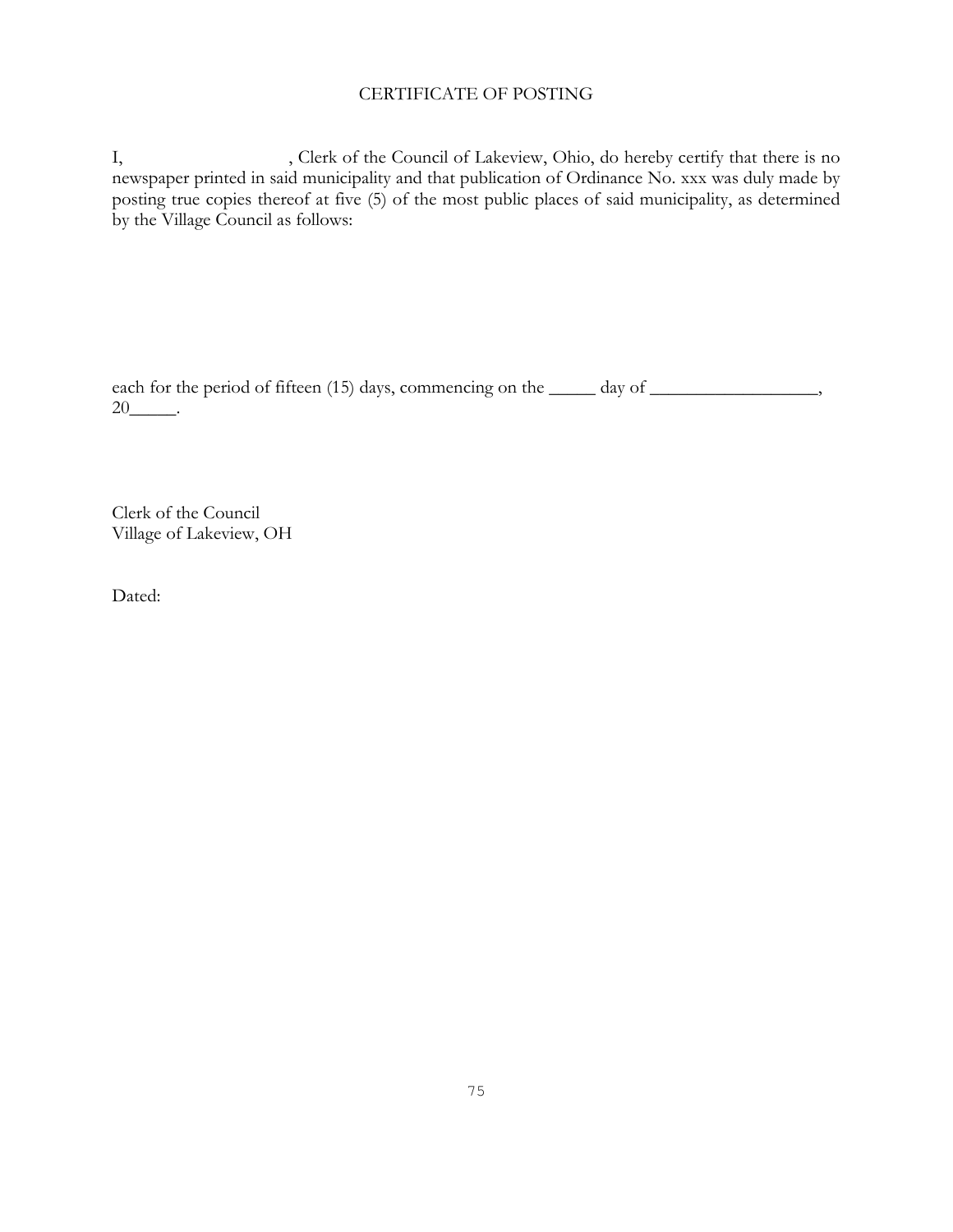# CERTIFICATE OF POSTING

I, , Clerk of the Council of Lakeview, Ohio, do hereby certify that there is no newspaper printed in said municipality and that publication of Ordinance No. xxx was duly made by posting true copies thereof at five (5) of the most public places of said municipality, as determined by the Village Council as follows:

each for the period of fifteen (15) days, commencing on the _____ day of __________________, 20_____.

Clerk of the Council
Village of Lakeview, OH

Dated: